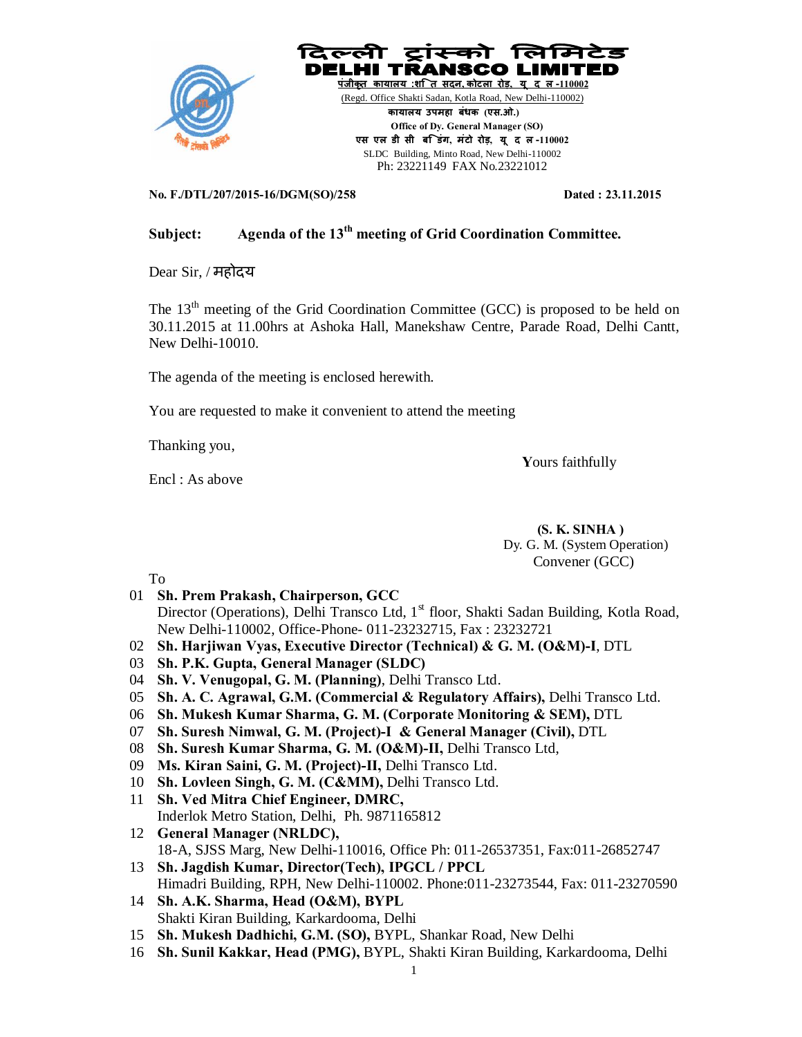# दिल्ली ट्रांस्को लिमिटेड
# DELHI TRANSCO LIMITED

पंजीकृत कार्यालय :शक्ति सदन,कोटला रोड, नई दिल्ली-110002
(Regd. Office Shakti Sadan, Kotla Road, New Delhi-110002)
कार्यालय उपमहा प्रबंधक (एस.ओ.)
**Office of Dy. General Manager (SO)**
एस एल डी सी बिल्डिंग, मिंटो रोड, नई दिल्ली-110002
SLDC Building, Minto Road, New Delhi-110002
Ph: 23221149 FAX No.23221012

**No. F./DTL/207/2015-16/DGM(SO)/258** **Dated : 23.11.2015**

**Subject: Agenda of the 13th meeting of Grid Coordination Committee.**

Dear Sir, / महोदय

The 13th meeting of the Grid Coordination Committee (GCC) is proposed to be held on 30.11.2015 at 11.00hrs at Ashoka Hall, Manekshaw Centre, Parade Road, Delhi Cantt, New Delhi-10010.

The agenda of the meeting is enclosed herewith.

You are requested to make it convenient to attend the meeting

Thanking you,

Yours faithfully

Encl : As above

**(S. K. SINHA )**
Dy. G. M. (System Operation)
Convener (GCC)

To

01 **Sh. Prem Prakash, Chairperson, GCC**
Director (Operations), Delhi Transco Ltd, 1st floor, Shakti Sadan Building, Kotla Road, New Delhi-110002, Office-Phone- 011-23232715, Fax : 23232721

02 **Sh. Harjiwan Vyas, Executive Director (Technical) & G. M. (O&M)-I**, DTL

03 **Sh. P.K. Gupta, General Manager (SLDC)**

04 **Sh. V. Venugopal, G. M. (Planning)**, Delhi Transco Ltd.

05 **Sh. A. C. Agrawal, G.M. (Commercial & Regulatory Affairs),** Delhi Transco Ltd.

06 **Sh. Mukesh Kumar Sharma, G. M. (Corporate Monitoring & SEM),** DTL

07 **Sh. Suresh Nimwal, G. M. (Project)-I & General Manager (Civil),** DTL

08 **Sh. Suresh Kumar Sharma, G. M. (O&M)-II,** Delhi Transco Ltd,

09 **Ms. Kiran Saini, G. M. (Project)-II,** Delhi Transco Ltd.

10 **Sh. Lovleen Singh, G. M. (C&MM),** Delhi Transco Ltd.

11 **Sh. Ved Mitra Chief Engineer, DMRC,**
Inderlok Metro Station, Delhi, Ph. 9871165812

12 **General Manager (NRLDC),**
18-A, SJSS Marg, New Delhi-110016, Office Ph: 011-26537351, Fax:011-26852747

13 **Sh. Jagdish Kumar, Director(Tech), IPGCL / PPCL**
Himadri Building, RPH, New Delhi-110002. Phone:011-23273544, Fax: 011-23270590

14 **Sh. A.K. Sharma, Head (O&M), BYPL**
Shakti Kiran Building, Karkardooma, Delhi

15 **Sh. Mukesh Dadhichi, G.M. (SO),** BYPL, Shankar Road, New Delhi

16 **Sh. Sunil Kakkar, Head (PMG),** BYPL, Shakti Kiran Building, Karkardooma, Delhi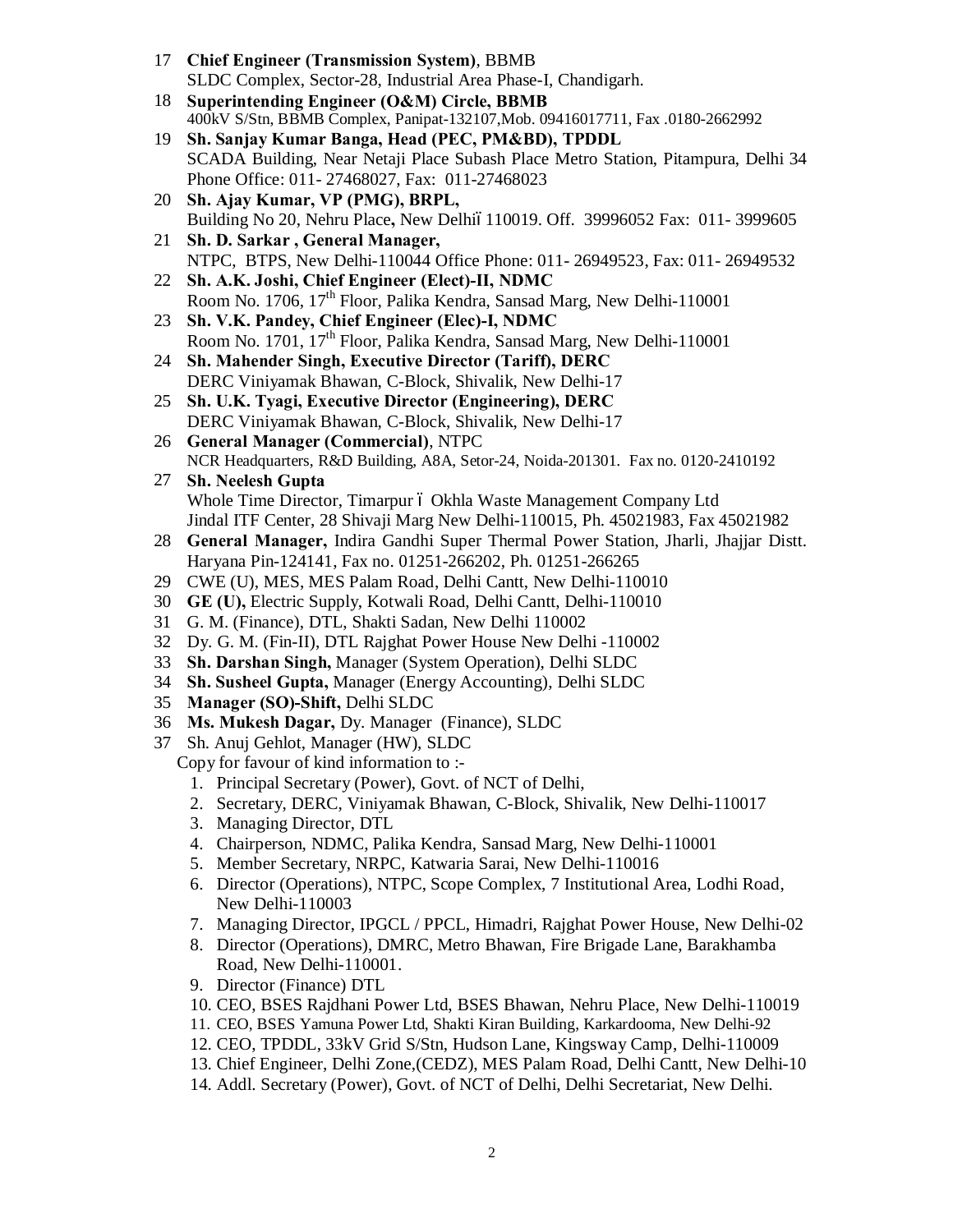17 **Chief Engineer (Transmission System)**, BBMB
SLDC Complex, Sector-28, Industrial Area Phase-I, Chandigarh.

18 **Superintending Engineer (O&M) Circle, BBMB**
400kV S/Stn, BBMB Complex, Panipat-132107,Mob. 09416017711, Fax .0180-2662992

19 **Sh. Sanjay Kumar Banga, Head (PEC, PM&BD), TPDDL**
SCADA Building, Near Netaji Place Subash Place Metro Station, Pitampura, Delhi 34
Phone Office: 011- 27468027, Fax: 011-27468023

20 **Sh. Ajay Kumar, VP (PMG), BRPL,**
Building No 20, Nehru Place**,** New Delhi– 110019. Off. 39996052 Fax: 011- 3999605

21 **Sh. D. Sarkar , General Manager,**
NTPC, BTPS, New Delhi-110044 Office Phone: 011- 26949523, Fax: 011- 26949532

22 **Sh. A.K. Joshi, Chief Engineer (Elect)-II, NDMC**
Room No. 1706, 17th Floor, Palika Kendra, Sansad Marg, New Delhi-110001

23 **Sh. V.K. Pandey, Chief Engineer (Elec)-I, NDMC**
Room No. 1701, 17th Floor, Palika Kendra, Sansad Marg, New Delhi-110001

24 **Sh. Mahender Singh, Executive Director (Tariff), DERC**
DERC Viniyamak Bhawan, C-Block, Shivalik, New Delhi-17

25 **Sh. U.K. Tyagi, Executive Director (Engineering), DERC**
DERC Viniyamak Bhawan, C-Block, Shivalik, New Delhi-17

26 **General Manager (Commercial)**, NTPC
NCR Headquarters, R&D Building, A8A, Setor-24, Noida-201301. Fax no. 0120-2410192

27 **Sh. Neelesh Gupta**
Whole Time Director, Timarpur – Okhla Waste Management Company Ltd
Jindal ITF Center, 28 Shivaji Marg New Delhi-110015, Ph. 45021983, Fax 45021982

28 **General Manager,** Indira Gandhi Super Thermal Power Station, Jharli, Jhajjar Distt. Haryana Pin-124141, Fax no. 01251-266202, Ph. 01251-266265

29 CWE (U), MES, MES Palam Road, Delhi Cantt, New Delhi-110010

30 **GE (U),** Electric Supply, Kotwali Road, Delhi Cantt, Delhi-110010

31 G. M. (Finance), DTL, Shakti Sadan, New Delhi 110002

32 Dy. G. M. (Fin-II), DTL Rajghat Power House New Delhi -110002

33 **Sh. Darshan Singh,** Manager (System Operation), Delhi SLDC

34 **Sh. Susheel Gupta,** Manager (Energy Accounting), Delhi SLDC

35 **Manager (SO)-Shift,** Delhi SLDC

36 **Ms. Mukesh Dagar,** Dy. Manager (Finance), SLDC

37 Sh. Anuj Gehlot, Manager (HW), SLDC

Copy for favour of kind information to :-

1. Principal Secretary (Power), Govt. of NCT of Delhi,
2. Secretary, DERC, Viniyamak Bhawan, C-Block, Shivalik, New Delhi-110017
3. Managing Director, DTL
4. Chairperson, NDMC, Palika Kendra, Sansad Marg, New Delhi-110001
5. Member Secretary, NRPC, Katwaria Sarai, New Delhi-110016
6. Director (Operations), NTPC, Scope Complex, 7 Institutional Area, Lodhi Road, New Delhi-110003
7. Managing Director, IPGCL / PPCL, Himadri, Rajghat Power House, New Delhi-02
8. Director (Operations), DMRC, Metro Bhawan, Fire Brigade Lane, Barakhamba Road, New Delhi-110001.
9. Director (Finance) DTL
10. CEO, BSES Rajdhani Power Ltd, BSES Bhawan, Nehru Place, New Delhi-110019
11. CEO, BSES Yamuna Power Ltd, Shakti Kiran Building, Karkardooma, New Delhi-92
12. CEO, TPDDL, 33kV Grid S/Stn, Hudson Lane, Kingsway Camp, Delhi-110009
13. Chief Engineer, Delhi Zone,(CEDZ), MES Palam Road, Delhi Cantt, New Delhi-10
14. Addl. Secretary (Power), Govt. of NCT of Delhi, Delhi Secretariat, New Delhi.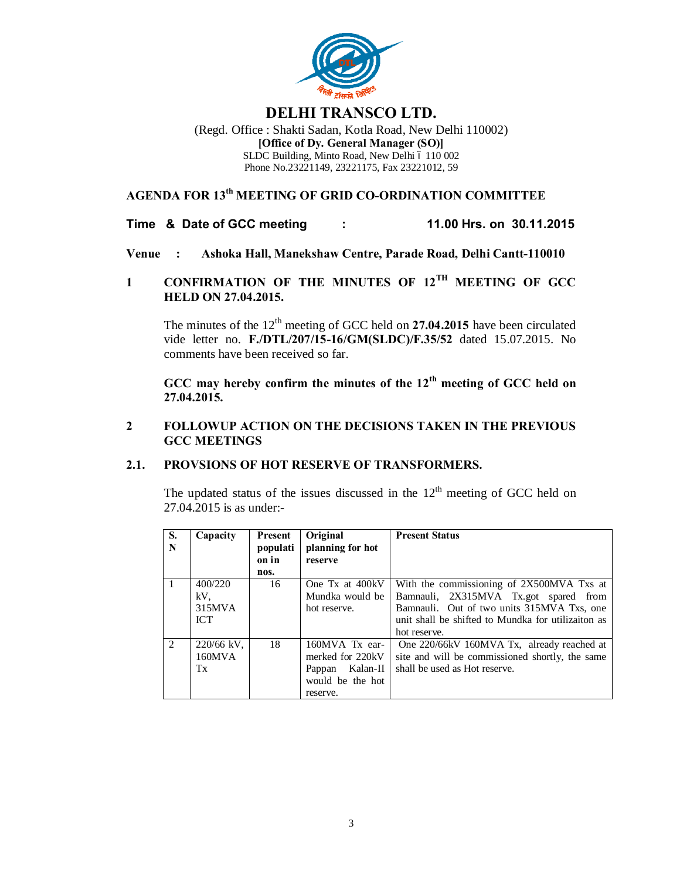# DELHI TRANSCO LTD.

(Regd. Office : Shakti Sadan, Kotla Road, New Delhi 110002)
**[Office of Dy. General Manager (SO)]**
SLDC Building, Minto Road, New Delhi – 110 002
Phone No.23221149, 23221175, Fax 23221012, 59

## AGENDA FOR 13th MEETING OF GRID CO-ORDINATION COMMITTEE

**Time & Date of GCC meeting : 11.00 Hrs. on 30.11.2015**

**Venue : Ashoka Hall, Manekshaw Centre, Parade Road, Delhi Cantt-110010**

### 1 CONFIRMATION OF THE MINUTES OF 12TH MEETING OF GCC HELD ON 27.04.2015.

The minutes of the 12th meeting of GCC held on **27.04.2015** have been circulated vide letter no. **F./DTL/207/15-16/GM(SLDC)/F.35/52** dated 15.07.2015. No comments have been received so far.

**GCC may hereby confirm the minutes of the 12th meeting of GCC held on 27.04.2015.**

### 2 FOLLOWUP ACTION ON THE DECISIONS TAKEN IN THE PREVIOUS GCC MEETINGS

### 2.1. PROVSIONS OF HOT RESERVE OF TRANSFORMERS.

The updated status of the issues discussed in the 12th meeting of GCC held on 27.04.2015 is as under:-

| S. N | Capacity | Present population in nos. | Original planning for hot reserve | Present Status |
|---|---|---|---|---|
| 1 | 400/220 kV, 315MVA ICT | 16 | One Tx at 400kV Mundka would be hot reserve. | With the commissioning of 2X500MVA Txs at Bamnauli, 2X315MVA Tx.got spared from Bamnauli. Out of two units 315MVA Txs, one unit shall be shifted to Mundka for utilizaiton as hot reserve. |
| 2 | 220/66 kV, 160MVA Tx | 18 | 160MVA Tx ear-merked for 220kV Pappan Kalan-II would be the hot reserve. | One 220/66kV 160MVA Tx, already reached at site and will be commissioned shortly, the same shall be used as Hot reserve. |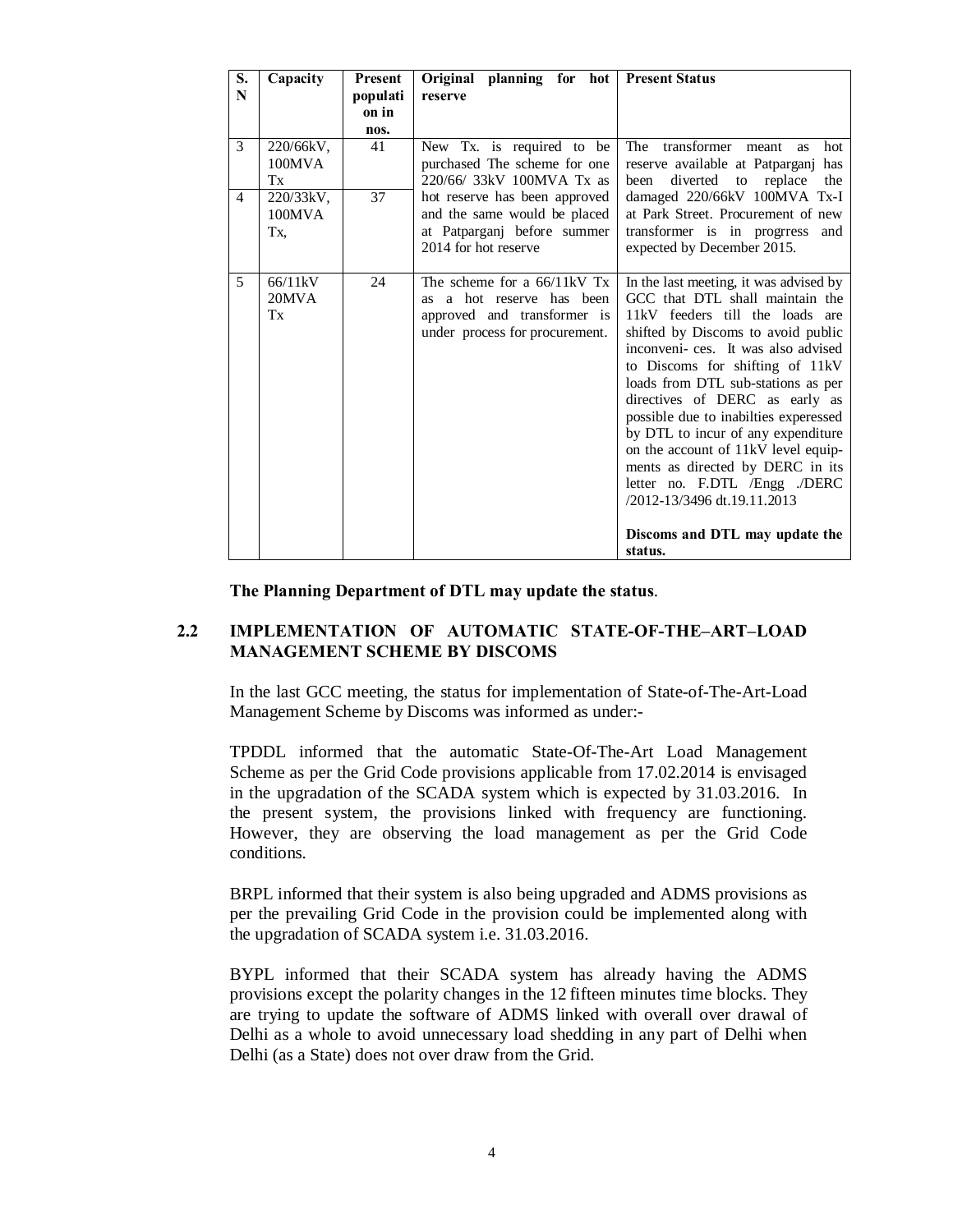| S. N | Capacity | Present population in nos. | Original planning for hot reserve | Present Status |
|---|---|---|---|---|
| 3 | 220/66kV, 100MVA Tx | 41 | New Tx. is required to be purchased The scheme for one 220/66/ 33kV 100MVA Tx as hot reserve has been approved and the same would be placed at Patparganj before summer 2014 for hot reserve | The transformer meant as hot reserve available at Patparganj has been diverted to replace the damaged 220/66kV 100MVA Tx-I at Park Street. Procurement of new transformer is in progrress and expected by December 2015. |
| 4 | 220/33kV, 100MVA Tx, | 37 | | |
| 5 | 66/11kV 20MVA Tx | 24 | The scheme for a 66/11kV Tx as a hot reserve has been approved and transformer is under process for procurement. | In the last meeting, it was advised by GCC that DTL shall maintain the 11kV feeders till the loads are shifted by Discoms to avoid public inconveni- ces. It was also advised to Discoms for shifting of 11kV loads from DTL sub-stations as per directives of DERC as early as possible due to inabilties experessed by DTL to incur of any expenditure on the account of 11kV level equip- ments as directed by DERC in its letter no. F.DTL /Engg ./DERC /2012-13/3496 dt.19.11.2013<br><br>**Discoms and DTL may update the status.** |

**The Planning Department of DTL may update the status**.

## 2.2 IMPLEMENTATION OF AUTOMATIC STATE-OF-THE–ART–LOAD MANAGEMENT SCHEME BY DISCOMS

In the last GCC meeting, the status for implementation of State-of-The-Art-Load Management Scheme by Discoms was informed as under:-

TPDDL informed that the automatic State-Of-The-Art Load Management Scheme as per the Grid Code provisions applicable from 17.02.2014 is envisaged in the upgradation of the SCADA system which is expected by 31.03.2016. In the present system, the provisions linked with frequency are functioning. However, they are observing the load management as per the Grid Code conditions.

BRPL informed that their system is also being upgraded and ADMS provisions as per the prevailing Grid Code in the provision could be implemented along with the upgradation of SCADA system i.e. 31.03.2016.

BYPL informed that their SCADA system has already having the ADMS provisions except the polarity changes in the 12 fifteen minutes time blocks. They are trying to update the software of ADMS linked with overall over drawal of Delhi as a whole to avoid unnecessary load shedding in any part of Delhi when Delhi (as a State) does not over draw from the Grid.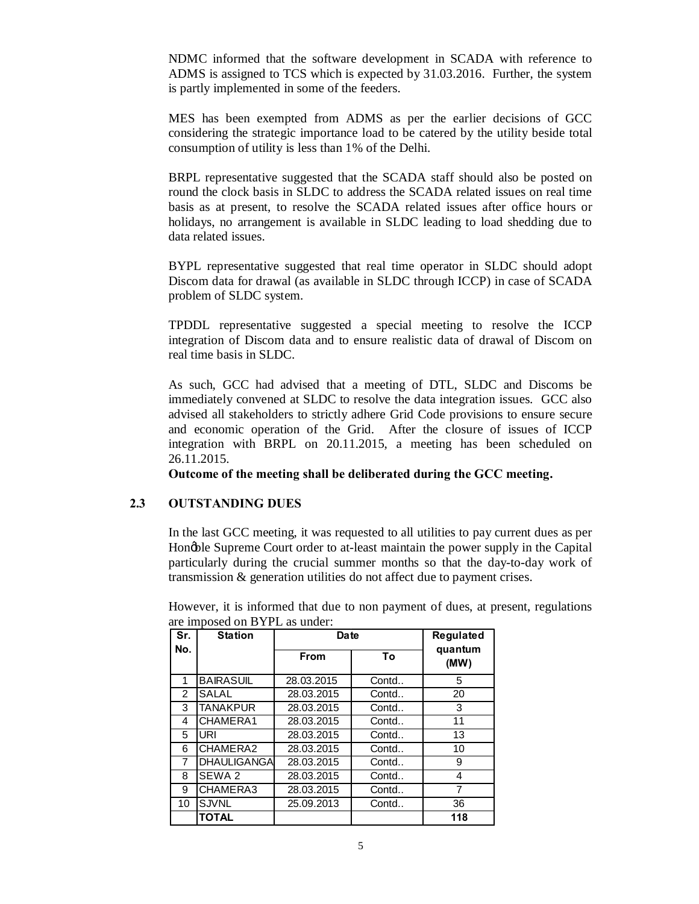NDMC informed that the software development in SCADA with reference to ADMS is assigned to TCS which is expected by 31.03.2016. Further, the system is partly implemented in some of the feeders.

MES has been exempted from ADMS as per the earlier decisions of GCC considering the strategic importance load to be catered by the utility beside total consumption of utility is less than 1% of the Delhi.

BRPL representative suggested that the SCADA staff should also be posted on round the clock basis in SLDC to address the SCADA related issues on real time basis as at present, to resolve the SCADA related issues after office hours or holidays, no arrangement is available in SLDC leading to load shedding due to data related issues.

BYPL representative suggested that real time operator in SLDC should adopt Discom data for drawal (as available in SLDC through ICCP) in case of SCADA problem of SLDC system.

TPDDL representative suggested a special meeting to resolve the ICCP integration of Discom data and to ensure realistic data of drawal of Discom on real time basis in SLDC.

As such, GCC had advised that a meeting of DTL, SLDC and Discoms be immediately convened at SLDC to resolve the data integration issues. GCC also advised all stakeholders to strictly adhere Grid Code provisions to ensure secure and economic operation of the Grid. After the closure of issues of ICCP integration with BRPL on 20.11.2015, a meeting has been scheduled on 26.11.2015.

**Outcome of the meeting shall be deliberated during the GCC meeting.**

## 2.3 OUTSTANDING DUES

In the last GCC meeting, it was requested to all utilities to pay current dues as per Hon'ble Supreme Court order to at-least maintain the power supply in the Capital particularly during the crucial summer months so that the day-to-day work of transmission & generation utilities do not affect due to payment crises.

However, it is informed that due to non payment of dues, at present, regulations are imposed on BYPL as under:

| Sr. No. | Station | Date | | Regulated quantum (MW) |
|---|---|---|---|---|
| | | From | To | |
| 1 | BAIRASUIL | 28.03.2015 | Contd.. | 5 |
| 2 | SALAL | 28.03.2015 | Contd.. | 20 |
| 3 | TANAKPUR | 28.03.2015 | Contd.. | 3 |
| 4 | CHAMERA1 | 28.03.2015 | Contd.. | 11 |
| 5 | URI | 28.03.2015 | Contd.. | 13 |
| 6 | CHAMERA2 | 28.03.2015 | Contd.. | 10 |
| 7 | DHAULIGANGA | 28.03.2015 | Contd.. | 9 |
| 8 | SEWA 2 | 28.03.2015 | Contd.. | 4 |
| 9 | CHAMERA3 | 28.03.2015 | Contd.. | 7 |
| 10 | SJVNL | 25.09.2013 | Contd.. | 36 |
| | **TOTAL** | | | **118** |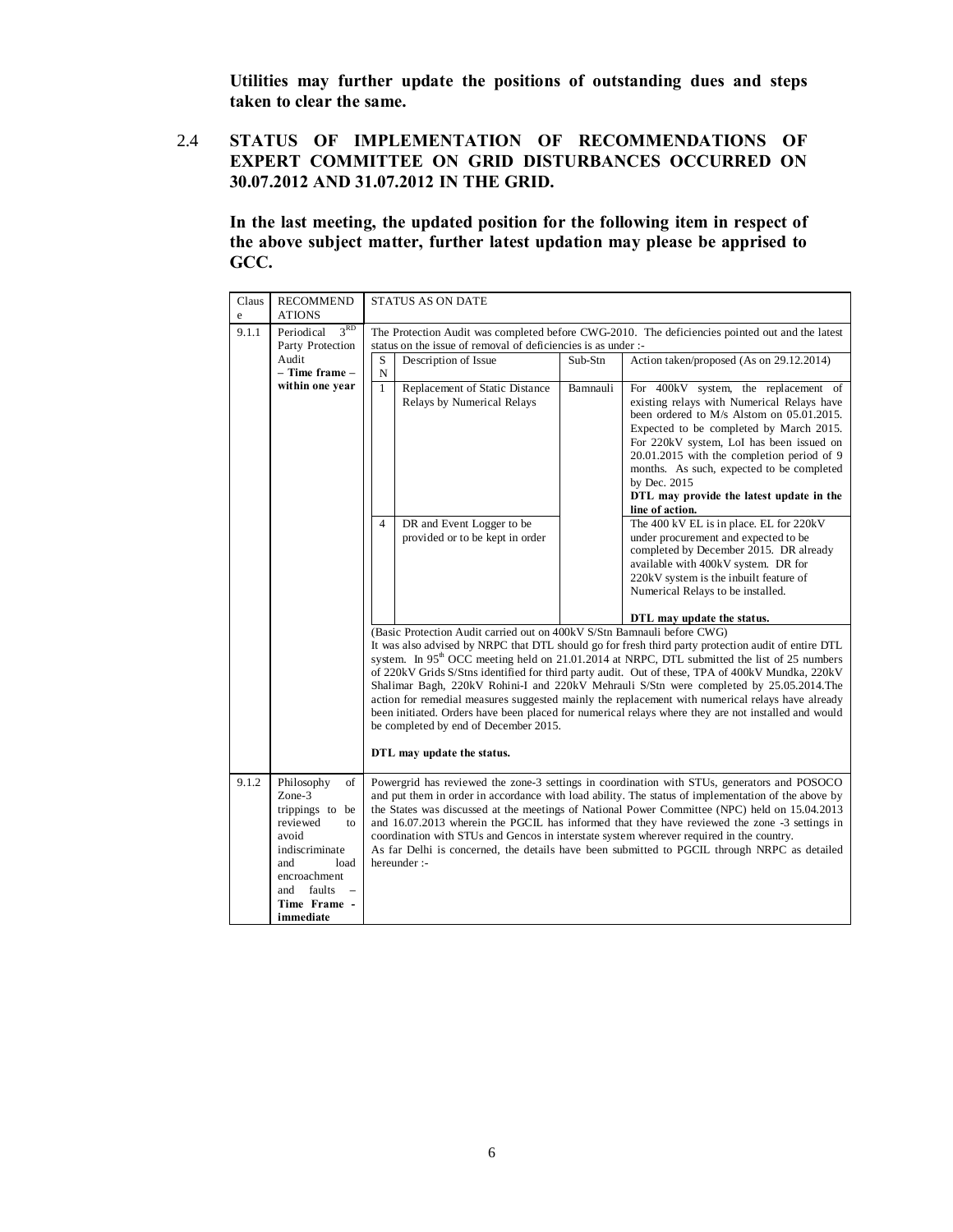**Utilities may further update the positions of outstanding dues and steps taken to clear the same.**

## 2.4 STATUS OF IMPLEMENTATION OF RECOMMENDATIONS OF EXPERT COMMITTEE ON GRID DISTURBANCES OCCURRED ON 30.07.2012 AND 31.07.2012 IN THE GRID.

**In the last meeting, the updated position for the following item in respect of the above subject matter, further latest updation may please be apprised to GCC.**

| Clause | RECOMMENDATIONS | STATUS AS ON DATE |
|---|---|---|
| 9.1.1 | Periodical 3[RD] Party Protection Audit **– Time frame – within one year** | The Protection Audit was completed before CWG-2010. The deficiencies pointed out and the latest status on the issue of removal of deficiencies is as under :-<br><br>**SN 1** – Description of Issue: Replacement of Static Distance Relays by Numerical Relays – Sub-Stn: Bamnauli – Action taken/proposed (As on 29.12.2014): For 400kV system, the replacement of existing relays with Numerical Relays have been ordered to M/s Alstom on 05.01.2015. Expected to be completed by March 2015. For 220kV system, LoI has been issued on 20.01.2015 with the completion period of 9 months. As such, expected to be completed by Dec. 2015 **DTL may provide the latest update in the line of action.**<br><br>**SN 4** – Description of Issue: DR and Event Logger to be provided or to be kept in order – Action taken/proposed: The 400 kV EL is in place. EL for 220kV under procurement and expected to be completed by December 2015. DR already available with 400kV system. DR for 220kV system is the inbuilt feature of Numerical Relays to be installed. **DTL may update the status.**<br><br>(Basic Protection Audit carried out on 400kV S/Stn Bamnauli before CWG)<br>It was also advised by NRPC that DTL should go for fresh third party protection audit of entire DTL system. In 95[th] OCC meeting held on 21.01.2014 at NRPC, DTL submitted the list of 25 numbers of 220kV Grids S/Stns identified for third party audit. Out of these, TPA of 400kV Mundka, 220kV Shalimar Bagh, 220kV Rohini-I and 220kV Mehrauli S/Stn were completed by 25.05.2014.The action for remedial measures suggested mainly the replacement with numerical relays have already been initiated. Orders have been placed for numerical relays where they are not installed and would be completed by end of December 2015.<br><br>**DTL may update the status.** |
| 9.1.2 | Philosophy of Zone-3 trippings to be reviewed to avoid indiscriminate and load encroachment and faults – **Time Frame - immediate** | Powergrid has reviewed the zone-3 settings in coordination with STUs, generators and POSOCO and put them in order in accordance with load ability. The status of implementation of the above by the States was discussed at the meetings of National Power Committee (NPC) held on 15.04.2013 and 16.07.2013 wherein the PGCIL has informed that they have reviewed the zone -3 settings in coordination with STUs and Gencos in interstate system wherever required in the country.<br>As far Delhi is concerned, the details have been submitted to PGCIL through NRPC as detailed hereunder :- |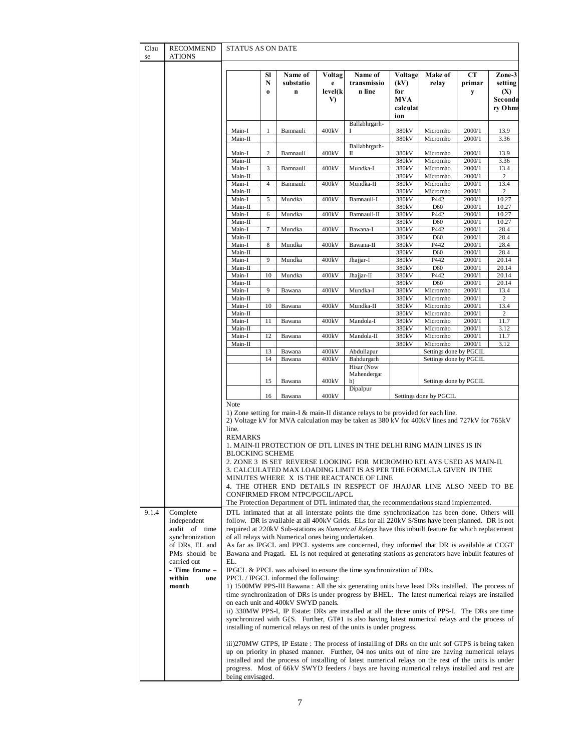| Clause | RECOMMENDATIONS | STATUS AS ON DATE |
|---|---|---|

| | Sl No | Name of substation | Voltage level(kV) | Name of transmission line | Voltage (kV) for MVA calculation | Make of relay | CT primary | Zone-3 setting (X) Secondary Ohms |
|---|---|---|---|---|---|---|---|---|
| Main-I | 1 | Bamnauli | 400kV | Ballabhrgarh-I | 380kV | Micromho | 2000/1 | 13.9 |
| Main-II | | | | | 380kV | Micromho | 2000/1 | 3.36 |
| Main-I | 2 | Bamnauli | 400kV | Ballabhrgarh-II | 380kV | Micromho | 2000/1 | 13.9 |
| Main-II | | | | | 380kV | Micromho | 2000/1 | 3.36 |
| Main-I | 3 | Bamnauli | 400kV | Mundka-I | 380kV | Micromho | 2000/1 | 13.4 |
| Main-II | | | | | 380kV | Micromho | 2000/1 | 2 |
| Main-I | 4 | Bamnauli | 400kV | Mundka-II | 380kV | Micromho | 2000/1 | 13.4 |
| Main-II | | | | | 380kV | Micromho | 2000/1 | 2 |
| Main-I | 5 | Mundka | 400kV | Bamnauli-I | 380kV | P442 | 2000/1 | 10.27 |
| Main-II | | | | | 380kV | D60 | 2000/1 | 10.27 |
| Main-I | 6 | Mundka | 400kV | Bamnauli-II | 380kV | P442 | 2000/1 | 10.27 |
| Main-II | | | | | 380kV | D60 | 2000/1 | 10.27 |
| Main-I | 7 | Mundka | 400kV | Bawana-I | 380kV | P442 | 2000/1 | 28.4 |
| Main-II | | | | | 380kV | D60 | 2000/1 | 28.4 |
| Main-I | 8 | Mundka | 400kV | Bawana-II | 380kV | P442 | 2000/1 | 28.4 |
| Main-II | | | | | 380kV | D60 | 2000/1 | 28.4 |
| Main-I | 9 | Mundka | 400kV | Jhajjar-I | 380kV | P442 | 2000/1 | 20.14 |
| Main-II | | | | | 380kV | D60 | 2000/1 | 20.14 |
| Main-I | 10 | Mundka | 400kV | Jhajjar-II | 380kV | P442 | 2000/1 | 20.14 |
| Main-II | | | | | 380kV | D60 | 2000/1 | 20.14 |
| Main-I | 9 | Bawana | 400kV | Mundka-I | 380kV | Micromho | 2000/1 | 13.4 |
| Main-II | | | | | 380kV | Micromho | 2000/1 | 2 |
| Main-I | 10 | Bawana | 400kV | Mundka-II | 380kV | Micromho | 2000/1 | 13.4 |
| Main-II | | | | | 380kV | Micromho | 2000/1 | 2 |
| Main-I | 11 | Bawana | 400kV | Mandola-I | 380kV | Micromho | 2000/1 | 11.7 |
| Main-II | | | | | 380kV | Micromho | 2000/1 | 3.12 |
| Main-I | 12 | Bawana | 400kV | Mandola-II | 380kV | Micromho | 2000/1 | 11.7 |
| Main-II | | | | | 380kV | Micromho | 2000/1 | 3.12 |
| | 13 | Bawana | 400kV | Abdullapur | | Settings done by PGCIL | | |
| | 14 | Bawana | 400kV | Bahdurgarh | | Settings done by PGCIL | | |
| | 15 | Bawana | 400kV | Hisar (Now Mahendergarh) | | Settings done by PGCIL | | |
| | 16 | Bawana | 400kV | Dipalpur | Settings done by PGCIL | | | |

Note

1) Zone setting for main-I & main-II distance relays to be provided for each line.
2) Voltage kV for MVA calculation may be taken as 380 kV for 400kV lines and 727kV for 765kV line.

REMARKS

1. MAIN-II PROTECTION OF DTL LINES IN THE DELHI RING MAIN LINES IS IN BLOCKING SCHEME
2. ZONE 3 IS SET REVERSE LOOKING FOR MICROMHO RELAYS USED AS MAIN-II.
3. CALCULATED MAX LOADING LIMIT IS AS PER THE FORMULA GIVEN IN THE MINUTES WHERE X IS THE REACTANCE OF LINE
4. THE OTHER END DETAILS IN RESPECT OF JHAJJAR LINE ALSO NEED TO BE CONFIRMED FROM NTPC/PGCIL/APCL

The Protection Department of DTL intimated that, the recommendations stand implemented.

| Clause | RECOMMENDATIONS | STATUS AS ON DATE |
|---|---|---|
| 9.1.4 | Complete independent audit of time synchronization of DRs, EL and PMs should be carried out **- Time frame – within one month** | DTL intimated that at all interstate points the time synchronization has been done. Others will follow. DR is available at all 400kV Grids. ELs for all 220kV S/Stns have been planned. DR is not required at 220kV Sub-stations as *Numerical Relays* have this inbuilt feature for which replacement of all relays with Numerical ones being undertaken.<br>As far as IPGCL and PPCL systems are concerned, they informed that DR is available at CCGT Bawana and Pragati. EL is not required at generating stations as generators have inbuilt features of EL.<br>IPGCL & PPCL was advised to ensure the time synchronization of DRs.<br>PPCL / IPGCL informed the following:<br>1) 1500MW PPS-III Bawana : All the six generating units have least DRs installed. The process of time synchronization of DRs is under progress by BHEL. The latest numerical relays are installed on each unit and 400kV SWYD panels.<br>ii) 330MW PPS-I, IP Estate: DRs are installed at all the three units of PPS-I. The DRs are time synchronized with G{S. Further, GT#1 is also having latest numerical relays and the process of installing of numerical relays on rest of the units is under progress.<br><br>iii)270MW GTPS, IP Estate : The process of installing of DRs on the unit sof GTPS is being taken up on priority in phased manner. Further, 04 nos units out of nine are having numerical relays installed and the process of installing of latest numerical relays on the rest of the units is under progress. Most of 66kV SWYD feeders / bays are having numerical relays installed and rest are being envisaged. |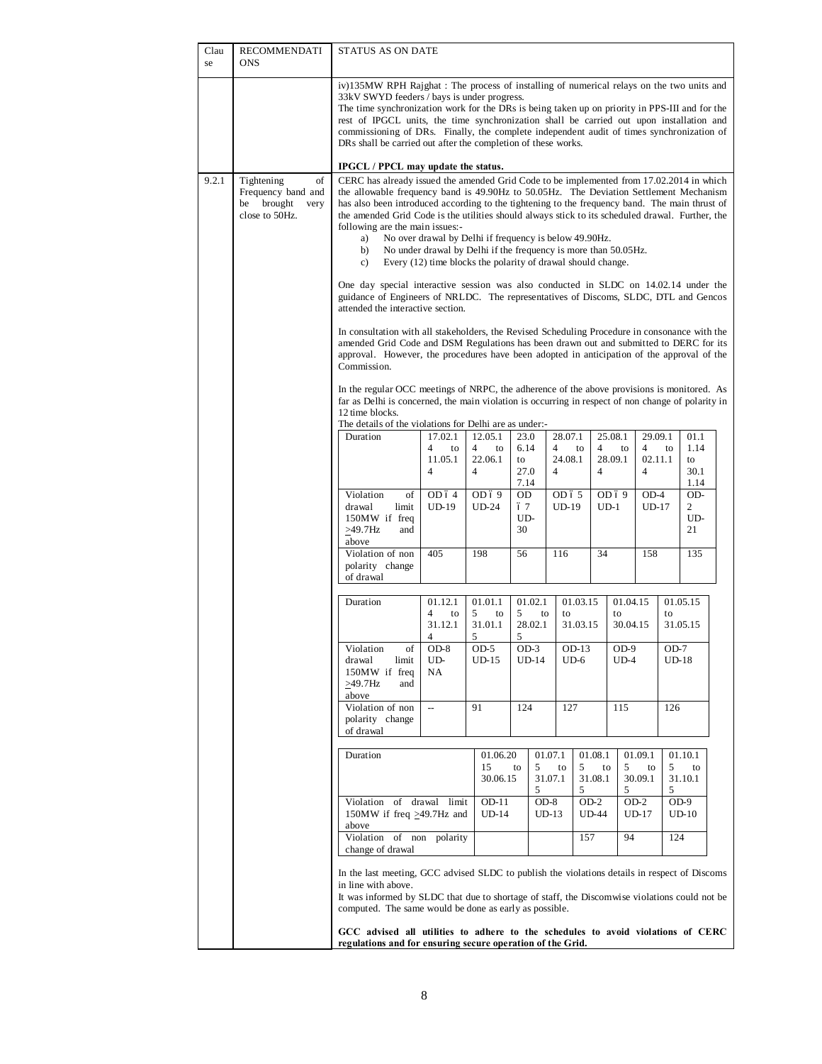| Clause | RECOMMENDATIONS | STATUS AS ON DATE |
|---|---|---|
| | | iv)135MW RPH Rajghat : The process of installing of numerical relays on the two units and 33kV SWYD feeders / bays is under progress.<br>The time synchronization work for the DRs is being taken up on priority in PPS-III and for the rest of IPGCL units, the time synchronization shall be carried out upon installation and commissioning of DRs. Finally, the complete independent audit of times synchronization of DRs shall be carried out after the completion of these works.<br><br>**IPGCL / PPCL may update the status.** |
| 9.2.1 | Tightening of Frequency band and be brought very close to 50Hz. | CERC has already issued the amended Grid Code to be implemented from 17.02.2014 in which the allowable frequency band is 49.90Hz to 50.05Hz. The Deviation Settlement Mechanism has also been introduced according to the tightening to the frequency band. The main thrust of the amended Grid Code is the utilities should always stick to its scheduled drawal. Further, the following are the main issues:-<br>a) No over drawal by Delhi if frequency is below 49.90Hz.<br>b) No under drawal by Delhi if the frequency is more than 50.05Hz.<br>c) Every (12) time blocks the polarity of drawal should change.<br><br>One day special interactive session was also conducted in SLDC on 14.02.14 under the guidance of Engineers of NRLDC. The representatives of Discoms, SLDC, DTL and Gencos attended the interactive section.<br><br>In consultation with all stakeholders, the Revised Scheduling Procedure in consonance with the amended Grid Code and DSM Regulations has been drawn out and submitted to DERC for its approval. However, the procedures have been adopted in anticipation of the approval of the Commission.<br><br>In the regular OCC meetings of NRPC, the adherence of the above provisions is monitored. As far as Delhi is concerned, the main violation is occurring in respect of non change of polarity in 12 time blocks.<br>The details of the violations for Delhi are as under:- |

| Duration | 17.02.14 to 11.05.14 | 12.05.14 to 22.06.14 | 23.06.14 to 27.07.14 | 28.07.14 to 24.08.14 | 25.08.14 to 28.09.14 | 29.09.14 to 02.11.14 | 01.11.14 to 30.11.14 |
|---|---|---|---|---|---|---|---|
| Violation of drawal limit 150MW if freq ≥49.7Hz and above | OD – 4 UD-19 | OD – 9 UD-24 | OD – 7 UD-30 | OD – 5 UD-19 | OD – 9 UD-1 | OD-4 UD-17 | OD-2 UD-21 |
| Violation of non polarity change of drawal | 405 | 198 | 56 | 116 | 34 | 158 | 135 |

| Duration | 01.12.14 to 31.12.14 | 01.01.15 to 31.01.15 | 01.02.15 to 28.02.15 | 01.03.15 to 31.03.15 | 01.04.15 to 30.04.15 | 01.05.15 to 31.05.15 |
|---|---|---|---|---|---|---|
| Violation of drawal limit 150MW if freq ≥49.7Hz and above | OD-8 UD-NA | OD-5 UD-15 | OD-3 UD-14 | OD-13 UD-6 | OD-9 UD-4 | OD-7 UD-18 |
| Violation of non polarity change of drawal | -- | 91 | 124 | 127 | 115 | 126 |

| Duration | 01.06.2015 to 30.06.15 | 01.07.15 to 31.07.15 | 01.08.15 to 31.08.15 | 01.09.15 to 30.09.15 | 01.10.15 to 31.10.15 |
|---|---|---|---|---|---|
| Violation of drawal limit 150MW if freq ≥49.7Hz and above | OD-11 UD-14 | OD-8 UD-13 | OD-2 UD-44 | OD-2 UD-17 | OD-9 UD-10 |
| Violation of non polarity change of drawal | | | 157 | 94 | 124 |

In the last meeting, GCC advised SLDC to publish the violations details in respect of Discoms in line with above.
It was informed by SLDC that due to shortage of staff, the Discomwise violations could not be computed. The same would be done as early as possible.

**GCC advised all utilities to adhere to the schedules to avoid violations of CERC regulations and for ensuring secure operation of the Grid.**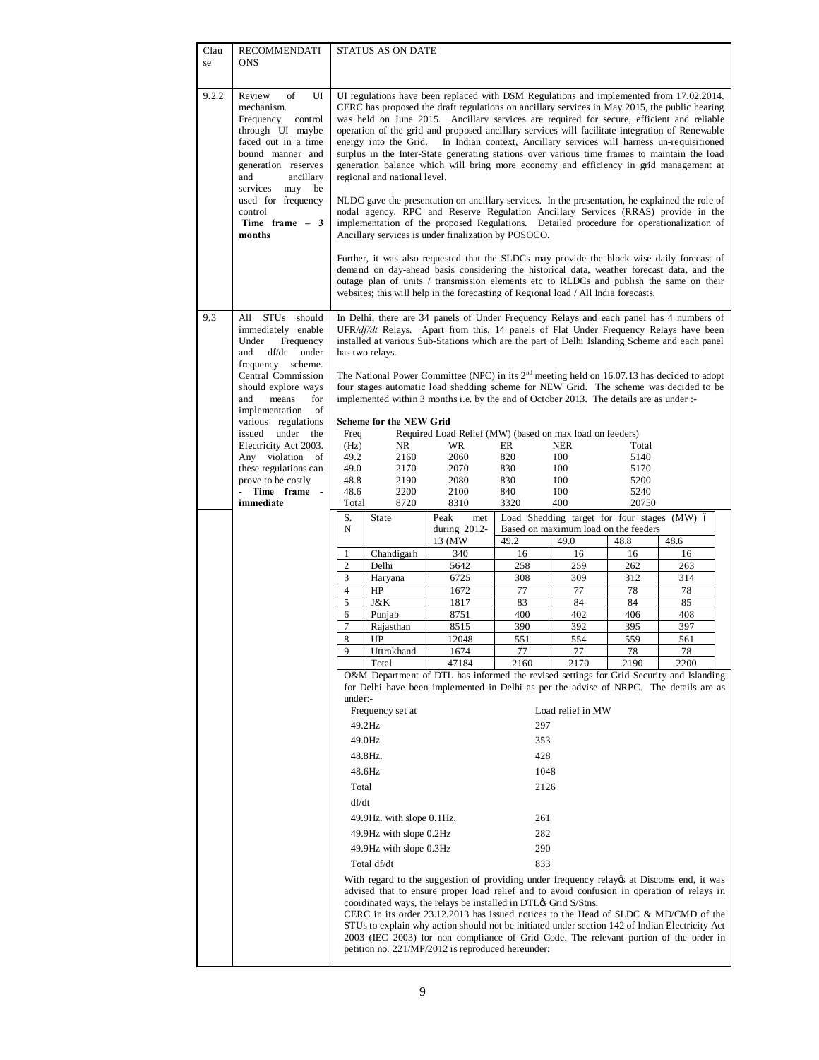| Clause | RECOMMENDATIONS | STATUS AS ON DATE |
|---|---|---|
| 9.2.2 | Review of UI mechanism. Frequency control through UI maybe faced out in a time bound manner and generation reserves and ancillary services may be used for frequency control **Time frame – 3 months** | UI regulations have been replaced with DSM Regulations and implemented from 17.02.2014. CERC has proposed the draft regulations on ancillary services in May 2015, the public hearing was held on June 2015. Ancillary services are required for secure, efficient and reliable operation of the grid and proposed ancillary services will facilitate integration of Renewable energy into the Grid. In Indian context, Ancillary services will harness un-requisitioned surplus in the Inter-State generating stations over various time frames to maintain the load generation balance which will bring more economy and efficiency in grid management at regional and national level.<br><br>NLDC gave the presentation on ancillary services. In the presentation, he explained the role of nodal agency, RPC and Reserve Regulation Ancillary Services (RRAS) provide in the implementation of the proposed Regulations. Detailed procedure for operationalization of Ancillary services is under finalization by POSOCO.<br><br>Further, it was also requested that the SLDCs may provide the block wise daily forecast of demand on day-ahead basis considering the historical data, weather forecast data, and the outage plan of units / transmission elements etc to RLDCs and publish the same on their websites; this will help in the forecasting of Regional load / All India forecasts. |
| 9.3 | All STUs should immediately enable Under Frequency and df/dt under frequency scheme. Central Commission should explore ways and means for implementation of various regulations issued under the Electricity Act 2003. Any violation of these regulations can prove to be costly **- Time frame - immediate** | In Delhi, there are 34 panels of Under Frequency Relays and each panel has 4 numbers of UFR/*df/dt* Relays. Apart from this, 14 panels of Flat Under Frequency Relays have been installed at various Sub-Stations which are the part of Delhi Islanding Scheme and each panel has two relays.<br><br>The National Power Committee (NPC) in its 2[nd] meeting held on 16.07.13 has decided to adopt four stages automatic load shedding scheme for NEW Grid. The scheme was decided to be implemented within 3 months i.e. by the end of October 2013. The details are as under :- |

**Scheme for the NEW Grid**

| Freq (Hz) | NR | WR | ER | NER | Total |
|---|---|---|---|---|---|
| | Required Load Relief (MW) (based on max load on feeders) | | | | |
| 49.2 | 2160 | 2060 | 820 | 100 | 5140 |
| 49.0 | 2170 | 2070 | 830 | 100 | 5170 |
| 48.8 | 2190 | 2080 | 830 | 100 | 5200 |
| 48.6 | 2200 | 2100 | 840 | 100 | 5240 |
| Total | 8720 | 8310 | 3320 | 400 | 20750 |

| S. N | State | Peak met during 2012-13 (MW | Load Shedding target for four stages (MW) – Based on maximum load on the feeders | | | |
|---|---|---|---|---|---|---|
| | | | 49.2 | 49.0 | 48.8 | 48.6 |
| 1 | Chandigarh | 340 | 16 | 16 | 16 | 16 |
| 2 | Delhi | 5642 | 258 | 259 | 262 | 263 |
| 3 | Haryana | 6725 | 308 | 309 | 312 | 314 |
| 4 | HP | 1672 | 77 | 77 | 78 | 78 |
| 5 | J&K | 1817 | 83 | 84 | 84 | 85 |
| 6 | Punjab | 8751 | 400 | 402 | 406 | 408 |
| 7 | Rajasthan | 8515 | 390 | 392 | 395 | 397 |
| 8 | UP | 12048 | 551 | 554 | 559 | 561 |
| 9 | Uttrakhand | 1674 | 77 | 77 | 78 | 78 |
| | Total | 47184 | 2160 | 2170 | 2190 | 2200 |

O&M Department of DTL has informed the revised settings for Grid Security and Islanding for Delhi have been implemented in Delhi as per the advise of NRPC. The details are as under:-

| Frequency set at | Load relief in MW |
|---|---|
| 49.2Hz | 297 |
| 49.0Hz | 353 |
| 48.8Hz. | 428 |
| 48.6Hz | 1048 |
| Total | 2126 |
| df/dt | |
| 49.9Hz. with slope 0.1Hz. | 261 |
| 49.9Hz with slope 0.2Hz | 282 |
| 49.9Hz with slope 0.3Hz | 290 |
| Total df/dt | 833 |

With regard to the suggestion of providing under frequency relay's at Discoms end, it was advised that to ensure proper load relief and to avoid confusion in operation of relays in coordinated ways, the relays be installed in DTL's Grid S/Stns.

CERC in its order 23.12.2013 has issued notices to the Head of SLDC & MD/CMD of the STUs to explain why action should not be initiated under section 142 of Indian Electricity Act 2003 (IEC 2003) for non compliance of Grid Code. The relevant portion of the order in petition no. 221/MP/2012 is reproduced hereunder: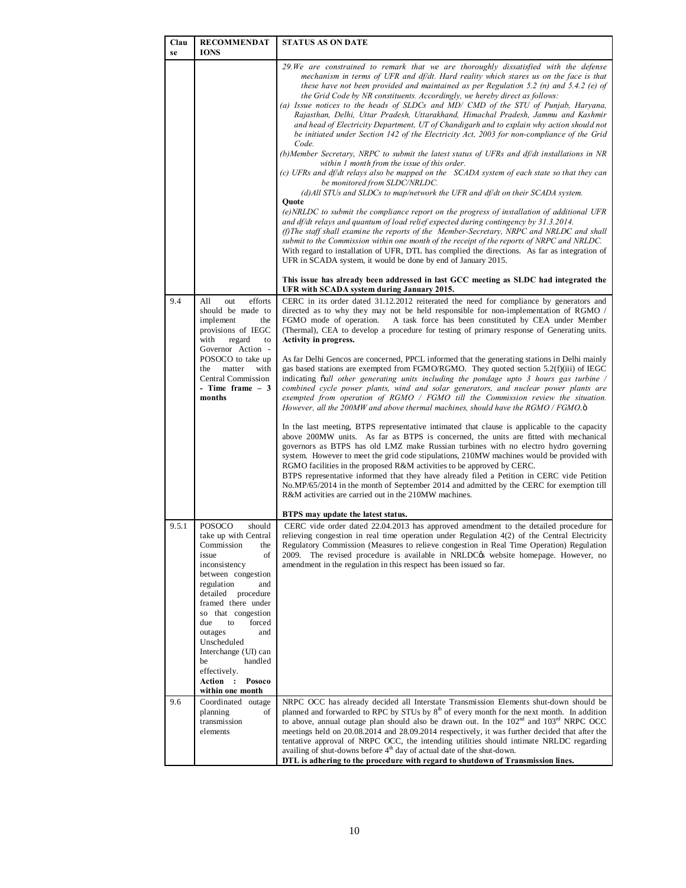| Clause | RECOMMENDATIONS | STATUS AS ON DATE |
|---|---|---|
| | | *29.We are constrained to remark that we are thoroughly dissatisfied with the defense mechanism in terms of UFR and df/dt. Hard reality which stares us on the face is that these have not been provided and maintained as per Regulation 5.2 (n) and 5.4.2 (e) of the Grid Code by NR constituents. Accordingly, we hereby direct as follows:*<br>*(a) Issue notices to the heads of SLDCs and MD/ CMD of the STU of Punjab, Haryana, Rajasthan, Delhi, Uttar Pradesh, Uttarakhand, Himachal Pradesh, Jammu and Kashmir and head of Electricity Department, UT of Chandigarh and to explain why action should not be initiated under Section 142 of the Electricity Act, 2003 for non-compliance of the Grid Code.*<br>*(b)Member Secretary, NRPC to submit the latest status of UFRs and df/dt installations in NR within 1 month from the issue of this order.*<br>*(c) UFRs and df/dt relays also be mapped on the SCADA system of each state so that they can be monitored from SLDC/NRLDC.*<br>*(d)All STUs and SLDCs to map/network the UFR and df/dt on their SCADA system.*<br>**Quote**<br>*(e)NRLDC to submit the compliance report on the progress of installation of additional UFR and df/dt relays and quantum of load relief expected during contingency by 31.3.2014.*<br>*(f)The staff shall examine the reports of the Member-Secretary, NRPC and NRLDC and shall submit to the Commission within one month of the receipt of the reports of NRPC and NRLDC.*<br>With regard to installation of UFR, DTL has complied the directions. As far as integration of UFR in SCADA system, it would be done by end of January 2015.<br><br>**This issue has already been addressed in last GCC meeting as SLDC had integrated the UFR with SCADA system during January 2015.** |
| 9.4 | All out efforts should be made to implement the provisions of IEGC with regard to Governor Action - POSOCO to take up the matter with Central Commission **- Time frame – 3 months** | CERC in its order dated 31.12.2012 reiterated the need for compliance by generators and directed as to why they may not be held responsible for non-implementation of RGMO / FGMO mode of operation. A task force has been constituted by CEA under Member (Thermal), CEA to develop a procedure for testing of primary response of Generating units. **Activity in progress.**<br><br>As far Delhi Gencos are concerned, PPCL informed that the generating stations in Delhi mainly gas based stations are exempted from FGMO/RGMO. They quoted section 5.2(f)(iii) of IEGC indicating "*all other generating units including the pondage upto 3 hours gas turbine / combined cycle power plants, wind and solar generators, and nuclear power plants are exempted from operation of RGMO / FGMO till the Commission review the situation. However, all the 200MW and above thermal machines, should have the RGMO / FGMO.*"<br><br>In the last meeting, BTPS representative intimated that clause is applicable to the capacity above 200MW units. As far as BTPS is concerned, the units are fitted with mechanical governors as BTPS has old LMZ make Russian turbines with no electro hydro governing system. However to meet the grid code stipulations, 210MW machines would be provided with RGMO facilities in the proposed R&M activities to be approved by CERC.<br>BTPS representative informed that they have already filed a Petition in CERC vide Petition No.MP/65/2014 in the month of September 2014 and admitted by the CERC for exemption till R&M activities are carried out in the 210MW machines.<br><br>**BTPS may update the latest status.** |
| 9.5.1 | POSOCO should take up with Central Commission the issue of inconsistency between congestion regulation and detailed procedure framed there under so that congestion due to forced outages and Unscheduled Interchange (UI) can be handled effectively.<br>**Action : Posoco within one month** | CERC vide order dated 22.04.2013 has approved amendment to the detailed procedure for relieving congestion in real time operation under Regulation 4(2) of the Central Electricity Regulatory Commission (Measures to relieve congestion in Real Time Operation) Regulation 2009. The revised procedure is available in NRLDC's website homepage. However, no amendment in the regulation in this respect has been issued so far. |
| 9.6 | Coordinated outage planning of transmission elements | NRPC OCC has already decided all Interstate Transmission Elements shut-down should be planned and forwarded to RPC by STUs by 8th of every month for the next month. In addition to above, annual outage plan should also be drawn out. In the 102nd and 103rd NRPC OCC meetings held on 20.08.2014 and 28.09.2014 respectively, it was further decided that after the tentative approval of NRPC OCC, the intending utilities should intimate NRLDC regarding availing of shut-downs before 4th day of actual date of the shut-down.<br>**DTL is adhering to the procedure with regard to shutdown of Transmission lines.** |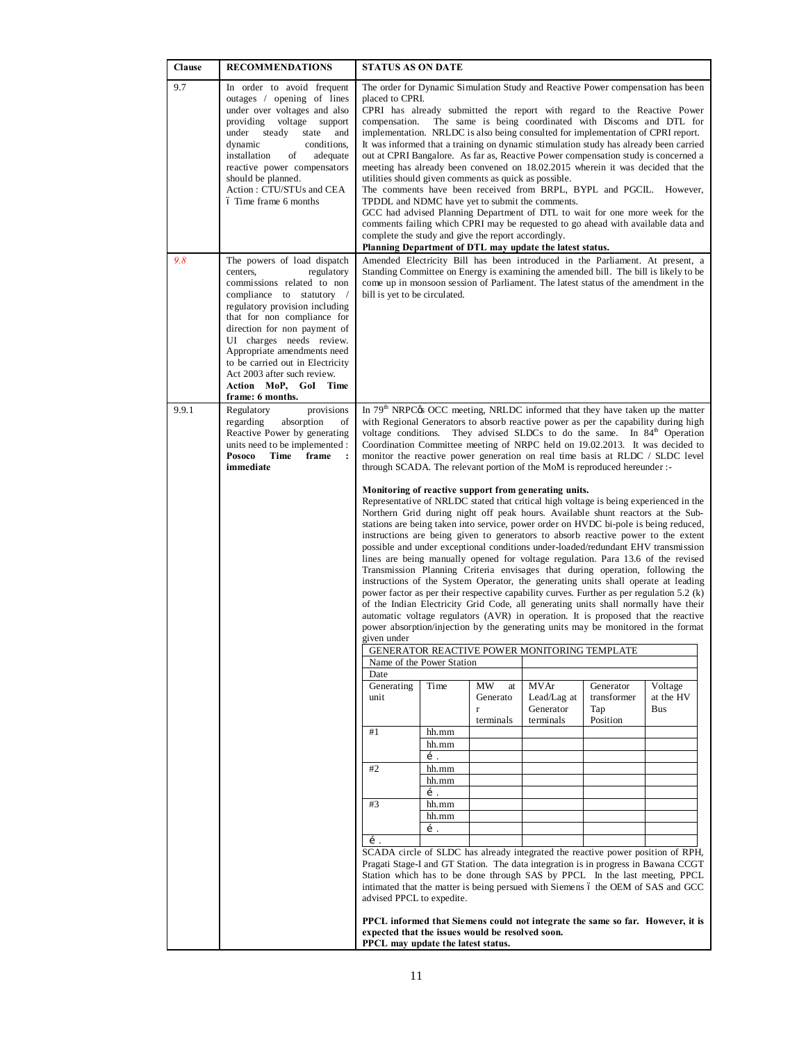| Clause | RECOMMENDATIONS | STATUS AS ON DATE |
|---|---|---|
| 9.7 | In order to avoid frequent outages / opening of lines under over voltages and also providing voltage support under steady state and dynamic conditions, installation of adequate reactive power compensators should be planned.<br>Action : CTU/STUs and CEA – Time frame 6 months | The order for Dynamic Simulation Study and Reactive Power compensation has been placed to CPRI.<br>CPRI has already submitted the report with regard to the Reactive Power compensation. The same is being coordinated with Discoms and DTL for implementation. NRLDC is also being consulted for implementation of CPRI report. It was informed that a training on dynamic stimulation study has already been carried out at CPRI Bangalore. As far as, Reactive Power compensation study is concerned a meeting has already been convened on 18.02.2015 wherein it was decided that the utilities should given comments as quick as possible.<br>The comments have been received from BRPL, BYPL and PGCIL. However, TPDDL and NDMC have yet to submit the comments.<br>GCC had advised Planning Department of DTL to wait for one more week for the comments failing which CPRI may be requested to go ahead with available data and complete the study and give the report accordingly.<br>**Planning Department of DTL may update the latest status.** |
| *9.8* | The powers of load dispatch centers, regulatory commissions related to non compliance to statutory / regulatory provision including that for non compliance for direction for non payment of UI charges needs review. Appropriate amendments need to be carried out in Electricity Act 2003 after such review.<br>**Action MoP, GoI Time frame: 6 months.** | Amended Electricity Bill has been introduced in the Parliament. At present, a Standing Committee on Energy is examining the amended bill. The bill is likely to be come up in monsoon session of Parliament. The latest status of the amendment in the bill is yet to be circulated. |
| 9.9.1 | Regulatory provisions regarding absorption of Reactive Power by generating units need to be implemented : **Posoco Time frame : immediate** | In 79[th] NRPC's OCC meeting, NRLDC informed that they have taken up the matter with Regional Generators to absorb reactive power as per the capability during high voltage conditions. They advised SLDCs to do the same. In 84[th] Operation Coordination Committee meeting of NRPC held on 19.02.2013. It was decided to monitor the reactive power generation on real time basis at RLDC / SLDC level through SCADA. The relevant portion of the MoM is reproduced hereunder :-<br><br>**Monitoring of reactive support from generating units.**<br>Representative of NRLDC stated that critical high voltage is being experienced in the Northern Grid during night off peak hours. Available shunt reactors at the Sub-stations are being taken into service, power order on HVDC bi-pole is being reduced, instructions are being given to generators to absorb reactive power to the extent possible and under exceptional conditions under-loaded/redundant EHV transmission lines are being manually opened for voltage regulation. Para 13.6 of the revised Transmission Planning Criteria envisages that during operation, following the instructions of the System Operator, the generating units shall operate at leading power factor as per their respective capability curves. Further as per regulation 5.2 (k) of the Indian Electricity Grid Code, all generating units shall normally have their automatic voltage regulators (AVR) in operation. It is proposed that the reactive power absorption/injection by the generating units may be monitored in the format given under<br><br>GENERATOR REACTIVE POWER MONITORING TEMPLATE<br>Name of the Power Station: <br>Date: <br>Columns: Generating unit \| Time \| MW at Generator terminals \| MVAr Lead/Lag at Generator terminals \| Generator transformer Tap Position \| Voltage at the HV Bus<br>#1 \| hh.mm<br> \| hh.mm<br> \| ….<br>#2 \| hh.mm<br> \| hh.mm<br> \| ….<br>#3 \| hh.mm<br> \| hh.mm<br> \| ….<br>….<br><br>SCADA circle of SLDC has already integrated the reactive power position of RPH, Pragati Stage-I and GT Station. The data integration is in progress in Bawana CCGT Station which has to be done through SAS by PPCL In the last meeting, PPCL intimated that the matter is being persued with Siemens – the OEM of SAS and GCC advised PPCL to expedite.<br><br>**PPCL informed that Siemens could not integrate the same so far. However, it is expected that the issues would be resolved soon.**<br>**PPCL may update the latest status.** |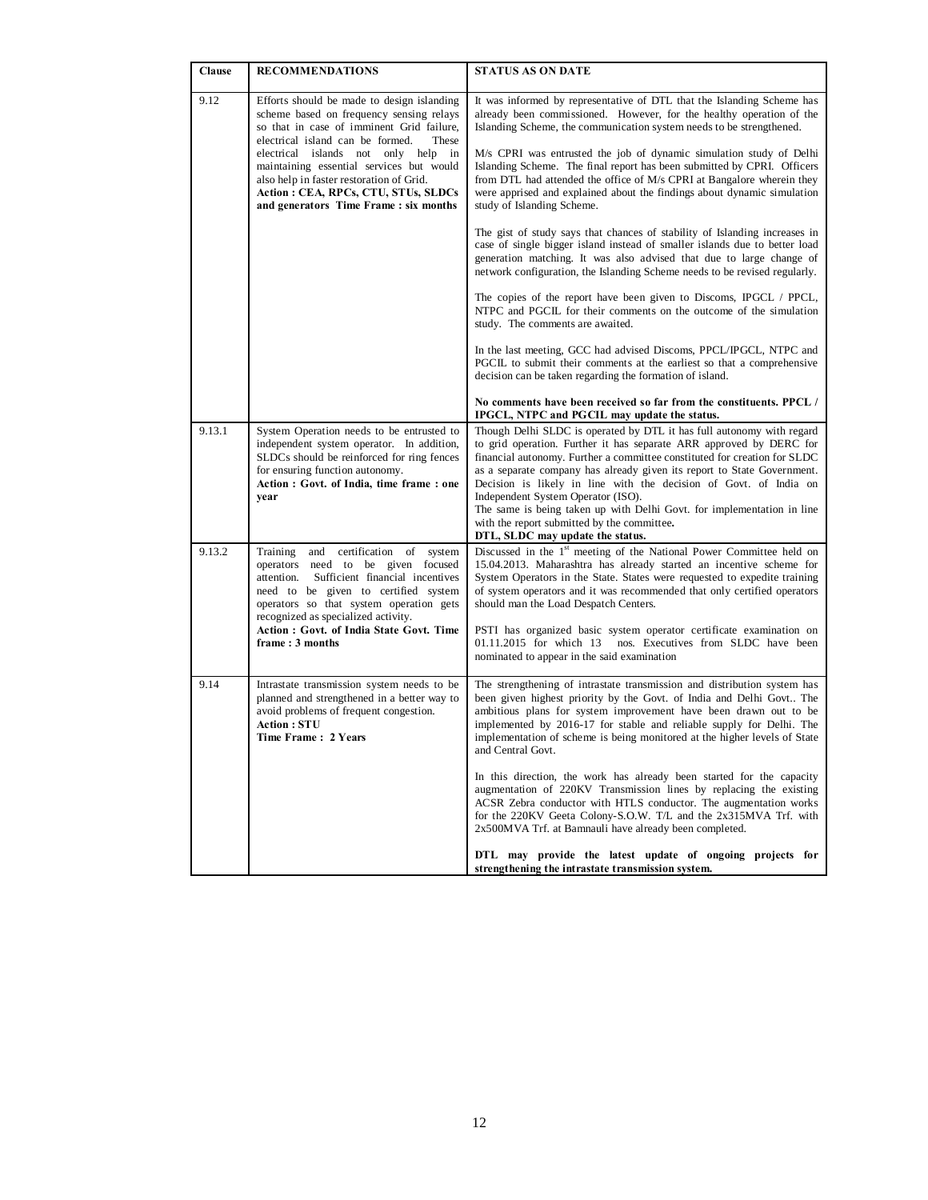| Clause | RECOMMENDATIONS | STATUS AS ON DATE |
|---|---|---|
| 9.12 | Efforts should be made to design islanding scheme based on frequency sensing relays so that in case of imminent Grid failure, electrical island can be formed. These electrical islands not only help in maintaining essential services but would also help in faster restoration of Grid.<br>**Action : CEA, RPCs, CTU, STUs, SLDCs and generators Time Frame : six months** | It was informed by representative of DTL that the Islanding Scheme has already been commissioned. However, for the healthy operation of the Islanding Scheme, the communication system needs to be strengthened.<br><br>M/s CPRI was entrusted the job of dynamic simulation study of Delhi Islanding Scheme. The final report has been submitted by CPRI. Officers from DTL had attended the office of M/s CPRI at Bangalore wherein they were apprised and explained about the findings about dynamic simulation study of Islanding Scheme.<br><br>The gist of study says that chances of stability of Islanding increases in case of single bigger island instead of smaller islands due to better load generation matching. It was also advised that due to large change of network configuration, the Islanding Scheme needs to be revised regularly.<br><br>The copies of the report have been given to Discoms, IPGCL / PPCL, NTPC and PGCIL for their comments on the outcome of the simulation study. The comments are awaited.<br><br>In the last meeting, GCC had advised Discoms, PPCL/IPGCL, NTPC and PGCIL to submit their comments at the earliest so that a comprehensive decision can be taken regarding the formation of island.<br><br>**No comments have been received so far from the constituents. PPCL / IPGCL, NTPC and PGCIL may update the status.** |
| 9.13.1 | System Operation needs to be entrusted to independent system operator. In addition, SLDCs should be reinforced for ring fences for ensuring function autonomy.<br>**Action : Govt. of India, time frame : one year** | Though Delhi SLDC is operated by DTL it has full autonomy with regard to grid operation. Further it has separate ARR approved by DERC for financial autonomy. Further a committee constituted for creation for SLDC as a separate company has already given its report to State Government. Decision is likely in line with the decision of Govt. of India on Independent System Operator (ISO).<br>The same is being taken up with Delhi Govt. for implementation in line with the report submitted by the committee**.**<br>**DTL, SLDC may update the status.** |
| 9.13.2 | Training and certification of system operators need to be given focused attention. Sufficient financial incentives need to be given to certified system operators so that system operation gets recognized as specialized activity.<br>**Action : Govt. of India State Govt. Time frame : 3 months** | Discussed in the 1st meeting of the National Power Committee held on 15.04.2013. Maharashtra has already started an incentive scheme for System Operators in the State. States were requested to expedite training of system operators and it was recommended that only certified operators should man the Load Despatch Centers.<br><br>PSTI has organized basic system operator certificate examination on 01.11.2015 for which 13 nos. Executives from SLDC have been nominated to appear in the said examination |
| 9.14 | Intrastate transmission system needs to be planned and strengthened in a better way to avoid problems of frequent congestion.<br>**Action : STU**<br>**Time Frame : 2 Years** | The strengthening of intrastate transmission and distribution system has been given highest priority by the Govt. of India and Delhi Govt.. The ambitious plans for system improvement have been drawn out to be implemented by 2016-17 for stable and reliable supply for Delhi. The implementation of scheme is being monitored at the higher levels of State and Central Govt.<br><br>In this direction, the work has already been started for the capacity augmentation of 220KV Transmission lines by replacing the existing ACSR Zebra conductor with HTLS conductor. The augmentation works for the 220KV Geeta Colony-S.O.W. T/L and the 2x315MVA Trf. with 2x500MVA Trf. at Bamnauli have already been completed.<br><br>**DTL may provide the latest update of ongoing projects for strengthening the intrastate transmission system.** |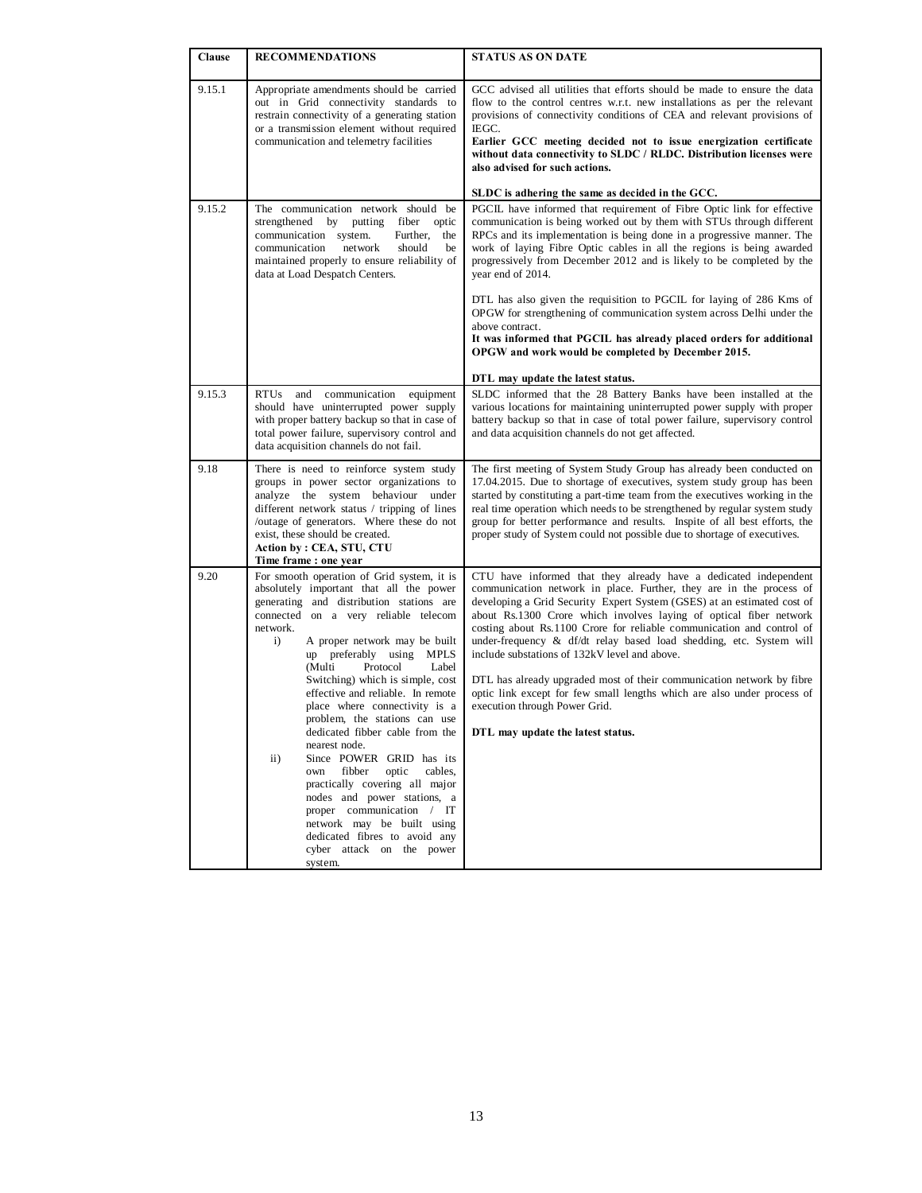| Clause | RECOMMENDATIONS | STATUS AS ON DATE |
|---|---|---|
| 9.15.1 | Appropriate amendments should be carried out in Grid connectivity standards to restrain connectivity of a generating station or a transmission element without required communication and telemetry facilities | GCC advised all utilities that efforts should be made to ensure the data flow to the control centres w.r.t. new installations as per the relevant provisions of connectivity conditions of CEA and relevant provisions of IEGC.<br>**Earlier GCC meeting decided not to issue energization certificate without data connectivity to SLDC / RLDC. Distribution licenses were also advised for such actions.**<br><br>**SLDC is adhering the same as decided in the GCC.** |
| 9.15.2 | The communication network should be strengthened by putting fiber optic communication system. Further, the communication network should be maintained properly to ensure reliability of data at Load Despatch Centers. | PGCIL have informed that requirement of Fibre Optic link for effective communication is being worked out by them with STUs through different RPCs and its implementation is being done in a progressive manner. The work of laying Fibre Optic cables in all the regions is being awarded progressively from December 2012 and is likely to be completed by the year end of 2014.<br><br>DTL has also given the requisition to PGCIL for laying of 286 Kms of OPGW for strengthening of communication system across Delhi under the above contract.<br>**It was informed that PGCIL has already placed orders for additional OPGW and work would be completed by December 2015.**<br><br>**DTL may update the latest status.** |
| 9.15.3 | RTUs and communication equipment should have uninterrupted power supply with proper battery backup so that in case of total power failure, supervisory control and data acquisition channels do not fail. | SLDC informed that the 28 Battery Banks have been installed at the various locations for maintaining uninterrupted power supply with proper battery backup so that in case of total power failure, supervisory control and data acquisition channels do not get affected. |
| 9.18 | There is need to reinforce system study groups in power sector organizations to analyze the system behaviour under different network status / tripping of lines /outage of generators. Where these do not exist, these should be created.<br>**Action by : CEA, STU, CTU**<br>**Time frame : one year** | The first meeting of System Study Group has already been conducted on 17.04.2015. Due to shortage of executives, system study group has been started by constituting a part-time team from the executives working in the real time operation which needs to be strengthened by regular system study group for better performance and results. Inspite of all best efforts, the proper study of System could not possible due to shortage of executives. |
| 9.20 | For smooth operation of Grid system, it is absolutely important that all the power generating and distribution stations are connected on a very reliable telecom network.<br>i) A proper network may be built up preferably using MPLS (Multi Protocol Label Switching) which is simple, cost effective and reliable. In remote place where connectivity is a problem, the stations can use dedicated fibber cable from the nearest node.<br>ii) Since POWER GRID has its own fibber optic cables, practically covering all major nodes and power stations, a proper communication / IT network may be built using dedicated fibres to avoid any cyber attack on the power system. | CTU have informed that they already have a dedicated independent communication network in place. Further, they are in the process of developing a Grid Security Expert System (GSES) at an estimated cost of about Rs.1300 Crore which involves laying of optical fiber network costing about Rs.1100 Crore for reliable communication and control of under-frequency & df/dt relay based load shedding, etc. System will include substations of 132kV level and above.<br><br>DTL has already upgraded most of their communication network by fibre optic link except for few small lengths which are also under process of execution through Power Grid.<br><br>**DTL may update the latest status.** |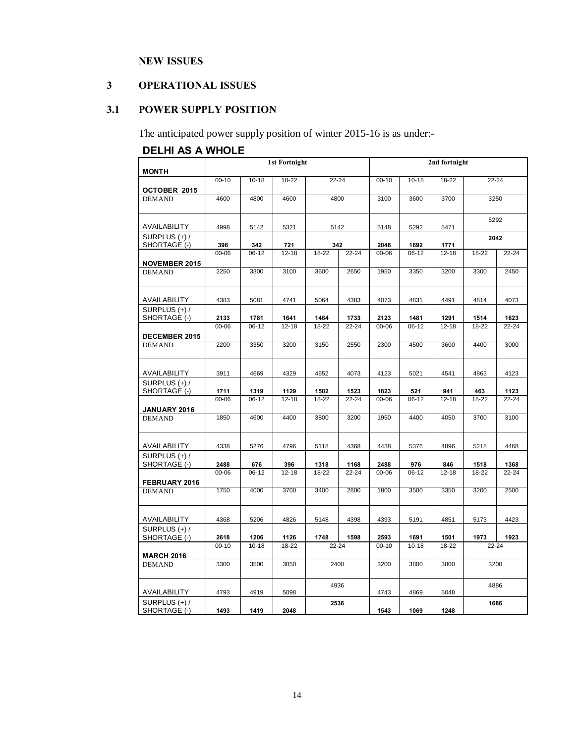**NEW ISSUES**

## 3 OPERATIONAL ISSUES

### 3.1 POWER SUPPLY POSITION

The anticipated power supply position of winter 2015-16 is as under:-

**DELHI AS A WHOLE**

| MONTH | 1st Fortnight | | | | | 2nd fortnight | | | | |
|---|---|---|---|---|---|---|---|---|---|---|
| **OCTOBER 2015** | 00-10 | 10-18 | 18-22 | 22-24 | | 00-10 | 10-18 | 18-22 | 22-24 | |
| DEMAND | 4600 | 4800 | 4600 | 4800 | | 3100 | 3600 | 3700 | 3250 | |
| AVAILABILITY | 4998 | 5142 | 5321 | 5142 | | 5148 | 5292 | 5471 | 5292 | |
| SURPLUS (+) / SHORTAGE (-) | **398** | **342** | **721** | **342** | | **2048** | **1692** | **1771** | **2042** | |
| **NOVEMBER 2015** | 00-06 | 06-12 | 12-18 | 18-22 | 22-24 | 00-06 | 06-12 | 12-18 | 18-22 | 22-24 |
| DEMAND | 2250 | 3300 | 3100 | 3600 | 2650 | 1950 | 3350 | 3200 | 3300 | 2450 |
| AVAILABILITY | 4383 | 5081 | 4741 | 5064 | 4383 | 4073 | 4831 | 4491 | 4814 | 4073 |
| SURPLUS (+) / SHORTAGE (-) | **2133** | **1781** | **1641** | **1464** | **1733** | **2123** | **1481** | **1291** | **1514** | **1623** |
| **DECEMBER 2015** | 00-06 | 06-12 | 12-18 | 18-22 | 22-24 | 00-06 | 06-12 | 12-18 | 18-22 | 22-24 |
| DEMAND | 2200 | 3350 | 3200 | 3150 | 2550 | 2300 | 4500 | 3600 | 4400 | 3000 |
| AVAILABILITY | 3911 | 4669 | 4329 | 4652 | 4073 | 4123 | 5021 | 4541 | 4863 | 4123 |
| SURPLUS (+) / SHORTAGE (-) | **1711** | **1319** | **1129** | **1502** | **1523** | **1823** | **521** | **941** | **463** | **1123** |
| **JANUARY 2016** | 00-06 | 06-12 | 12-18 | 18-22 | 22-24 | 00-06 | 06-12 | 12-18 | 18-22 | 22-24 |
| DEMAND | 1850 | 4600 | 4400 | 3800 | 3200 | 1950 | 4400 | 4050 | 3700 | 3100 |
| AVAILABILITY | 4338 | 5276 | 4796 | 5118 | 4368 | 4438 | 5376 | 4896 | 5218 | 4468 |
| SURPLUS (+) / SHORTAGE (-) | **2488** | **676** | **396** | **1318** | **1168** | **2488** | **976** | **846** | **1518** | **1368** |
| **FEBRUARY 2016** | 00-06 | 06-12 | 12-18 | 18-22 | 22-24 | 00-06 | 06-12 | 12-18 | 18-22 | 22-24 |
| DEMAND | 1750 | 4000 | 3700 | 3400 | 2800 | 1800 | 3500 | 3350 | 3200 | 2500 |
| AVAILABILITY | 4368 | 5206 | 4826 | 5148 | 4398 | 4393 | 5191 | 4851 | 5173 | 4423 |
| SURPLUS (+) / SHORTAGE (-) | **2618** | **1206** | **1126** | **1748** | **1598** | **2593** | **1691** | **1501** | **1973** | **1923** |
| **MARCH 2016** | 00-10 | 10-18 | 18-22 | 22-24 | | 00-10 | 10-18 | 18-22 | 22-24 | |
| DEMAND | 3300 | 3500 | 3050 | 2400 | | 3200 | 3800 | 3800 | 3200 | |
| AVAILABILITY | 4793 | 4919 | 5098 | 4936 | | 4743 | 4869 | 5048 | 4886 | |
| SURPLUS (+) / SHORTAGE (-) | **1493** | **1419** | **2048** | **2536** | | **1543** | **1069** | **1248** | **1686** | |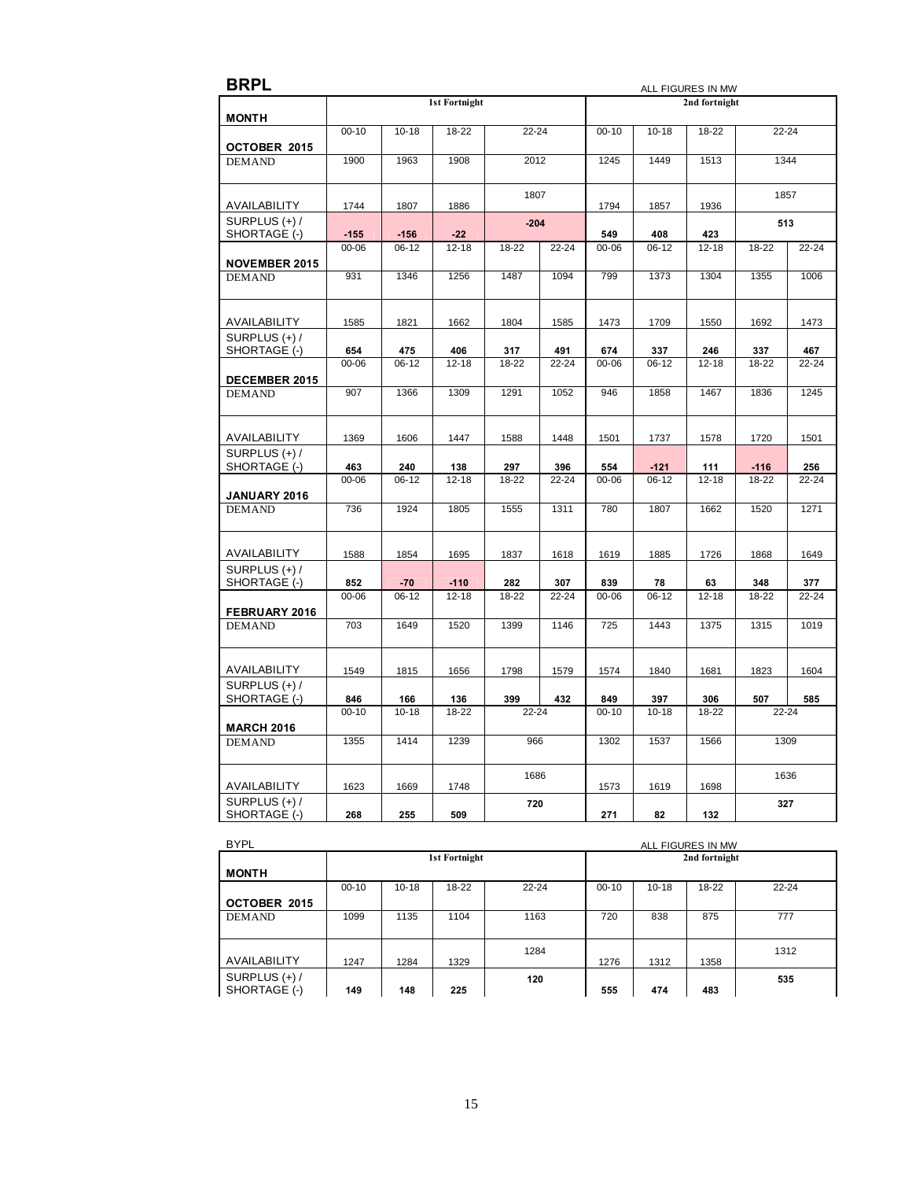## BRPL

ALL FIGURES IN MW

| MONTH | 1st Fortnight | | | | | 2nd fortnight | | | | |
|---|---|---|---|---|---|---|---|---|---|---|
| **OCTOBER 2015** | 00-10 | 10-18 | 18-22 | 22-24 | | 00-10 | 10-18 | 18-22 | 22-24 | |
| DEMAND | 1900 | 1963 | 1908 | 2012 | | 1245 | 1449 | 1513 | 1344 | |
| AVAILABILITY | 1744 | 1807 | 1886 | 1807 | | 1794 | 1857 | 1936 | 1857 | |
| SURPLUS (+) / SHORTAGE (-) | **-155** | **-156** | **-22** | **-204** | | **549** | **408** | **423** | **513** | |
| **NOVEMBER 2015** | 00-06 | 06-12 | 12-18 | 18-22 | 22-24 | 00-06 | 06-12 | 12-18 | 18-22 | 22-24 |
| DEMAND | 931 | 1346 | 1256 | 1487 | 1094 | 799 | 1373 | 1304 | 1355 | 1006 |
| AVAILABILITY | 1585 | 1821 | 1662 | 1804 | 1585 | 1473 | 1709 | 1550 | 1692 | 1473 |
| SURPLUS (+) / SHORTAGE (-) | **654** | **475** | **406** | **317** | **491** | **674** | **337** | **246** | **337** | **467** |
| **DECEMBER 2015** | 00-06 | 06-12 | 12-18 | 18-22 | 22-24 | 00-06 | 06-12 | 12-18 | 18-22 | 22-24 |
| DEMAND | 907 | 1366 | 1309 | 1291 | 1052 | 946 | 1858 | 1467 | 1836 | 1245 |
| AVAILABILITY | 1369 | 1606 | 1447 | 1588 | 1448 | 1501 | 1737 | 1578 | 1720 | 1501 |
| SURPLUS (+) / SHORTAGE (-) | **463** | **240** | **138** | **297** | **396** | **554** | **-121** | **111** | **-116** | **256** |
| **JANUARY 2016** | 00-06 | 06-12 | 12-18 | 18-22 | 22-24 | 00-06 | 06-12 | 12-18 | 18-22 | 22-24 |
| DEMAND | 736 | 1924 | 1805 | 1555 | 1311 | 780 | 1807 | 1662 | 1520 | 1271 |
| AVAILABILITY | 1588 | 1854 | 1695 | 1837 | 1618 | 1619 | 1885 | 1726 | 1868 | 1649 |
| SURPLUS (+) / SHORTAGE (-) | **852** | **-70** | **-110** | **282** | **307** | **839** | **78** | **63** | **348** | **377** |
| **FEBRUARY 2016** | 00-06 | 06-12 | 12-18 | 18-22 | 22-24 | 00-06 | 06-12 | 12-18 | 18-22 | 22-24 |
| DEMAND | 703 | 1649 | 1520 | 1399 | 1146 | 725 | 1443 | 1375 | 1315 | 1019 |
| AVAILABILITY | 1549 | 1815 | 1656 | 1798 | 1579 | 1574 | 1840 | 1681 | 1823 | 1604 |
| SURPLUS (+) / SHORTAGE (-) | **846** | **166** | **136** | **399** | **432** | **849** | **397** | **306** | **507** | **585** |
| **MARCH 2016** | 00-10 | 10-18 | 18-22 | 22-24 | | 00-10 | 10-18 | 18-22 | 22-24 | |
| DEMAND | 1355 | 1414 | 1239 | 966 | | 1302 | 1537 | 1566 | 1309 | |
| AVAILABILITY | 1623 | 1669 | 1748 | 1686 | | 1573 | 1619 | 1698 | 1636 | |
| SURPLUS (+) / SHORTAGE (-) | **268** | **255** | **509** | **720** | | **271** | **82** | **132** | **327** | |

## BYPL

ALL FIGURES IN MW

| MONTH | 1st Fortnight | | | | 2nd fortnight | | | |
|---|---|---|---|---|---|---|---|---|
| **OCTOBER 2015** | 00-10 | 10-18 | 18-22 | 22-24 | 00-10 | 10-18 | 18-22 | 22-24 |
| DEMAND | 1099 | 1135 | 1104 | 1163 | 720 | 838 | 875 | 777 |
| AVAILABILITY | 1247 | 1284 | 1329 | 1284 | 1276 | 1312 | 1358 | 1312 |
| SURPLUS (+) / SHORTAGE (-) | **149** | **148** | **225** | **120** | **555** | **474** | **483** | **535** |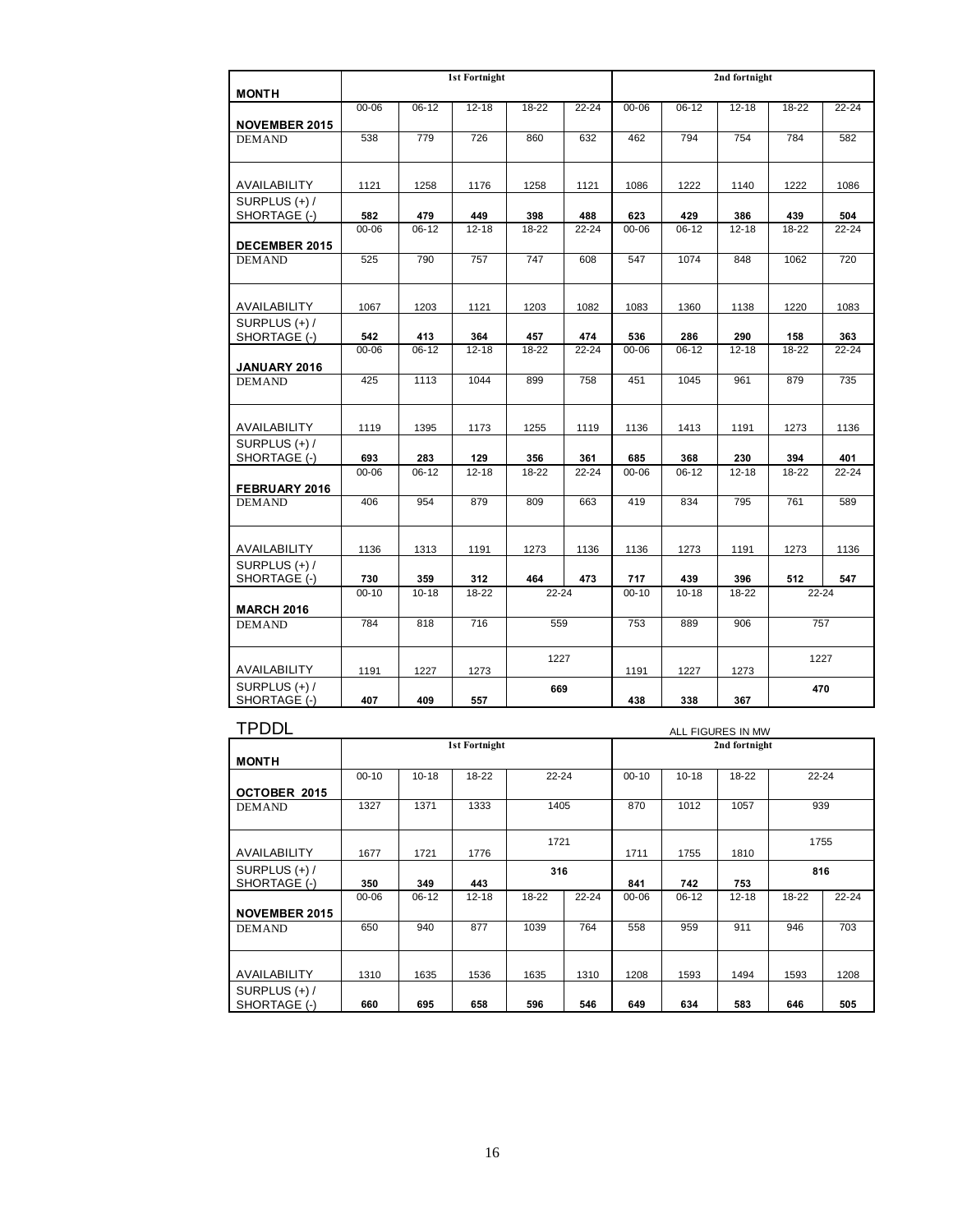| MONTH | 1st Fortnight | | | | | 2nd fortnight | | | | |
|---|---|---|---|---|---|---|---|---|---|---|
| NOVEMBER 2015 | 00-06 | 06-12 | 12-18 | 18-22 | 22-24 | 00-06 | 06-12 | 12-18 | 18-22 | 22-24 |
| DEMAND | 538 | 779 | 726 | 860 | 632 | 462 | 794 | 754 | 784 | 582 |
| AVAILABILITY | 1121 | 1258 | 1176 | 1258 | 1121 | 1086 | 1222 | 1140 | 1222 | 1086 |
| SURPLUS (+) / SHORTAGE (-) | **582** | **479** | **449** | **398** | **488** | **623** | **429** | **386** | **439** | **504** |
| DECEMBER 2015 | 00-06 | 06-12 | 12-18 | 18-22 | 22-24 | 00-06 | 06-12 | 12-18 | 18-22 | 22-24 |
| DEMAND | 525 | 790 | 757 | 747 | 608 | 547 | 1074 | 848 | 1062 | 720 |
| AVAILABILITY | 1067 | 1203 | 1121 | 1203 | 1082 | 1083 | 1360 | 1138 | 1220 | 1083 |
| SURPLUS (+) / SHORTAGE (-) | **542** | **413** | **364** | **457** | **474** | **536** | **286** | **290** | **158** | **363** |
| JANUARY 2016 | 00-06 | 06-12 | 12-18 | 18-22 | 22-24 | 00-06 | 06-12 | 12-18 | 18-22 | 22-24 |
| DEMAND | 425 | 1113 | 1044 | 899 | 758 | 451 | 1045 | 961 | 879 | 735 |
| AVAILABILITY | 1119 | 1395 | 1173 | 1255 | 1119 | 1136 | 1413 | 1191 | 1273 | 1136 |
| SURPLUS (+) / SHORTAGE (-) | **693** | **283** | **129** | **356** | **361** | **685** | **368** | **230** | **394** | **401** |
| FEBRUARY 2016 | 00-06 | 06-12 | 12-18 | 18-22 | 22-24 | 00-06 | 06-12 | 12-18 | 18-22 | 22-24 |
| DEMAND | 406 | 954 | 879 | 809 | 663 | 419 | 834 | 795 | 761 | 589 |
| AVAILABILITY | 1136 | 1313 | 1191 | 1273 | 1136 | 1136 | 1273 | 1191 | 1273 | 1136 |
| SURPLUS (+) / SHORTAGE (-) | **730** | **359** | **312** | **464** | **473** | **717** | **439** | **396** | **512** | **547** |
| MARCH 2016 | 00-10 | 10-18 | 18-22 | 22-24 | | 00-10 | 10-18 | 18-22 | 22-24 | |
| DEMAND | 784 | 818 | 716 | 559 | | 753 | 889 | 906 | 757 | |
| AVAILABILITY | 1191 | 1227 | 1273 | 1227 | | 1191 | 1227 | 1273 | 1227 | |
| SURPLUS (+) / SHORTAGE (-) | **407** | **409** | **557** | **669** | | **438** | **338** | **367** | **470** | |

## TPDDL

ALL FIGURES IN MW

| MONTH | 1st Fortnight | | | | | 2nd fortnight | | | | |
|---|---|---|---|---|---|---|---|---|---|---|
| OCTOBER 2015 | 00-10 | 10-18 | 18-22 | 22-24 | | 00-10 | 10-18 | 18-22 | 22-24 | |
| DEMAND | 1327 | 1371 | 1333 | 1405 | | 870 | 1012 | 1057 | 939 | |
| AVAILABILITY | 1677 | 1721 | 1776 | 1721 | | 1711 | 1755 | 1810 | 1755 | |
| SURPLUS (+) / SHORTAGE (-) | **350** | **349** | **443** | **316** | | **841** | **742** | **753** | **816** | |
| NOVEMBER 2015 | 00-06 | 06-12 | 12-18 | 18-22 | 22-24 | 00-06 | 06-12 | 12-18 | 18-22 | 22-24 |
| DEMAND | 650 | 940 | 877 | 1039 | 764 | 558 | 959 | 911 | 946 | 703 |
| AVAILABILITY | 1310 | 1635 | 1536 | 1635 | 1310 | 1208 | 1593 | 1494 | 1593 | 1208 |
| SURPLUS (+) / SHORTAGE (-) | **660** | **695** | **658** | **596** | **546** | **649** | **634** | **583** | **646** | **505** |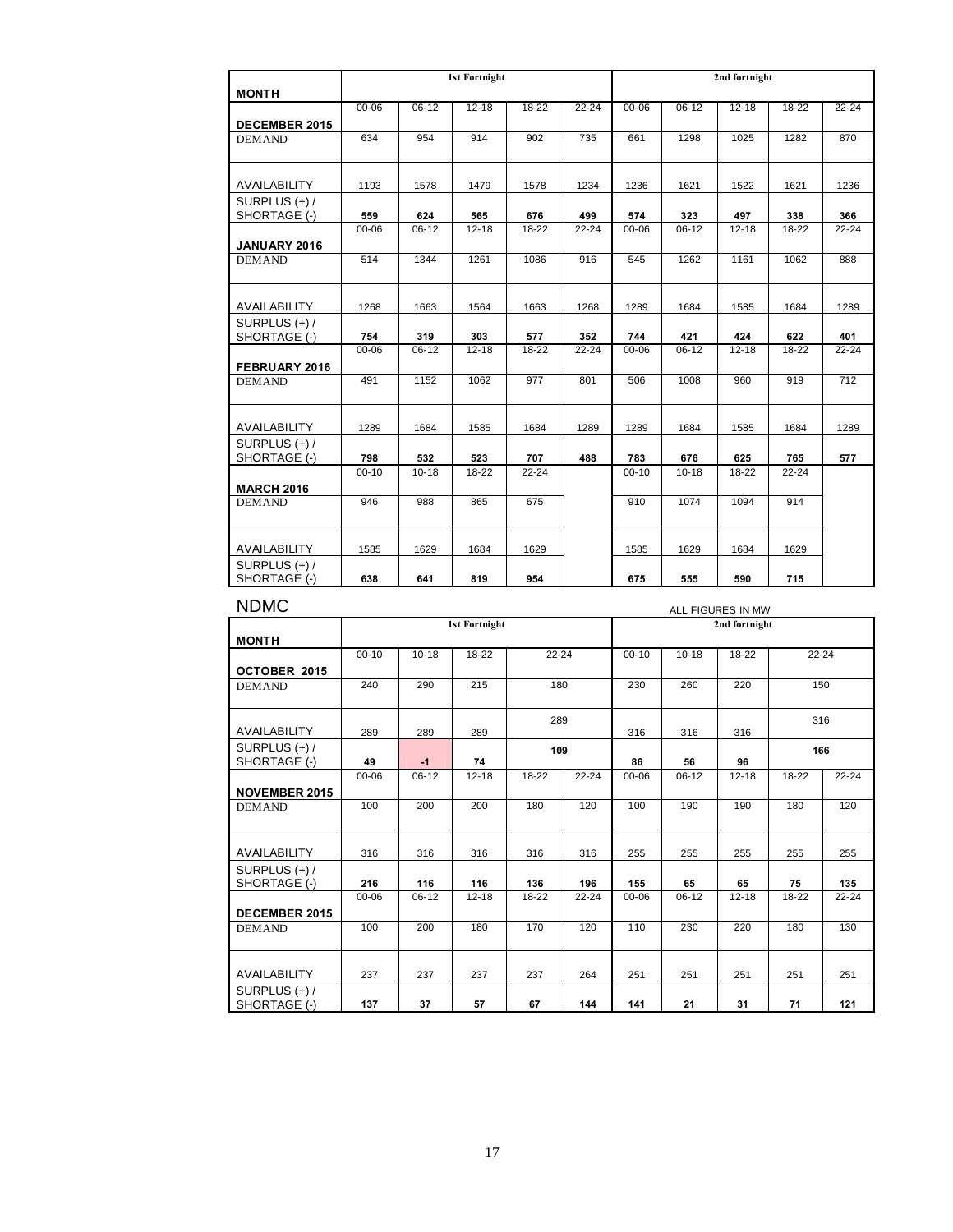| MONTH | 1st Fortnight | | | | | 2nd fortnight | | | | |
|---|---|---|---|---|---|---|---|---|---|---|
| DECEMBER 2015 | 00-06 | 06-12 | 12-18 | 18-22 | 22-24 | 00-06 | 06-12 | 12-18 | 18-22 | 22-24 |
| DEMAND | 634 | 954 | 914 | 902 | 735 | 661 | 1298 | 1025 | 1282 | 870 |
| AVAILABILITY | 1193 | 1578 | 1479 | 1578 | 1234 | 1236 | 1621 | 1522 | 1621 | 1236 |
| SURPLUS (+) / SHORTAGE (-) | 559 | 624 | 565 | 676 | 499 | 574 | 323 | 497 | 338 | 366 |
| JANUARY 2016 | 00-06 | 06-12 | 12-18 | 18-22 | 22-24 | 00-06 | 06-12 | 12-18 | 18-22 | 22-24 |
| DEMAND | 514 | 1344 | 1261 | 1086 | 916 | 545 | 1262 | 1161 | 1062 | 888 |
| AVAILABILITY | 1268 | 1663 | 1564 | 1663 | 1268 | 1289 | 1684 | 1585 | 1684 | 1289 |
| SURPLUS (+) / SHORTAGE (-) | 754 | 319 | 303 | 577 | 352 | 744 | 421 | 424 | 622 | 401 |
| FEBRUARY 2016 | 00-06 | 06-12 | 12-18 | 18-22 | 22-24 | 00-06 | 06-12 | 12-18 | 18-22 | 22-24 |
| DEMAND | 491 | 1152 | 1062 | 977 | 801 | 506 | 1008 | 960 | 919 | 712 |
| AVAILABILITY | 1289 | 1684 | 1585 | 1684 | 1289 | 1289 | 1684 | 1585 | 1684 | 1289 |
| SURPLUS (+) / SHORTAGE (-) | 798 | 532 | 523 | 707 | 488 | 783 | 676 | 625 | 765 | 577 |
| MARCH 2016 | 00-10 | 10-18 | 18-22 | 22-24 | | 00-10 | 10-18 | 18-22 | 22-24 | |
| DEMAND | 946 | 988 | 865 | 675 | | 910 | 1074 | 1094 | 914 | |
| AVAILABILITY | 1585 | 1629 | 1684 | 1629 | | 1585 | 1629 | 1684 | 1629 | |
| SURPLUS (+) / SHORTAGE (-) | 638 | 641 | 819 | 954 | | 675 | 555 | 590 | 715 | |

## NDMC

ALL FIGURES IN MW

| MONTH | 1st Fortnight | | | | | 2nd fortnight | | | | |
|---|---|---|---|---|---|---|---|---|---|---|
| OCTOBER 2015 | 00-10 | 10-18 | 18-22 | 22-24 | | 00-10 | 10-18 | 18-22 | 22-24 | |
| DEMAND | 240 | 290 | 215 | 180 | | 230 | 260 | 220 | 150 | |
| AVAILABILITY | 289 | 289 | 289 | 289 | | 316 | 316 | 316 | 316 | |
| SURPLUS (+) / SHORTAGE (-) | 49 | -1 | 74 | 109 | | 86 | 56 | 96 | 166 | |
| NOVEMBER 2015 | 00-06 | 06-12 | 12-18 | 18-22 | 22-24 | 00-06 | 06-12 | 12-18 | 18-22 | 22-24 |
| DEMAND | 100 | 200 | 200 | 180 | 120 | 100 | 190 | 190 | 180 | 120 |
| AVAILABILITY | 316 | 316 | 316 | 316 | 316 | 255 | 255 | 255 | 255 | 255 |
| SURPLUS (+) / SHORTAGE (-) | 216 | 116 | 116 | 136 | 196 | 155 | 65 | 65 | 75 | 135 |
| DECEMBER 2015 | 00-06 | 06-12 | 12-18 | 18-22 | 22-24 | 00-06 | 06-12 | 12-18 | 18-22 | 22-24 |
| DEMAND | 100 | 200 | 180 | 170 | 120 | 110 | 230 | 220 | 180 | 130 |
| AVAILABILITY | 237 | 237 | 237 | 237 | 264 | 251 | 251 | 251 | 251 | 251 |
| SURPLUS (+) / SHORTAGE (-) | 137 | 37 | 57 | 67 | 144 | 141 | 21 | 31 | 71 | 121 |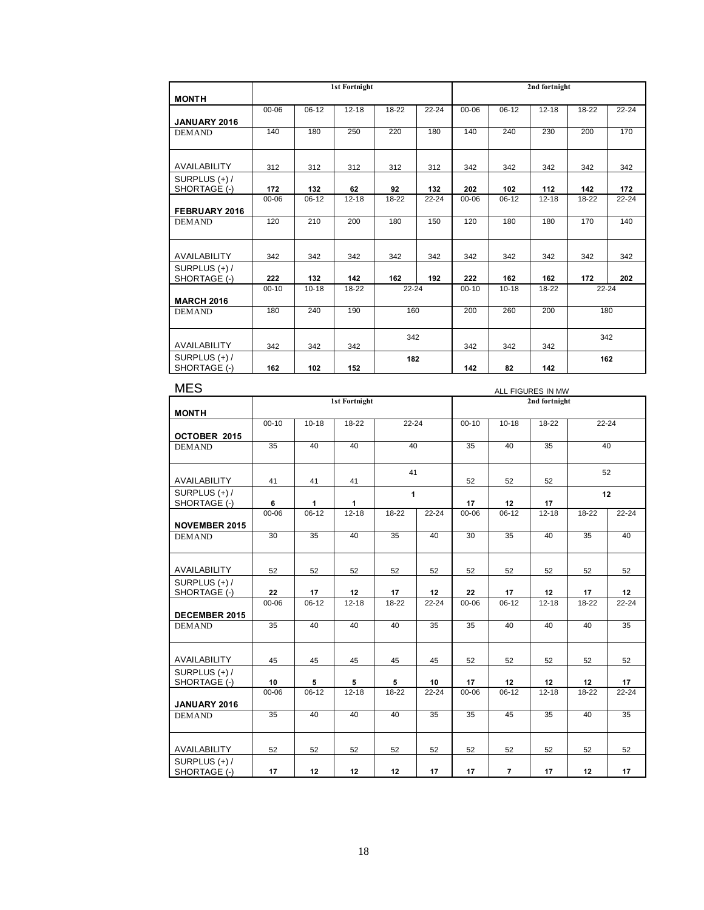| MONTH | 1st Fortnight | | | | | 2nd fortnight | | | | |
|---|---|---|---|---|---|---|---|---|---|---|
| JANUARY 2016 | 00-06 | 06-12 | 12-18 | 18-22 | 22-24 | 00-06 | 06-12 | 12-18 | 18-22 | 22-24 |
| DEMAND | 140 | 180 | 250 | 220 | 180 | 140 | 240 | 230 | 200 | 170 |
| AVAILABILITY | 312 | 312 | 312 | 312 | 312 | 342 | 342 | 342 | 342 | 342 |
| SURPLUS (+) / SHORTAGE (-) | **172** | **132** | **62** | **92** | **132** | **202** | **102** | **112** | **142** | **172** |
| FEBRUARY 2016 | 00-06 | 06-12 | 12-18 | 18-22 | 22-24 | 00-06 | 06-12 | 12-18 | 18-22 | 22-24 |
| DEMAND | 120 | 210 | 200 | 180 | 150 | 120 | 180 | 180 | 170 | 140 |
| AVAILABILITY | 342 | 342 | 342 | 342 | 342 | 342 | 342 | 342 | 342 | 342 |
| SURPLUS (+) / SHORTAGE (-) | **222** | **132** | **142** | **162** | **192** | **222** | **162** | **162** | **172** | **202** |
| MARCH 2016 | 00-10 | 10-18 | 18-22 | 22-24 | | 00-10 | 10-18 | 18-22 | 22-24 | |
| DEMAND | 180 | 240 | 190 | 160 | | 200 | 260 | 200 | 180 | |
| AVAILABILITY | 342 | 342 | 342 | 342 | | 342 | 342 | 342 | 342 | |
| SURPLUS (+) / SHORTAGE (-) | **162** | **102** | **152** | **182** | | **142** | **82** | **142** | **162** | |

## MES

ALL FIGURES IN MW

| MONTH | 1st Fortnight | | | | | 2nd fortnight | | | | |
|---|---|---|---|---|---|---|---|---|---|---|
| OCTOBER 2015 | 00-10 | 10-18 | 18-22 | 22-24 | | 00-10 | 10-18 | 18-22 | 22-24 | |
| DEMAND | 35 | 40 | 40 | 40 | | 35 | 40 | 35 | 40 | |
| AVAILABILITY | 41 | 41 | 41 | 41 | | 52 | 52 | 52 | 52 | |
| SURPLUS (+) / SHORTAGE (-) | **6** | **1** | **1** | **1** | | **17** | **12** | **17** | **12** | |
| NOVEMBER 2015 | 00-06 | 06-12 | 12-18 | 18-22 | 22-24 | 00-06 | 06-12 | 12-18 | 18-22 | 22-24 |
| DEMAND | 30 | 35 | 40 | 35 | 40 | 30 | 35 | 40 | 35 | 40 |
| AVAILABILITY | 52 | 52 | 52 | 52 | 52 | 52 | 52 | 52 | 52 | 52 |
| SURPLUS (+) / SHORTAGE (-) | **22** | **17** | **12** | **17** | **12** | **22** | **17** | **12** | **17** | **12** |
| DECEMBER 2015 | 00-06 | 06-12 | 12-18 | 18-22 | 22-24 | 00-06 | 06-12 | 12-18 | 18-22 | 22-24 |
| DEMAND | 35 | 40 | 40 | 40 | 35 | 35 | 40 | 40 | 40 | 35 |
| AVAILABILITY | 45 | 45 | 45 | 45 | 45 | 52 | 52 | 52 | 52 | 52 |
| SURPLUS (+) / SHORTAGE (-) | **10** | **5** | **5** | **5** | **10** | **17** | **12** | **12** | **12** | **17** |
| JANUARY 2016 | 00-06 | 06-12 | 12-18 | 18-22 | 22-24 | 00-06 | 06-12 | 12-18 | 18-22 | 22-24 |
| DEMAND | 35 | 40 | 40 | 40 | 35 | 35 | 45 | 35 | 40 | 35 |
| AVAILABILITY | 52 | 52 | 52 | 52 | 52 | 52 | 52 | 52 | 52 | 52 |
| SURPLUS (+) / SHORTAGE (-) | **17** | **12** | **12** | **12** | **17** | **17** | **7** | **17** | **12** | **17** |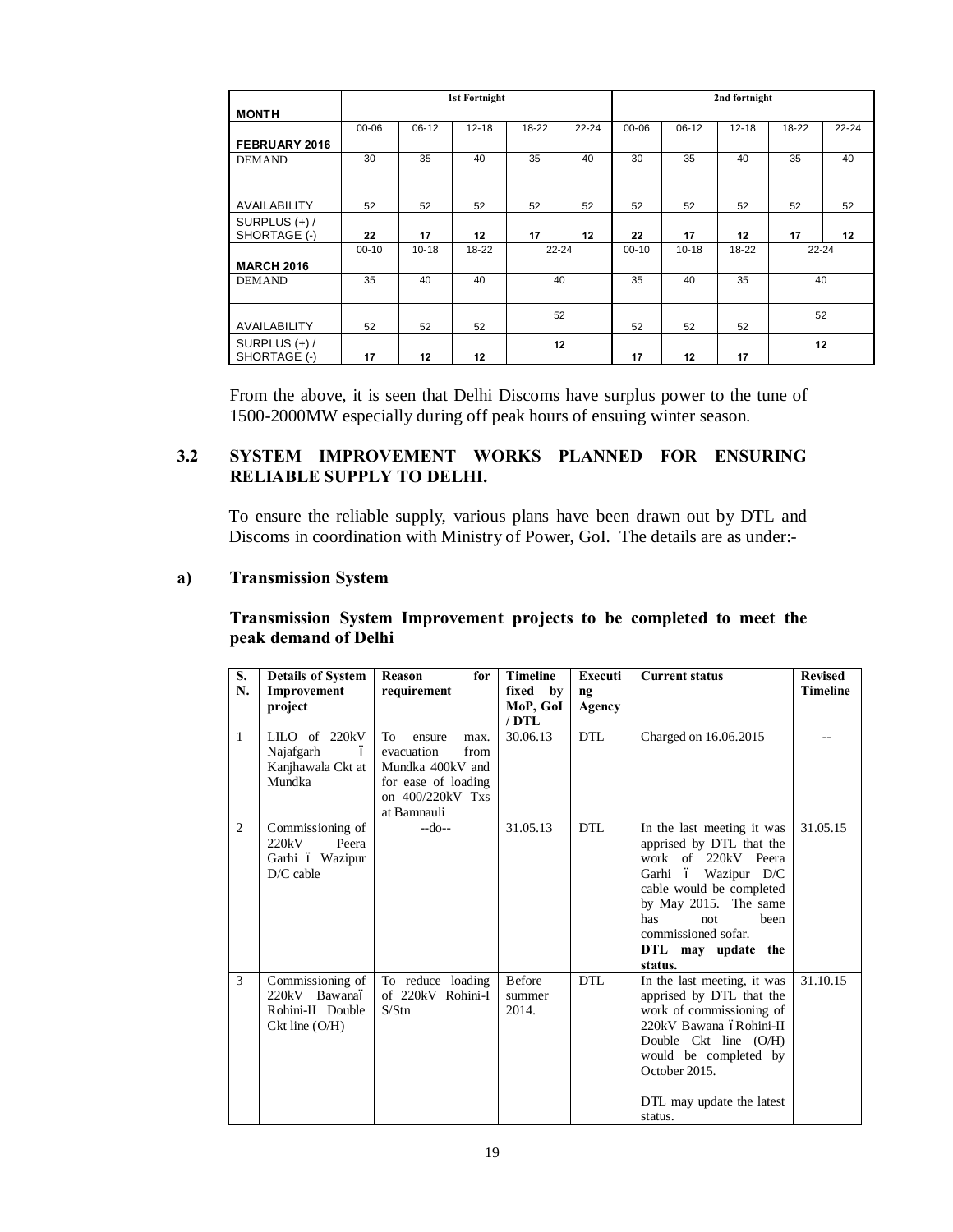| MONTH | 1st Fortnight | | | | | 2nd fortnight | | | | |
|---|---|---|---|---|---|---|---|---|---|---|
| FEBRUARY 2016 | 00-06 | 06-12 | 12-18 | 18-22 | 22-24 | 00-06 | 06-12 | 12-18 | 18-22 | 22-24 |
| DEMAND | 30 | 35 | 40 | 35 | 40 | 30 | 35 | 40 | 35 | 40 |
| AVAILABILITY | 52 | 52 | 52 | 52 | 52 | 52 | 52 | 52 | 52 | 52 |
| SURPLUS (+) / SHORTAGE (-) | **22** | **17** | **12** | **17** | **12** | **22** | **17** | **12** | **17** | **12** |
| MARCH 2016 | 00-10 | 10-18 | 18-22 | 22-24 | | 00-10 | 10-18 | 18-22 | 22-24 | |
| DEMAND | 35 | 40 | 40 | 40 | | 35 | 40 | 35 | 40 | |
| AVAILABILITY | 52 | 52 | 52 | 52 | | 52 | 52 | 52 | 52 | |
| SURPLUS (+) / SHORTAGE (-) | **17** | **12** | **12** | **12** | | **17** | **12** | **17** | **12** | |

From the above, it is seen that Delhi Discoms have surplus power to the tune of 1500-2000MW especially during off peak hours of ensuing winter season.

## 3.2 SYSTEM IMPROVEMENT WORKS PLANNED FOR ENSURING RELIABLE SUPPLY TO DELHI.

To ensure the reliable supply, various plans have been drawn out by DTL and Discoms in coordination with Ministry of Power, GoI. The details are as under:-

### a) Transmission System

**Transmission System Improvement projects to be completed to meet the peak demand of Delhi**

| S. N. | Details of System Improvement project | Reason for requirement | Timeline fixed by MoP, GoI / DTL | Executing Agency | Current status | Revised Timeline |
|---|---|---|---|---|---|---|
| 1 | LILO of 220kV Najafgarh – Kanjhawala Ckt at Mundka | To ensure max. evacuation from Mundka 400kV and for ease of loading on 400/220kV Txs at Bamnauli | 30.06.13 | DTL | Charged on 16.06.2015 | -- |
| 2 | Commissioning of 220kV Peera Garhi – Wazipur D/C cable | --do-- | 31.05.13 | DTL | In the last meeting it was apprised by DTL that the work of 220kV Peera Garhi – Wazipur D/C cable would be completed by May 2015. The same has not been commissioned sofar. **DTL may update the status.** | 31.05.15 |
| 3 | Commissioning of 220kV Bawana– Rohini-II Double Ckt line (O/H) | To reduce loading of 220kV Rohini-I S/Stn | Before summer 2014. | DTL | In the last meeting, it was apprised by DTL that the work of commissioning of 220kV Bawana – Rohini-II Double Ckt line (O/H) would be completed by October 2015.<br><br>DTL may update the latest status. | 31.10.15 |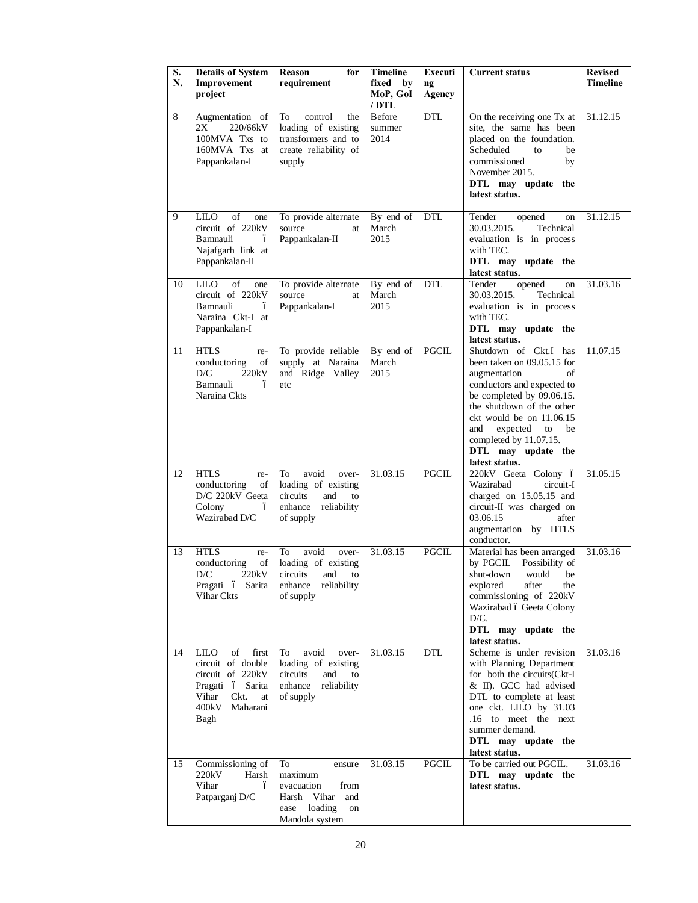| S. N. | Details of System Improvement project | Reason for requirement | Timeline fixed by MoP, GoI / DTL | Executing Agency | Current status | Revised Timeline |
|---|---|---|---|---|---|---|
| 8 | Augmentation of 2X 220/66kV 100MVA Txs to 160MVA Txs at Pappankalan-I | To control the loading of existing transformers and to create reliability of supply | Before summer 2014 | DTL | On the receiving one Tx at site, the same has been placed on the foundation. Scheduled to be commissioned by November 2015. **DTL may update the latest status.** | 31.12.15 |
| 9 | LILO of one circuit of 220kV Bamnauli ï Najafgarh link at Pappankalan-II | To provide alternate source at Pappankalan-II | By end of March 2015 | DTL | Tender opened on 30.03.2015. Technical evaluation is in process with TEC. **DTL may update the latest status.** | 31.12.15 |
| 10 | LILO of one circuit of 220kV Bamnauli ï Naraina Ckt-I at Pappankalan-I | To provide alternate source at Pappankalan-I | By end of March 2015 | DTL | Tender opened on 30.03.2015. Technical evaluation is in process with TEC. **DTL may update the latest status.** | 31.03.16 |
| 11 | HTLS re-conductoring of D/C 220kV Bamnauli ï Naraina Ckts | To provide reliable supply at Naraina and Ridge Valley etc | By end of March 2015 | PGCIL | Shutdown of Ckt.I has been taken on 09.05.15 for augmentation of conductors and expected to be completed by 09.06.15. the shutdown of the other ckt would be on 11.06.15 and expected to be completed by 11.07.15. **DTL may update the latest status.** | 11.07.15 |
| 12 | HTLS re-conductoring of D/C 220kV Geeta Colony ï Wazirabad D/C | To avoid over-loading of existing circuits and to enhance reliability of supply | 31.03.15 | PGCIL | 220kV Geeta Colony ï Wazirabad circuit-I charged on 15.05.15 and circuit-II was charged on 03.06.15 after augmentation by HTLS conductor. | 31.05.15 |
| 13 | HTLS re-conductoring of D/C 220kV Pragati ï Sarita Vihar Ckts | To avoid over-loading of existing circuits and to enhance reliability of supply | 31.03.15 | PGCIL | Material has been arranged by PGCIL Possibility of shut-down would be explored after the commissioning of 220kV Wazirabad ï Geeta Colony D/C. **DTL may update the latest status.** | 31.03.16 |
| 14 | LILO of first circuit of double circuit of 220kV Pragati ï Sarita Vihar Ckt. at 400kV Maharani Bagh | To avoid over-loading of existing circuits and to enhance reliability of supply | 31.03.15 | DTL | Scheme is under revision with Planning Department for both the circuits(Ckt-I & II). GCC had advised DTL to complete at least one ckt. LILO by 31.03 .16 to meet the next summer demand. **DTL may update the latest status.** | 31.03.16 |
| 15 | Commissioning of 220kV Harsh Vihar ï Patparganj D/C | To ensure maximum evacuation from Harsh Vihar and ease loading on Mandola system | 31.03.15 | PGCIL | To be carried out PGCIL. **DTL may update the latest status.** | 31.03.16 |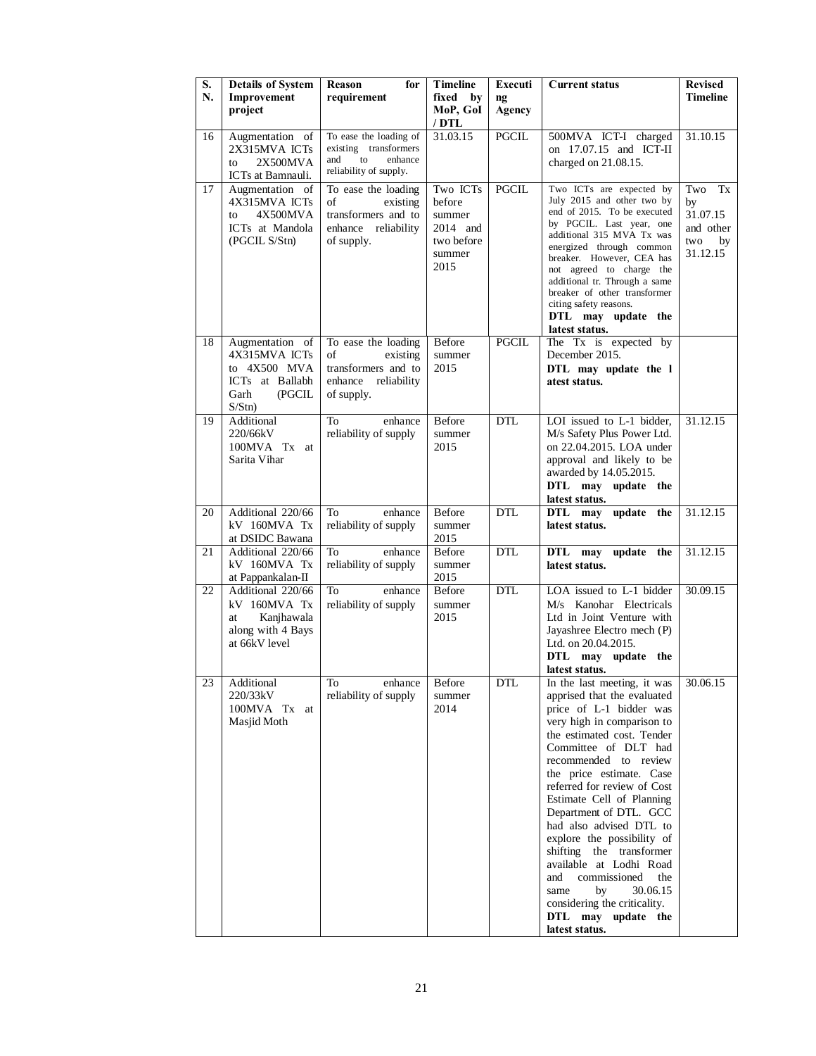| S. N. | Details of System Improvement project | Reason for requirement | Timeline fixed by MoP, GoI / DTL | Executing Agency | Current status | Revised Timeline |
|---|---|---|---|---|---|---|
| 16 | Augmentation of 2X315MVA ICTs to 2X500MVA ICTs at Bamnauli. | To ease the loading of existing transformers and to enhance reliability of supply. | 31.03.15 | PGCIL | 500MVA ICT-I charged on 17.07.15 and ICT-II charged on 21.08.15. | 31.10.15 |
| 17 | Augmentation of 4X315MVA ICTs to 4X500MVA ICTs at Mandola (PGCIL S/Stn) | To ease the loading of existing transformers and to enhance reliability of supply. | Two ICTs before summer 2014 and two before summer 2015 | PGCIL | Two ICTs are expected by July 2015 and other two by end of 2015. To be executed by PGCIL. Last year, one additional 315 MVA Tx was energized through common breaker. However, CEA has not agreed to charge the additional tr. Through a same breaker of other transformer citing safety reasons. **DTL may update the latest status.** | Two Tx by 31.07.15 and other two by 31.12.15 |
| 18 | Augmentation of 4X315MVA ICTs to 4X500 MVA ICTs at Ballabh Garh (PGCIL S/Stn) | To ease the loading of existing transformers and to enhance reliability of supply. | Before summer 2015 | PGCIL | The Tx is expected by December 2015. **DTL may update the l atest status.** | |
| 19 | Additional 220/66kV 100MVA Tx at Sarita Vihar | To enhance reliability of supply | Before summer 2015 | DTL | LOI issued to L-1 bidder, M/s Safety Plus Power Ltd. on 22.04.2015. LOA under approval and likely to be awarded by 14.05.2015. **DTL may update the latest status.** | 31.12.15 |
| 20 | Additional 220/66 kV 160MVA Tx at DSIDC Bawana | To enhance reliability of supply | Before summer 2015 | DTL | **DTL may update the latest status.** | 31.12.15 |
| 21 | Additional 220/66 kV 160MVA Tx at Pappankalan-II | To enhance reliability of supply | Before summer 2015 | DTL | **DTL may update the latest status.** | 31.12.15 |
| 22 | Additional 220/66 kV 160MVA Tx at Kanjhawala along with 4 Bays at 66kV level | To enhance reliability of supply | Before summer 2015 | DTL | LOA issued to L-1 bidder M/s Kanohar Electricals Ltd in Joint Venture with Jayashree Electro mech (P) Ltd. on 20.04.2015. **DTL may update the latest status.** | 30.09.15 |
| 23 | Additional 220/33kV 100MVA Tx at Masjid Moth | To enhance reliability of supply | Before summer 2014 | DTL | In the last meeting, it was apprised that the evaluated price of L-1 bidder was very high in comparison to the estimated cost. Tender Committee of DLT had recommended to review the price estimate. Case referred for review of Cost Estimate Cell of Planning Department of DTL. GCC had also advised DTL to explore the possibility of shifting the transformer available at Lodhi Road and commissioned the same by 30.06.15 considering the criticality. **DTL may update the latest status.** | 30.06.15 |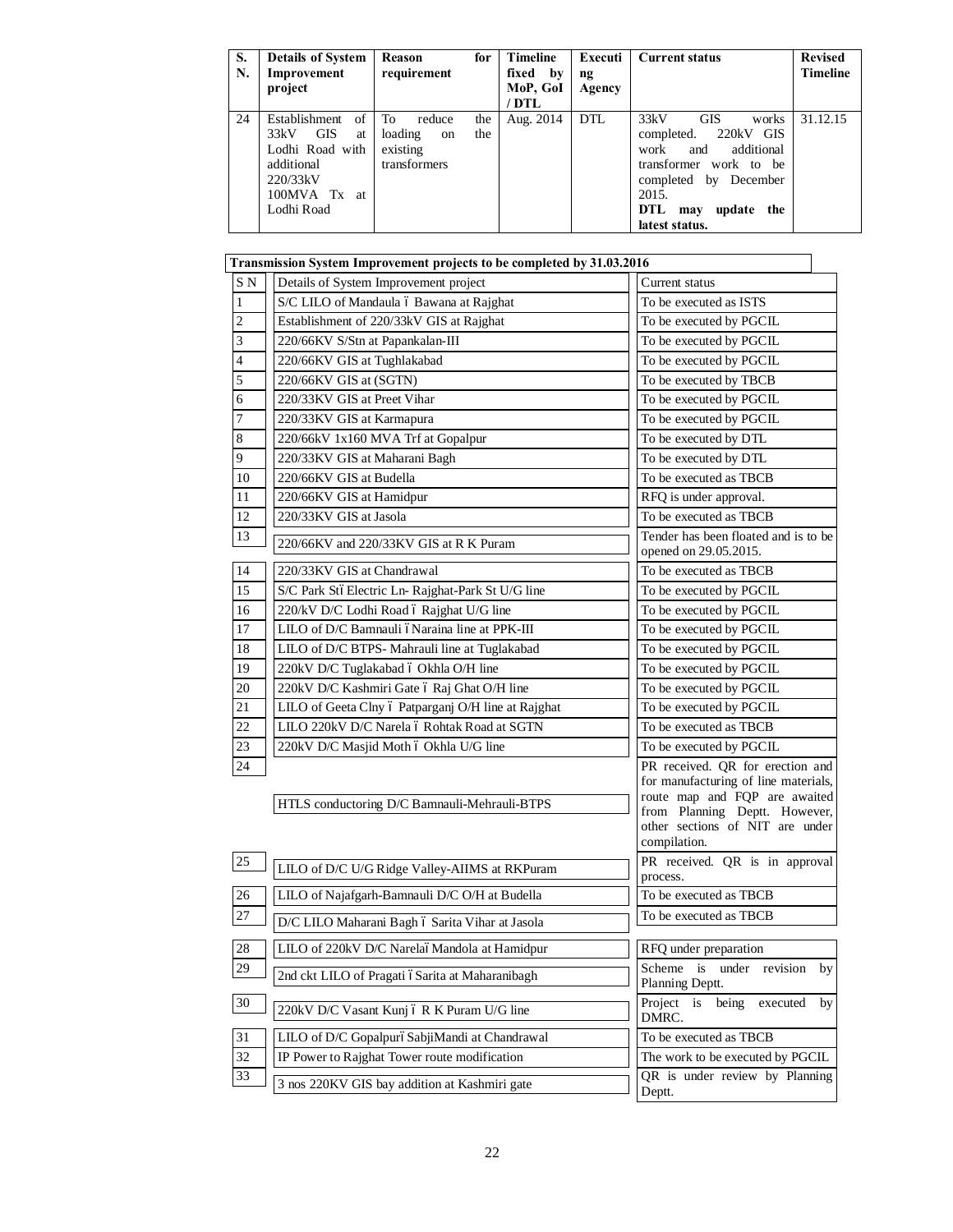| S. N. | Details of System Improvement project | Reason for requirement | Timeline fixed by MoP, GoI / DTL | Executing Agency | Current status | Revised Timeline |
|---|---|---|---|---|---|---|
| 24 | Establishment of 33kV GIS at Lodhi Road with additional 220/33kV 100MVA Tx at Lodhi Road | To reduce the loading on the existing transformers | Aug. 2014 | DTL | 33kV GIS works completed. 220kV GIS work and additional transformer work to be completed by December 2015. **DTL may update the latest status.** | 31.12.15 |

**Transmission System Improvement projects to be completed by 31.03.2016**

| S N | Details of System Improvement project | Current status |
|---|---|---|
| 1 | S/C LILO of Mandaula – Bawana at Rajghat | To be executed as ISTS |
| 2 | Establishment of 220/33kV GIS at Rajghat | To be executed by PGCIL |
| 3 | 220/66KV S/Stn at Papankalan-III | To be executed by PGCIL |
| 4 | 220/66KV GIS at Tughlakabad | To be executed by PGCIL |
| 5 | 220/66KV GIS at (SGTN) | To be executed by TBCB |
| 6 | 220/33KV GIS at Preet Vihar | To be executed by PGCIL |
| 7 | 220/33KV GIS at Karmapura | To be executed by PGCIL |
| 8 | 220/66kV 1x160 MVA Trf at Gopalpur | To be executed by DTL |
| 9 | 220/33KV GIS at Maharani Bagh | To be executed by DTL |
| 10 | 220/66KV GIS at Budella | To be executed as TBCB |
| 11 | 220/66KV GIS at Hamidpur | RFQ is under approval. |
| 12 | 220/33KV GIS at Jasola | To be executed as TBCB |
| 13 | 220/66KV and 220/33KV GIS at R K Puram | Tender has been floated and is to be opened on 29.05.2015. |
| 14 | 220/33KV GIS at Chandrawal | To be executed as TBCB |
| 15 | S/C Park St–Electric Ln- Rajghat-Park St U/G line | To be executed by PGCIL |
| 16 | 220/kV D/C Lodhi Road – Rajghat U/G line | To be executed by PGCIL |
| 17 | LILO of D/C Bamnauli – Naraina line at PPK-III | To be executed by PGCIL |
| 18 | LILO of D/C BTPS- Mahrauli line at Tuglakabad | To be executed by PGCIL |
| 19 | 220kV D/C Tuglakabad – Okhla O/H line | To be executed by PGCIL |
| 20 | 220kV D/C Kashmiri Gate – Raj Ghat O/H line | To be executed by PGCIL |
| 21 | LILO of Geeta Clny – Patparganj O/H line at Rajghat | To be executed by PGCIL |
| 22 | LILO 220kV D/C Narela – Rohtak Road at SGTN | To be executed as TBCB |
| 23 | 220kV D/C Masjid Moth – Okhla U/G line | To be executed by PGCIL |
| 24 | HTLS conductoring D/C Bamnauli-Mehrauli-BTPS | PR received. QR for erection and for manufacturing of line materials, route map and FQP are awaited from Planning Deptt. However, other sections of NIT are under compilation. |
| 25 | LILO of D/C U/G Ridge Valley-AIIMS at RKPuram | PR received. QR is in approval process. |
| 26 | LILO of Najafgarh-Bamnauli D/C O/H at Budella | To be executed as TBCB |
| 27 | D/C LILO Maharani Bagh – Sarita Vihar at Jasola | To be executed as TBCB |
| 28 | LILO of 220kV D/C Narela–Mandola at Hamidpur | RFQ under preparation |
| 29 | 2nd ckt LILO of Pragati – Sarita at Maharanibagh | Scheme is under revision by Planning Deptt. |
| 30 | 220kV D/C Vasant Kunj – R K Puram U/G line | Project is being executed by DMRC. |
| 31 | LILO of D/C Gopalpur–SabjiMandi at Chandrawal | To be executed as TBCB |
| 32 | IP Power to Rajghat Tower route modification | The work to be executed by PGCIL |
| 33 | 3 nos 220KV GIS bay addition at Kashmiri gate | QR is under review by Planning Deptt. |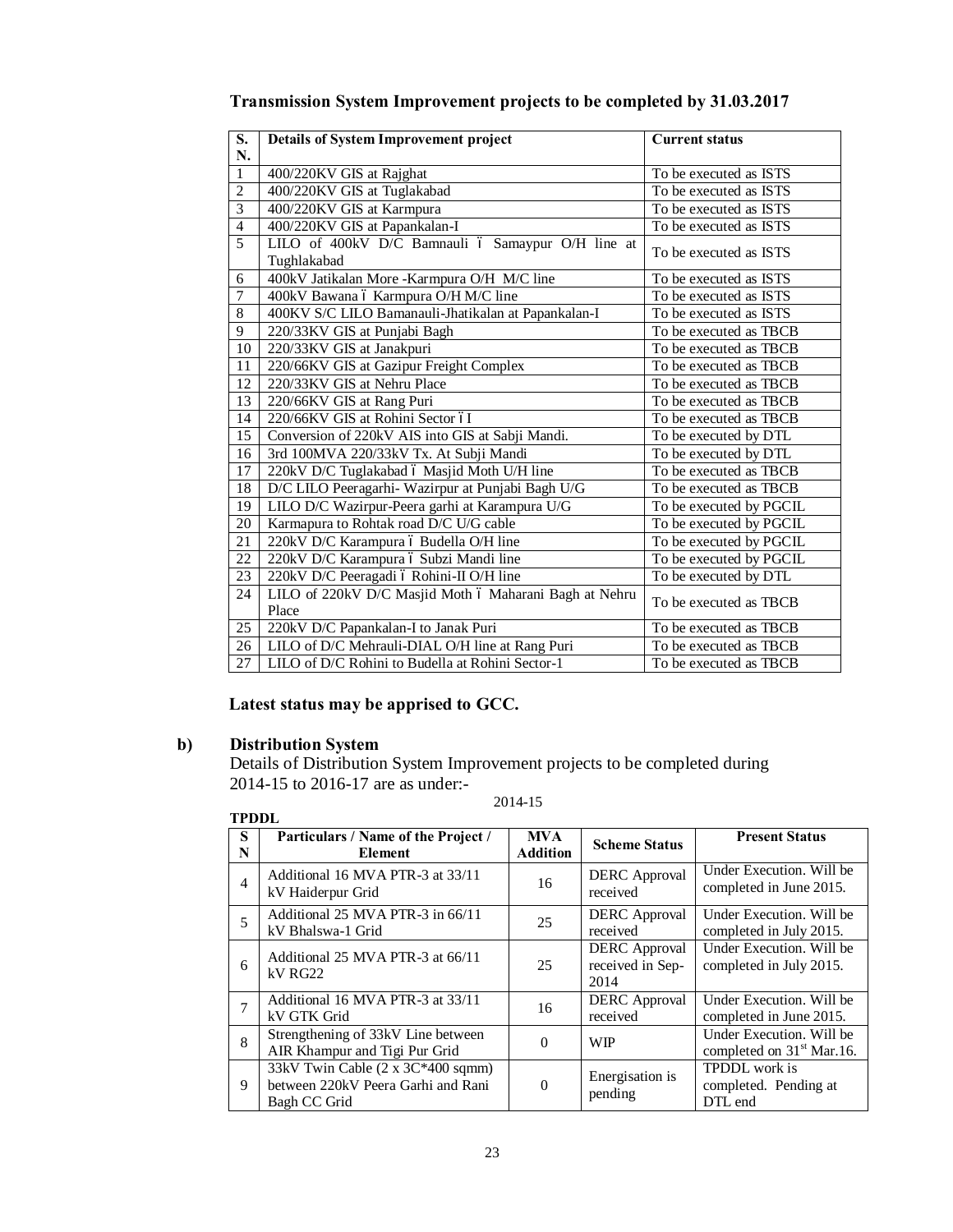**Transmission System Improvement projects to be completed by 31.03.2017**

| S. N. | Details of System Improvement project | Current status |
|---|---|---|
| 1 | 400/220KV GIS at Rajghat | To be executed as ISTS |
| 2 | 400/220KV GIS at Tuglakabad | To be executed as ISTS |
| 3 | 400/220KV GIS at Karmpura | To be executed as ISTS |
| 4 | 400/220KV GIS at Papankalan-I | To be executed as ISTS |
| 5 | LILO of 400kV D/C Bamnauli – Samaypur O/H line at Tughlakabad | To be executed as ISTS |
| 6 | 400kV Jatikalan More -Karmpura O/H M/C line | To be executed as ISTS |
| 7 | 400kV Bawana – Karmpura O/H M/C line | To be executed as ISTS |
| 8 | 400KV S/C LILO Bamanauli-Jhatikalan at Papankalan-I | To be executed as ISTS |
| 9 | 220/33KV GIS at Punjabi Bagh | To be executed as TBCB |
| 10 | 220/33KV GIS at Janakpuri | To be executed as TBCB |
| 11 | 220/66KV GIS at Gazipur Freight Complex | To be executed as TBCB |
| 12 | 220/33KV GIS at Nehru Place | To be executed as TBCB |
| 13 | 220/66KV GIS at Rang Puri | To be executed as TBCB |
| 14 | 220/66KV GIS at Rohini Sector – I | To be executed as TBCB |
| 15 | Conversion of 220kV AIS into GIS at Sabji Mandi. | To be executed by DTL |
| 16 | 3rd 100MVA 220/33kV Tx. At Subji Mandi | To be executed by DTL |
| 17 | 220kV D/C Tuglakabad – Masjid Moth U/H line | To be executed as TBCB |
| 18 | D/C LILO Peeragarhi- Wazirpur at Punjabi Bagh U/G | To be executed as TBCB |
| 19 | LILO D/C Wazirpur-Peera garhi at Karampura U/G | To be executed by PGCIL |
| 20 | Karmapura to Rohtak road D/C U/G cable | To be executed by PGCIL |
| 21 | 220kV D/C Karampura – Budella O/H line | To be executed by PGCIL |
| 22 | 220kV D/C Karampura – Subzi Mandi line | To be executed by PGCIL |
| 23 | 220kV D/C Peeragadi – Rohini-II O/H line | To be executed by DTL |
| 24 | LILO of 220kV D/C Masjid Moth – Maharani Bagh at Nehru Place | To be executed as TBCB |
| 25 | 220kV D/C Papankalan-I to Janak Puri | To be executed as TBCB |
| 26 | LILO of D/C Mehrauli-DIAL O/H line at Rang Puri | To be executed as TBCB |
| 27 | LILO of D/C Rohini to Budella at Rohini Sector-1 | To be executed as TBCB |

**Latest status may be apprised to GCC.**

**b) Distribution System**

Details of Distribution System Improvement projects to be completed during 2014-15 to 2016-17 are as under:-

2014-15

**TPDDL**

| SN | Particulars / Name of the Project / Element | MVA Addition | Scheme Status | Present Status |
|---|---|---|---|---|
| 4 | Additional 16 MVA PTR-3 at 33/11 kV Haiderpur Grid | 16 | DERC Approval received | Under Execution. Will be completed in June 2015. |
| 5 | Additional 25 MVA PTR-3 in 66/11 kV Bhalswa-1 Grid | 25 | DERC Approval received | Under Execution. Will be completed in July 2015. |
| 6 | Additional 25 MVA PTR-3 at 66/11 kV RG22 | 25 | DERC Approval received in Sep-2014 | Under Execution. Will be completed in July 2015. |
| 7 | Additional 16 MVA PTR-3 at 33/11 kV GTK Grid | 16 | DERC Approval received | Under Execution. Will be completed in June 2015. |
| 8 | Strengthening of 33kV Line between AIR Khampur and Tigi Pur Grid | 0 | WIP | Under Execution. Will be completed on 31st Mar.16. |
| 9 | 33kV Twin Cable (2 x 3C*400 sqmm) between 220kV Peera Garhi and Rani Bagh CC Grid | 0 | Energisation is pending | TPDDL work is completed. Pending at DTL end |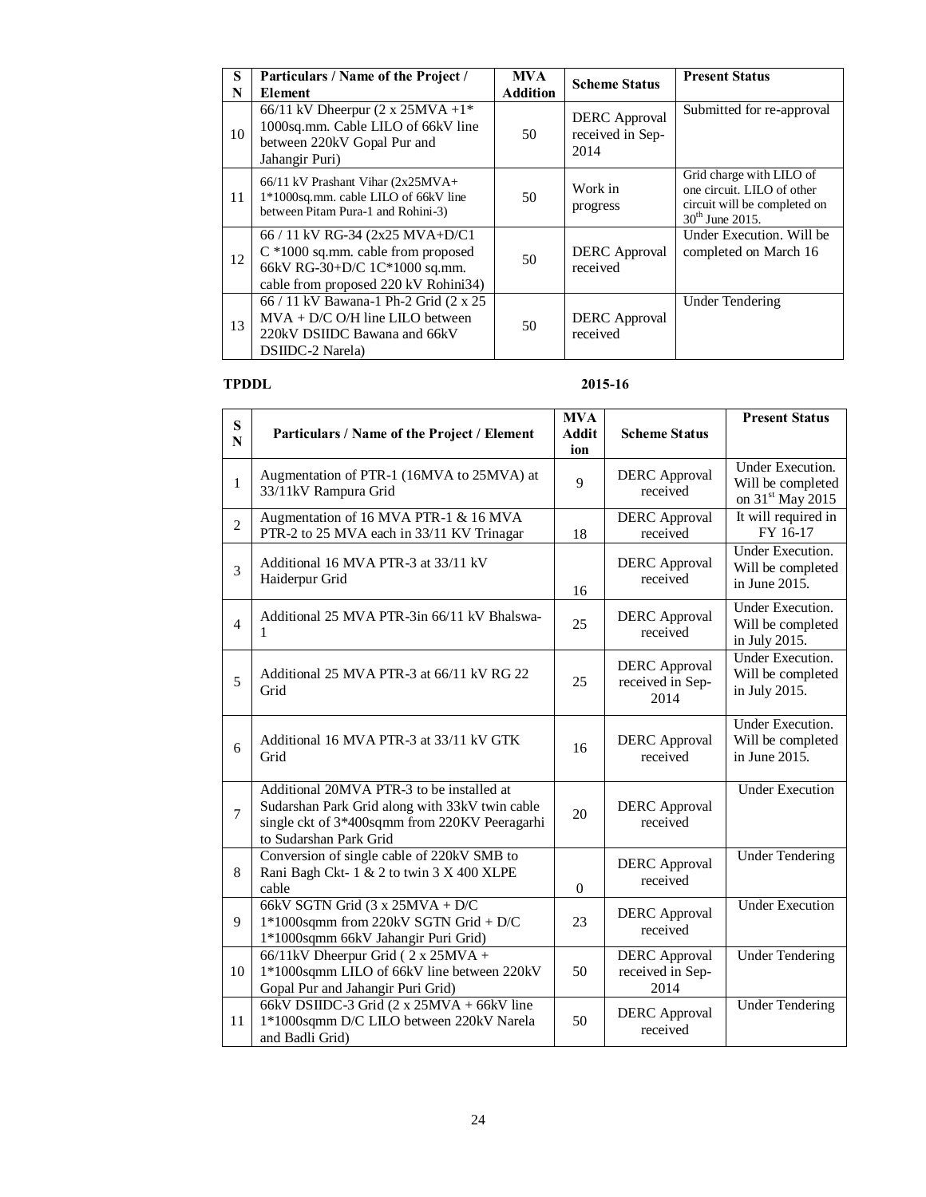| S N | Particulars / Name of the Project / Element | MVA Addition | Scheme Status | Present Status |
|---|---|---|---|---|
| 10 | 66/11 kV Dheerpur (2 x 25MVA +1* 1000sq.mm. Cable LILO of 66kV line between 220kV Gopal Pur and Jahangir Puri) | 50 | DERC Approval received in Sep-2014 | Submitted for re-approval |
| 11 | 66/11 kV Prashant Vihar (2x25MVA+ 1*1000sq.mm. cable LILO of 66kV line between Pitam Pura-1 and Rohini-3) | 50 | Work in progress | Grid charge with LILO of one circuit. LILO of other circuit will be completed on 30th June 2015. |
| 12 | 66 / 11 kV RG-34 (2x25 MVA+D/C1 C *1000 sq.mm. cable from proposed 66kV RG-30+D/C 1C*1000 sq.mm. cable from proposed 220 kV Rohini34) | 50 | DERC Approval received | Under Execution. Will be completed on March 16 |
| 13 | 66 / 11 kV Bawana-1 Ph-2 Grid (2 x 25 MVA + D/C O/H line LILO between 220kV DSIIDC Bawana and 66kV DSIIDC-2 Narela) | 50 | DERC Approval received | Under Tendering |

**TPDDL** **2015-16**

| S N | Particulars / Name of the Project / Element | MVA Addition | Scheme Status | Present Status |
|---|---|---|---|---|
| 1 | Augmentation of PTR-1 (16MVA to 25MVA) at 33/11kV Rampura Grid | 9 | DERC Approval received | Under Execution. Will be completed on 31st May 2015 |
| 2 | Augmentation of 16 MVA PTR-1 & 16 MVA PTR-2 to 25 MVA each in 33/11 KV Trinagar | 18 | DERC Approval received | It will required in FY 16-17 |
| 3 | Additional 16 MVA PTR-3 at 33/11 kV Haiderpur Grid | 16 | DERC Approval received | Under Execution. Will be completed in June 2015. |
| 4 | Additional 25 MVA PTR-3in 66/11 kV Bhalswa-1 | 25 | DERC Approval received | Under Execution. Will be completed in July 2015. |
| 5 | Additional 25 MVA PTR-3 at 66/11 kV RG 22 Grid | 25 | DERC Approval received in Sep-2014 | Under Execution. Will be completed in July 2015. |
| 6 | Additional 16 MVA PTR-3 at 33/11 kV GTK Grid | 16 | DERC Approval received | Under Execution. Will be completed in June 2015. |
| 7 | Additional 20MVA PTR-3 to be installed at Sudarshan Park Grid along with 33kV twin cable single ckt of 3*400sqmm from 220KV Peeragarhi to Sudarshan Park Grid | 20 | DERC Approval received | Under Execution |
| 8 | Conversion of single cable of 220kV SMB to Rani Bagh Ckt- 1 & 2 to twin 3 X 400 XLPE cable | 0 | DERC Approval received | Under Tendering |
| 9 | 66kV SGTN Grid (3 x 25MVA + D/C 1*1000sqmm from 220kV SGTN Grid + D/C 1*1000sqmm 66kV Jahangir Puri Grid) | 23 | DERC Approval received | Under Execution |
| 10 | 66/11kV Dheerpur Grid ( 2 x 25MVA + 1*1000sqmm LILO of 66kV line between 220kV Gopal Pur and Jahangir Puri Grid) | 50 | DERC Approval received in Sep-2014 | Under Tendering |
| 11 | 66kV DSIIDC-3 Grid (2 x 25MVA + 66kV line 1*1000sqmm D/C LILO between 220kV Narela and Badli Grid) | 50 | DERC Approval received | Under Tendering |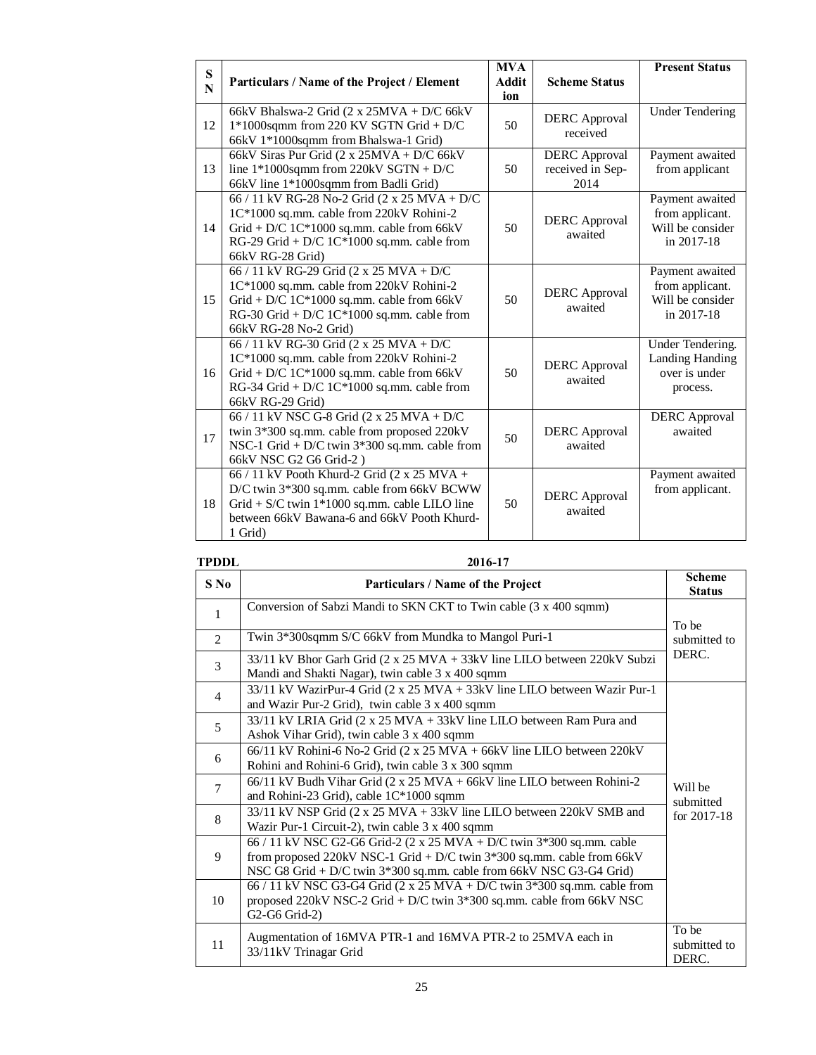| S N | Particulars / Name of the Project / Element | MVA Addition | Scheme Status | Present Status |
|---|---|---|---|---|
| 12 | 66kV Bhalswa-2 Grid (2 x 25MVA + D/C 66kV 1*1000sqmm from 220 KV SGTN Grid + D/C 66kV 1*1000sqmm from Bhalswa-1 Grid) | 50 | DERC Approval received | Under Tendering |
| 13 | 66kV Siras Pur Grid (2 x 25MVA + D/C 66kV line 1*1000sqmm from 220kV SGTN + D/C 66kV line 1*1000sqmm from Badli Grid) | 50 | DERC Approval received in Sep-2014 | Payment awaited from applicant |
| 14 | 66 / 11 kV RG-28 No-2 Grid (2 x 25 MVA + D/C 1C*1000 sq.mm. cable from 220kV Rohini-2 Grid + D/C 1C*1000 sq.mm. cable from 66kV RG-29 Grid + D/C 1C*1000 sq.mm. cable from 66kV RG-28 Grid) | 50 | DERC Approval awaited | Payment awaited from applicant. Will be consider in 2017-18 |
| 15 | 66 / 11 kV RG-29 Grid (2 x 25 MVA + D/C 1C*1000 sq.mm. cable from 220kV Rohini-2 Grid + D/C 1C*1000 sq.mm. cable from 66kV RG-30 Grid + D/C 1C*1000 sq.mm. cable from 66kV RG-28 No-2 Grid) | 50 | DERC Approval awaited | Payment awaited from applicant. Will be consider in 2017-18 |
| 16 | 66 / 11 kV RG-30 Grid (2 x 25 MVA + D/C 1C*1000 sq.mm. cable from 220kV Rohini-2 Grid + D/C 1C*1000 sq.mm. cable from 66kV RG-34 Grid + D/C 1C*1000 sq.mm. cable from 66kV RG-29 Grid) | 50 | DERC Approval awaited | Under Tendering. Landing Handing over is under process. |
| 17 | 66 / 11 kV NSC G-8 Grid (2 x 25 MVA + D/C twin 3*300 sq.mm. cable from proposed 220kV NSC-1 Grid + D/C twin 3*300 sq.mm. cable from 66kV NSC G2 G6 Grid-2 ) | 50 | DERC Approval awaited | DERC Approval awaited |
| 18 | 66 / 11 kV Pooth Khurd-2 Grid (2 x 25 MVA + D/C twin 3*300 sq.mm. cable from 66kV BCWW Grid + S/C twin 1*1000 sq.mm. cable LILO line between 66kV Bawana-6 and 66kV Pooth Khurd-1 Grid) | 50 | DERC Approval awaited | Payment awaited from applicant. |

**TPDDL** **2016-17**

| S No | Particulars / Name of the Project | Scheme Status |
|---|---|---|
| 1 | Conversion of Sabzi Mandi to SKN CKT to Twin cable (3 x 400 sqmm) | To be submitted to DERC. |
| 2 | Twin 3*300sqmm S/C 66kV from Mundka to Mangol Puri-1 | |
| 3 | 33/11 kV Bhor Garh Grid (2 x 25 MVA + 33kV line LILO between 220kV Subzi Mandi and Shakti Nagar), twin cable 3 x 400 sqmm | |
| 4 | 33/11 kV WazirPur-4 Grid (2 x 25 MVA + 33kV line LILO between Wazir Pur-1 and Wazir Pur-2 Grid), twin cable 3 x 400 sqmm | Will be submitted for 2017-18 |
| 5 | 33/11 kV LRIA Grid (2 x 25 MVA + 33kV line LILO between Ram Pura and Ashok Vihar Grid), twin cable 3 x 400 sqmm | |
| 6 | 66/11 kV Rohini-6 No-2 Grid (2 x 25 MVA + 66kV line LILO between 220kV Rohini and Rohini-6 Grid), twin cable 3 x 300 sqmm | |
| 7 | 66/11 kV Budh Vihar Grid (2 x 25 MVA + 66kV line LILO between Rohini-2 and Rohini-23 Grid), cable 1C*1000 sqmm | |
| 8 | 33/11 kV NSP Grid (2 x 25 MVA + 33kV line LILO between 220kV SMB and Wazir Pur-1 Circuit-2), twin cable 3 x 400 sqmm | |
| 9 | 66 / 11 kV NSC G2-G6 Grid-2 (2 x 25 MVA + D/C twin 3*300 sq.mm. cable from proposed 220kV NSC-1 Grid + D/C twin 3*300 sq.mm. cable from 66kV NSC G8 Grid + D/C twin 3*300 sq.mm. cable from 66kV NSC G3-G4 Grid) | |
| 10 | 66 / 11 kV NSC G3-G4 Grid (2 x 25 MVA + D/C twin 3*300 sq.mm. cable from proposed 220kV NSC-2 Grid + D/C twin 3*300 sq.mm. cable from 66kV NSC G2-G6 Grid-2) | |
| 11 | Augmentation of 16MVA PTR-1 and 16MVA PTR-2 to 25MVA each in 33/11kV Trinagar Grid | To be submitted to DERC. |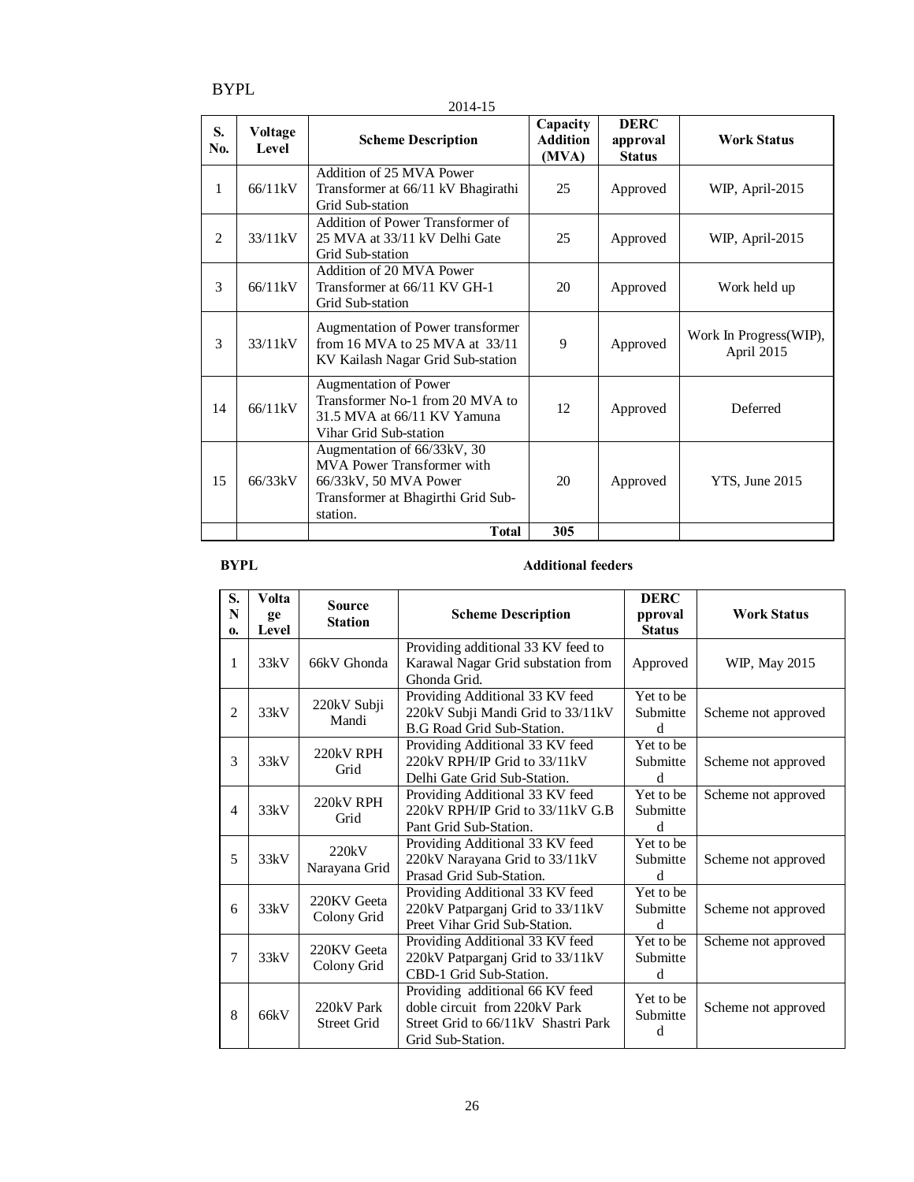BYPL

2014-15

| S. No. | Voltage Level | Scheme Description | Capacity Addition (MVA) | DERC approval Status | Work Status |
|---|---|---|---|---|---|
| 1 | 66/11kV | Addition of 25 MVA Power Transformer at 66/11 kV Bhagirathi Grid Sub-station | 25 | Approved | WIP, April-2015 |
| 2 | 33/11kV | Addition of Power Transformer of 25 MVA at 33/11 kV Delhi Gate Grid Sub-station | 25 | Approved | WIP, April-2015 |
| 3 | 66/11kV | Addition of 20 MVA Power Transformer at 66/11 KV GH-1 Grid Sub-station | 20 | Approved | Work held up |
| 3 | 33/11kV | Augmentation of Power transformer from 16 MVA to 25 MVA at 33/11 KV Kailash Nagar Grid Sub-station | 9 | Approved | Work In Progress(WIP), April 2015 |
| 14 | 66/11kV | Augmentation of Power Transformer No-1 from 20 MVA to 31.5 MVA at 66/11 KV Yamuna Vihar Grid Sub-station | 12 | Approved | Deferred |
| 15 | 66/33kV | Augmentation of 66/33kV, 30 MVA Power Transformer with 66/33kV, 50 MVA Power Transformer at Bhagirthi Grid Sub-station. | 20 | Approved | YTS, June 2015 |
| | | **Total** | **305** | | |

**BYPL** **Additional feeders**

| S. No. | Voltage Level | Source Station | Scheme Description | DERC pproval Status | Work Status |
|---|---|---|---|---|---|
| 1 | 33kV | 66kV Ghonda | Providing additional 33 KV feed to Karawal Nagar Grid substation from Ghonda Grid. | Approved | WIP, May 2015 |
| 2 | 33kV | 220kV Subji Mandi | Providing Additional 33 KV feed 220kV Subji Mandi Grid to 33/11kV B.G Road Grid Sub-Station. | Yet to be Submitted | Scheme not approved |
| 3 | 33kV | 220kV RPH Grid | Providing Additional 33 KV feed 220kV RPH/IP Grid to 33/11kV Delhi Gate Grid Sub-Station. | Yet to be Submitted | Scheme not approved |
| 4 | 33kV | 220kV RPH Grid | Providing Additional 33 KV feed 220kV RPH/IP Grid to 33/11kV G.B Pant Grid Sub-Station. | Yet to be Submitted | Scheme not approved |
| 5 | 33kV | 220kV Narayana Grid | Providing Additional 33 KV feed 220kV Narayana Grid to 33/11kV Prasad Grid Sub-Station. | Yet to be Submitted | Scheme not approved |
| 6 | 33kV | 220KV Geeta Colony Grid | Providing Additional 33 KV feed 220kV Patparganj Grid to 33/11kV Preet Vihar Grid Sub-Station. | Yet to be Submitted | Scheme not approved |
| 7 | 33kV | 220KV Geeta Colony Grid | Providing Additional 33 KV feed 220kV Patparganj Grid to 33/11kV CBD-1 Grid Sub-Station. | Yet to be Submitted | Scheme not approved |
| 8 | 66kV | 220kV Park Street Grid | Providing additional 66 KV feed doble circuit from 220kV Park Street Grid to 66/11kV Shastri Park Grid Sub-Station. | Yet to be Submitted | Scheme not approved |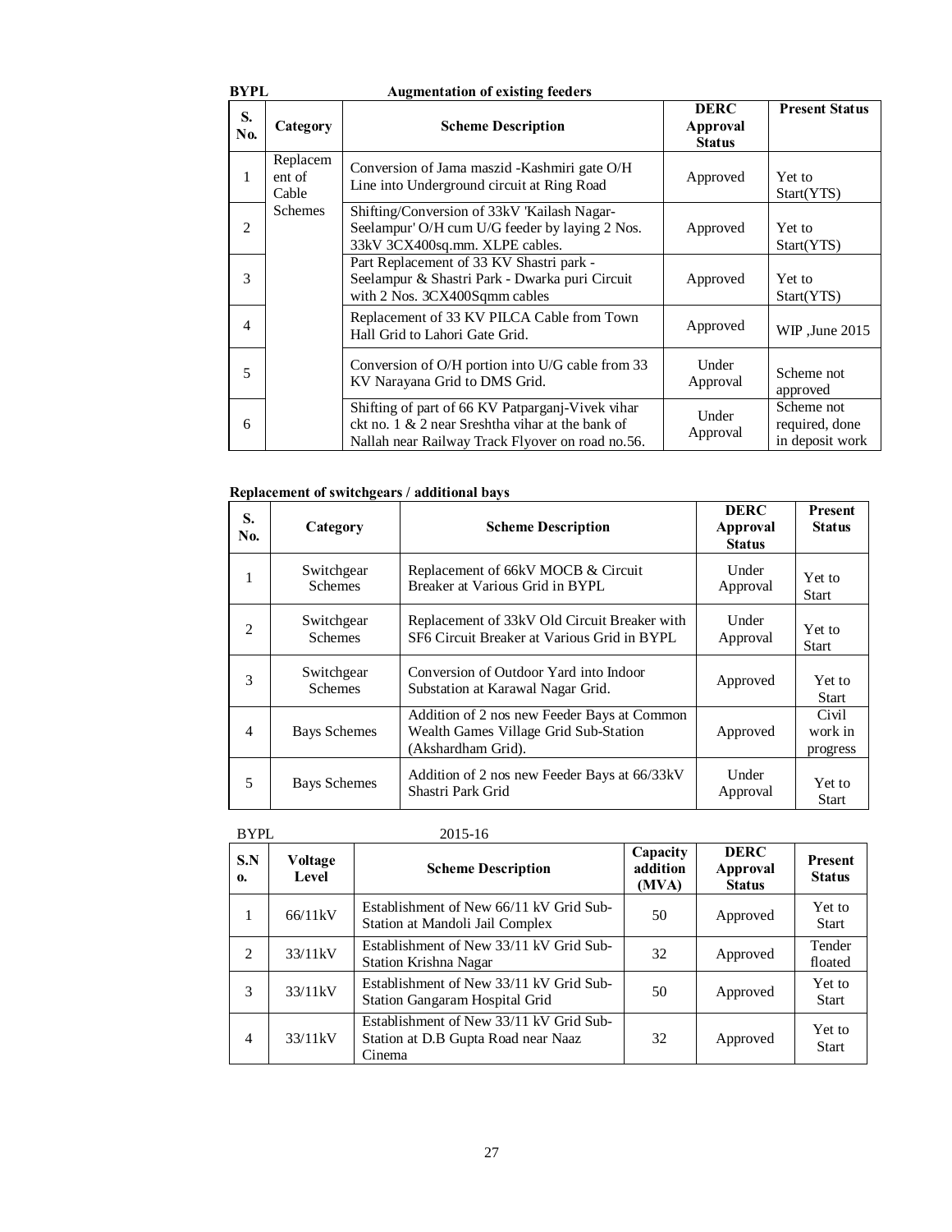**BYPL** **Augmentation of existing feeders**

| S. No. | Category | Scheme Description | DERC Approval Status | Present Status |
|---|---|---|---|---|
| 1 | Replacement of Cable Schemes | Conversion of Jama maszid -Kashmiri gate O/H Line into Underground circuit at Ring Road | Approved | Yet to Start(YTS) |
| 2 | | Shifting/Conversion of 33kV 'Kailash Nagar-Seelampur' O/H cum U/G feeder by laying 2 Nos. 33kV 3CX400sq.mm. XLPE cables. | Approved | Yet to Start(YTS) |
| 3 | | Part Replacement of 33 KV Shastri park - Seelampur & Shastri Park - Dwarka puri Circuit with 2 Nos. 3CX400Sqmm cables | Approved | Yet to Start(YTS) |
| 4 | | Replacement of 33 KV PILCA Cable from Town Hall Grid to Lahori Gate Grid. | Approved | WIP ,June 2015 |
| 5 | | Conversion of O/H portion into U/G cable from 33 KV Narayana Grid to DMS Grid. | Under Approval | Scheme not approved |
| 6 | | Shifting of part of 66 KV Patparganj-Vivek vihar ckt no. 1 & 2 near Sreshtha vihar at the bank of Nallah near Railway Track Flyover on road no.56. | Under Approval | Scheme not required, done in deposit work |

**Replacement of switchgears / additional bays**

| S. No. | Category | Scheme Description | DERC Approval Status | Present Status |
|---|---|---|---|---|
| 1 | Switchgear Schemes | Replacement of 66kV MOCB & Circuit Breaker at Various Grid in BYPL | Under Approval | Yet to Start |
| 2 | Switchgear Schemes | Replacement of 33kV Old Circuit Breaker with SF6 Circuit Breaker at Various Grid in BYPL | Under Approval | Yet to Start |
| 3 | Switchgear Schemes | Conversion of Outdoor Yard into Indoor Substation at Karawal Nagar Grid. | Approved | Yet to Start |
| 4 | Bays Schemes | Addition of 2 nos new Feeder Bays at Common Wealth Games Village Grid Sub-Station (Akshardham Grid). | Approved | Civil work in progress |
| 5 | Bays Schemes | Addition of 2 nos new Feeder Bays at 66/33kV Shastri Park Grid | Under Approval | Yet to Start |

BYPL 2015-16

| S.No. | Voltage Level | Scheme Description | Capacity addition (MVA) | DERC Approval Status | Present Status |
|---|---|---|---|---|---|
| 1 | 66/11kV | Establishment of New 66/11 kV Grid Sub-Station at Mandoli Jail Complex | 50 | Approved | Yet to Start |
| 2 | 33/11kV | Establishment of New 33/11 kV Grid Sub-Station Krishna Nagar | 32 | Approved | Tender floated |
| 3 | 33/11kV | Establishment of New 33/11 kV Grid Sub-Station Gangaram Hospital Grid | 50 | Approved | Yet to Start |
| 4 | 33/11kV | Establishment of New 33/11 kV Grid Sub-Station at D.B Gupta Road near Naaz Cinema | 32 | Approved | Yet to Start |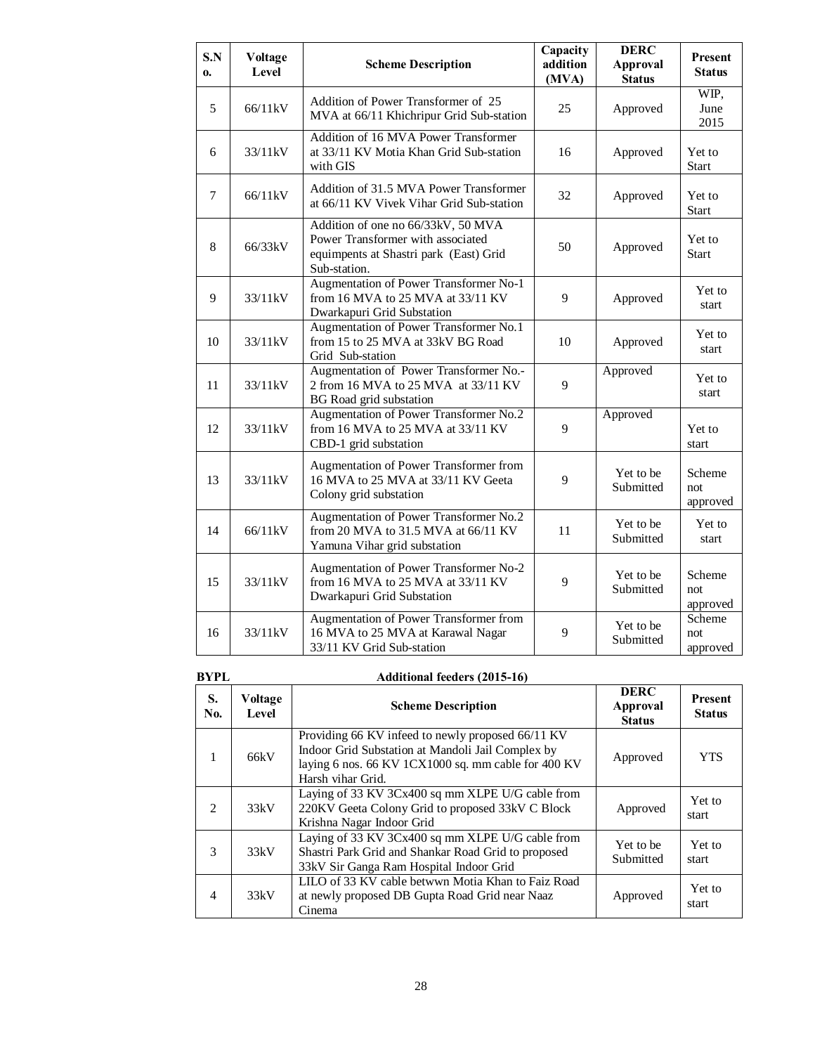| S.No. | Voltage Level | Scheme Description | Capacity addition (MVA) | DERC Approval Status | Present Status |
|---|---|---|---|---|---|
| 5 | 66/11kV | Addition of Power Transformer of 25 MVA at 66/11 Khichripur Grid Sub-station | 25 | Approved | WIP, June 2015 |
| 6 | 33/11kV | Addition of 16 MVA Power Transformer at 33/11 KV Motia Khan Grid Sub-station with GIS | 16 | Approved | Yet to Start |
| 7 | 66/11kV | Addition of 31.5 MVA Power Transformer at 66/11 KV Vivek Vihar Grid Sub-station | 32 | Approved | Yet to Start |
| 8 | 66/33kV | Addition of one no 66/33kV, 50 MVA Power Transformer with associated equimpents at Shastri park (East) Grid Sub-station. | 50 | Approved | Yet to Start |
| 9 | 33/11kV | Augmentation of Power Transformer No-1 from 16 MVA to 25 MVA at 33/11 KV Dwarkapuri Grid Substation | 9 | Approved | Yet to start |
| 10 | 33/11kV | Augmentation of Power Transformer No.1 from 15 to 25 MVA at 33kV BG Road Grid Sub-station | 10 | Approved | Yet to start |
| 11 | 33/11kV | Augmentation of Power Transformer No.-2 from 16 MVA to 25 MVA at 33/11 KV BG Road grid substation | 9 | Approved | Yet to start |
| 12 | 33/11kV | Augmentation of Power Transformer No.2 from 16 MVA to 25 MVA at 33/11 KV CBD-1 grid substation | 9 | Approved | Yet to start |
| 13 | 33/11kV | Augmentation of Power Transformer from 16 MVA to 25 MVA at 33/11 KV Geeta Colony grid substation | 9 | Yet to be Submitted | Scheme not approved |
| 14 | 66/11kV | Augmentation of Power Transformer No.2 from 20 MVA to 31.5 MVA at 66/11 KV Yamuna Vihar grid substation | 11 | Yet to be Submitted | Yet to start |
| 15 | 33/11kV | Augmentation of Power Transformer No-2 from 16 MVA to 25 MVA at 33/11 KV Dwarkapuri Grid Substation | 9 | Yet to be Submitted | Scheme not approved |
| 16 | 33/11kV | Augmentation of Power Transformer from 16 MVA to 25 MVA at Karawal Nagar 33/11 KV Grid Sub-station | 9 | Yet to be Submitted | Scheme not approved |

**BYPL** **Additional feeders (2015-16)**

| S. No. | Voltage Level | Scheme Description | DERC Approval Status | Present Status |
|---|---|---|---|---|
| 1 | 66kV | Providing 66 KV infeed to newly proposed 66/11 KV Indoor Grid Substation at Mandoli Jail Complex by laying 6 nos. 66 KV 1CX1000 sq. mm cable for 400 KV Harsh vihar Grid. | Approved | YTS |
| 2 | 33kV | Laying of 33 KV 3Cx400 sq mm XLPE U/G cable from 220KV Geeta Colony Grid to proposed 33kV C Block Krishna Nagar Indoor Grid | Approved | Yet to start |
| 3 | 33kV | Laying of 33 KV 3Cx400 sq mm XLPE U/G cable from Shastri Park Grid and Shankar Road Grid to proposed 33kV Sir Ganga Ram Hospital Indoor Grid | Yet to be Submitted | Yet to start |
| 4 | 33kV | LILO of 33 KV cable betwwn Motia Khan to Faiz Road at newly proposed DB Gupta Road Grid near Naaz Cinema | Approved | Yet to start |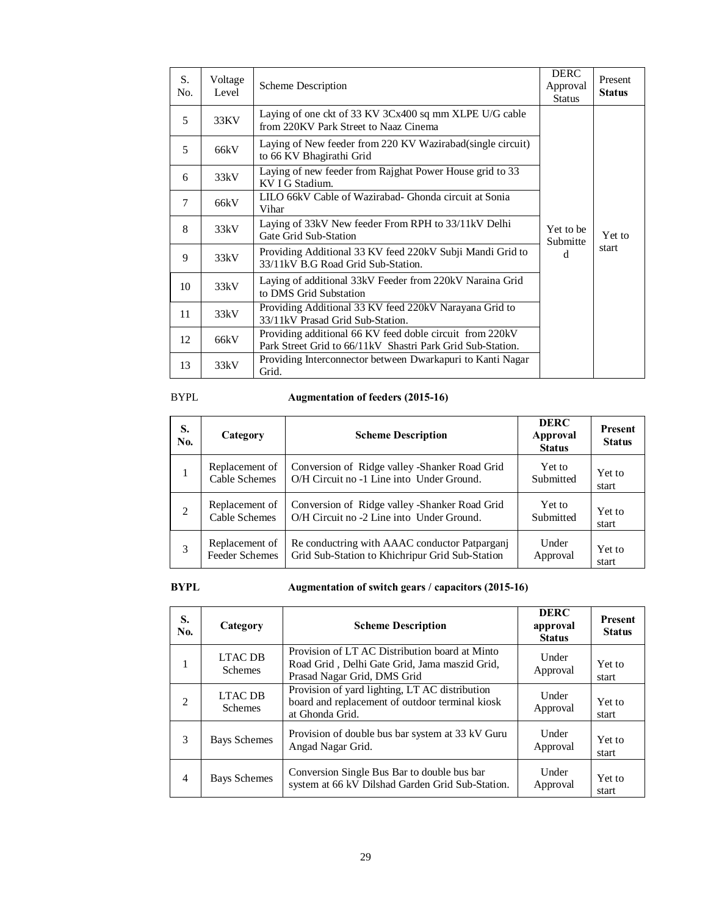| S. No. | Voltage Level | Scheme Description | DERC Approval Status | Present **Status** |
|---|---|---|---|---|
| 5 | 33KV | Laying of one ckt of 33 KV 3Cx400 sq mm XLPE U/G cable from 220KV Park Street to Naaz Cinema | Yet to be Submitted | Yet to start |
| 5 | 66kV | Laying of New feeder from 220 KV Wazirabad(single circuit) to 66 KV Bhagirathi Grid | | |
| 6 | 33kV | Laying of new feeder from Rajghat Power House grid to 33 KV I G Stadium. | | |
| 7 | 66kV | LILO 66kV Cable of Wazirabad- Ghonda circuit at Sonia Vihar | | |
| 8 | 33kV | Laying of 33kV New feeder From RPH to 33/11kV Delhi Gate Grid Sub-Station | | |
| 9 | 33kV | Providing Additional 33 KV feed 220kV Subji Mandi Grid to 33/11kV B.G Road Grid Sub-Station. | | |
| 10 | 33kV | Laying of additional 33kV Feeder from 220kV Naraina Grid to DMS Grid Substation | | |
| 11 | 33kV | Providing Additional 33 KV feed 220kV Narayana Grid to 33/11kV Prasad Grid Sub-Station. | | |
| 12 | 66kV | Providing additional 66 KV feed doble circuit from 220kV Park Street Grid to 66/11kV Shastri Park Grid Sub-Station. | | |
| 13 | 33kV | Providing Interconnector between Dwarkapuri to Kanti Nagar Grid. | | |

BYPL **Augmentation of feeders (2015-16)**

| S. No. | Category | Scheme Description | DERC Approval Status | Present Status |
|---|---|---|---|---|
| 1 | Replacement of Cable Schemes | Conversion of Ridge valley -Shanker Road Grid O/H Circuit no -1 Line into Under Ground. | Yet to Submitted | Yet to start |
| 2 | Replacement of Cable Schemes | Conversion of Ridge valley -Shanker Road Grid O/H Circuit no -2 Line into Under Ground. | Yet to Submitted | Yet to start |
| 3 | Replacement of Feeder Schemes | Re conductring with AAAC conductor Patparganj Grid Sub-Station to Khichripur Grid Sub-Station | Under Approval | Yet to start |

**BYPL** **Augmentation of switch gears / capacitors (2015-16)**

| S. No. | Category | Scheme Description | DERC approval Status | Present Status |
|---|---|---|---|---|
| 1 | LTAC DB Schemes | Provision of LT AC Distribution board at Minto Road Grid , Delhi Gate Grid, Jama maszid Grid, Prasad Nagar Grid, DMS Grid | Under Approval | Yet to start |
| 2 | LTAC DB Schemes | Provision of yard lighting, LT AC distribution board and replacement of outdoor terminal kiosk at Ghonda Grid. | Under Approval | Yet to start |
| 3 | Bays Schemes | Provision of double bus bar system at 33 kV Guru Angad Nagar Grid. | Under Approval | Yet to start |
| 4 | Bays Schemes | Conversion Single Bus Bar to double bus bar system at 66 kV Dilshad Garden Grid Sub-Station. | Under Approval | Yet to start |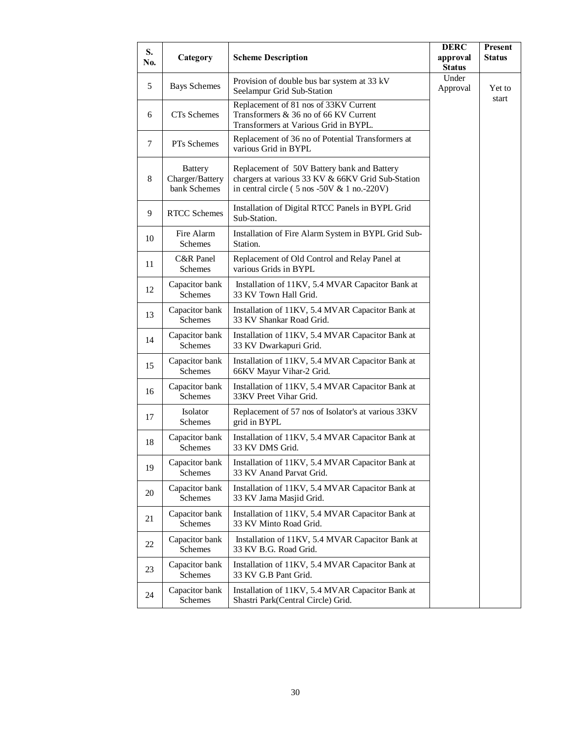| S. No. | Category | Scheme Description | DERC approval Status | Present Status |
|---|---|---|---|---|
| 5 | Bays Schemes | Provision of double bus bar system at 33 kV Seelampur Grid Sub-Station | Under Approval | Yet to start |
| 6 | CTs Schemes | Replacement of 81 nos of 33KV Current Transformers & 36 no of 66 KV Current Transformers at Various Grid in BYPL. | | |
| 7 | PTs Schemes | Replacement of 36 no of Potential Transformers at various Grid in BYPL | | |
| 8 | Battery Charger/Battery bank Schemes | Replacement of 50V Battery bank and Battery chargers at various 33 KV & 66KV Grid Sub-Station in central circle ( 5 nos -50V & 1 no.-220V) | | |
| 9 | RTCC Schemes | Installation of Digital RTCC Panels in BYPL Grid Sub-Station. | | |
| 10 | Fire Alarm Schemes | Installation of Fire Alarm System in BYPL Grid Sub-Station. | | |
| 11 | C&R Panel Schemes | Replacement of Old Control and Relay Panel at various Grids in BYPL | | |
| 12 | Capacitor bank Schemes | Installation of 11KV, 5.4 MVAR Capacitor Bank at 33 KV Town Hall Grid. | | |
| 13 | Capacitor bank Schemes | Installation of 11KV, 5.4 MVAR Capacitor Bank at 33 KV Shankar Road Grid. | | |
| 14 | Capacitor bank Schemes | Installation of 11KV, 5.4 MVAR Capacitor Bank at 33 KV Dwarkapuri Grid. | | |
| 15 | Capacitor bank Schemes | Installation of 11KV, 5.4 MVAR Capacitor Bank at 66KV Mayur Vihar-2 Grid. | | |
| 16 | Capacitor bank Schemes | Installation of 11KV, 5.4 MVAR Capacitor Bank at 33KV Preet Vihar Grid. | | |
| 17 | Isolator Schemes | Replacement of 57 nos of Isolator's at various 33KV grid in BYPL | | |
| 18 | Capacitor bank Schemes | Installation of 11KV, 5.4 MVAR Capacitor Bank at 33 KV DMS Grid. | | |
| 19 | Capacitor bank Schemes | Installation of 11KV, 5.4 MVAR Capacitor Bank at 33 KV Anand Parvat Grid. | | |
| 20 | Capacitor bank Schemes | Installation of 11KV, 5.4 MVAR Capacitor Bank at 33 KV Jama Masjid Grid. | | |
| 21 | Capacitor bank Schemes | Installation of 11KV, 5.4 MVAR Capacitor Bank at 33 KV Minto Road Grid. | | |
| 22 | Capacitor bank Schemes | Installation of 11KV, 5.4 MVAR Capacitor Bank at 33 KV B.G. Road Grid. | | |
| 23 | Capacitor bank Schemes | Installation of 11KV, 5.4 MVAR Capacitor Bank at 33 KV G.B Pant Grid. | | |
| 24 | Capacitor bank Schemes | Installation of 11KV, 5.4 MVAR Capacitor Bank at Shastri Park(Central Circle) Grid. | | |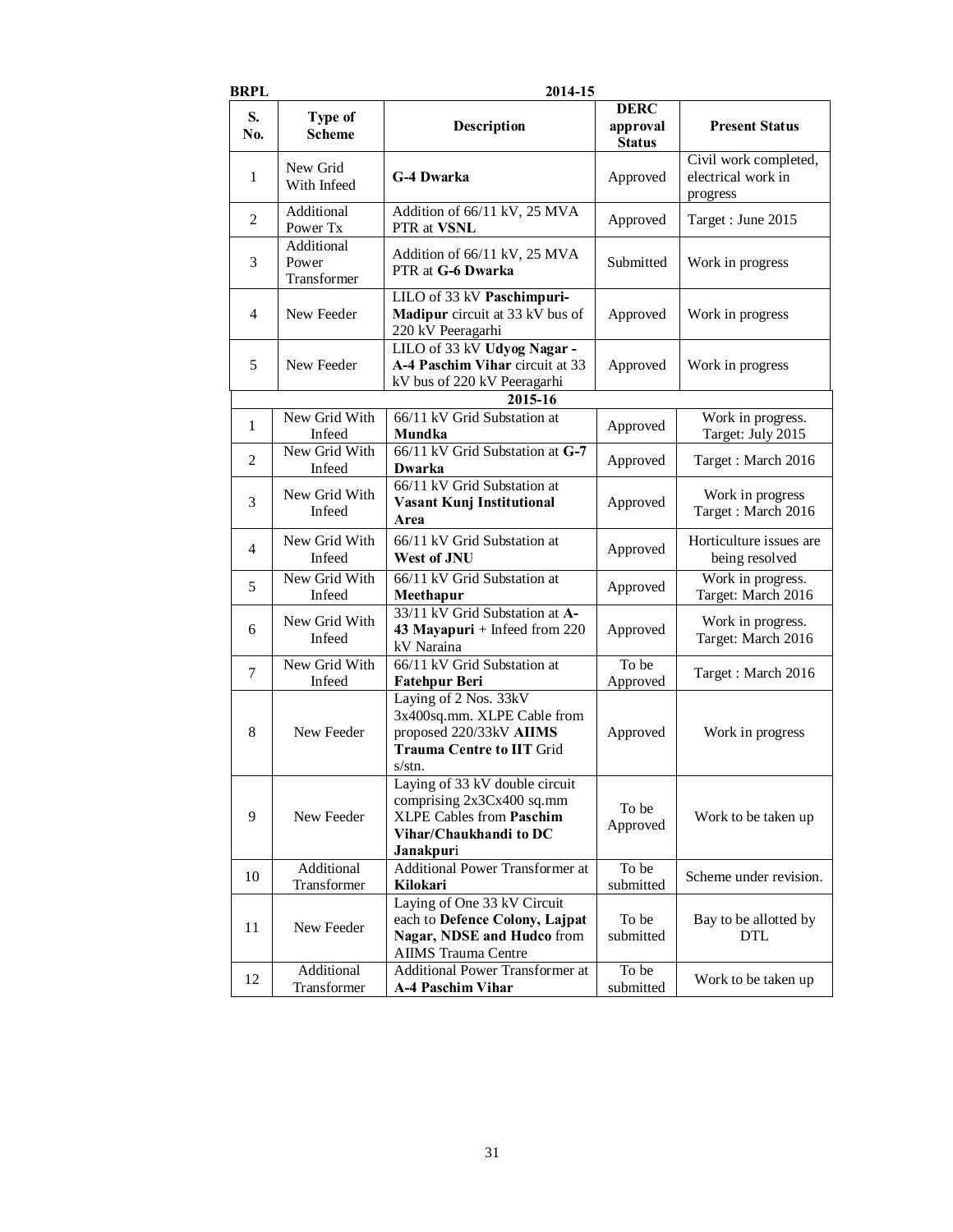**BRPL**

| S. No. | Type of Scheme | Description | DERC approval Status | Present Status |
|---|---|---|---|---|
| | | **2014-15** | | |
| 1 | New Grid With Infeed | **G-4 Dwarka** | Approved | Civil work completed, electrical work in progress |
| 2 | Additional Power Tx | Addition of 66/11 kV, 25 MVA PTR at **VSNL** | Approved | Target : June 2015 |
| 3 | Additional Power Transformer | Addition of 66/11 kV, 25 MVA PTR at **G-6 Dwarka** | Submitted | Work in progress |
| 4 | New Feeder | LILO of 33 kV **Paschimpuri-Madipur** circuit at 33 kV bus of 220 kV Peeragarhi | Approved | Work in progress |
| 5 | New Feeder | LILO of 33 kV **Udyog Nagar - A-4 Paschim Vihar** circuit at 33 kV bus of 220 kV Peeragarhi | Approved | Work in progress |
| | | **2015-16** | | |
| 1 | New Grid With Infeed | 66/11 kV Grid Substation at **Mundka** | Approved | Work in progress. Target: July 2015 |
| 2 | New Grid With Infeed | 66/11 kV Grid Substation at **G-7 Dwarka** | Approved | Target : March 2016 |
| 3 | New Grid With Infeed | 66/11 kV Grid Substation at **Vasant Kunj Institutional Area** | Approved | Work in progress Target : March 2016 |
| 4 | New Grid With Infeed | 66/11 kV Grid Substation at **West of JNU** | Approved | Horticulture issues are being resolved |
| 5 | New Grid With Infeed | 66/11 kV Grid Substation at **Meethapur** | Approved | Work in progress. Target: March 2016 |
| 6 | New Grid With Infeed | 33/11 kV Grid Substation at **A-43 Mayapuri** + Infeed from 220 kV Naraina | Approved | Work in progress. Target: March 2016 |
| 7 | New Grid With Infeed | 66/11 kV Grid Substation at **Fatehpur Beri** | To be Approved | Target : March 2016 |
| 8 | New Feeder | Laying of 2 Nos. 33kV 3x400sq.mm. XLPE Cable from proposed 220/33kV **AIIMS Trauma Centre to IIT** Grid s/stn. | Approved | Work in progress |
| 9 | New Feeder | Laying of 33 kV double circuit comprising 2x3Cx400 sq.mm XLPE Cables from **Paschim Vihar/Chaukhandi to DC Janakpur**i | To be Approved | Work to be taken up |
| 10 | Additional Transformer | Additional Power Transformer at **Kilokari** | To be submitted | Scheme under revision. |
| 11 | New Feeder | Laying of One 33 kV Circuit each to **Defence Colony, Lajpat Nagar, NDSE and Hudco** from AIIMS Trauma Centre | To be submitted | Bay to be allotted by DTL |
| 12 | Additional Transformer | Additional Power Transformer at **A-4 Paschim Vihar** | To be submitted | Work to be taken up |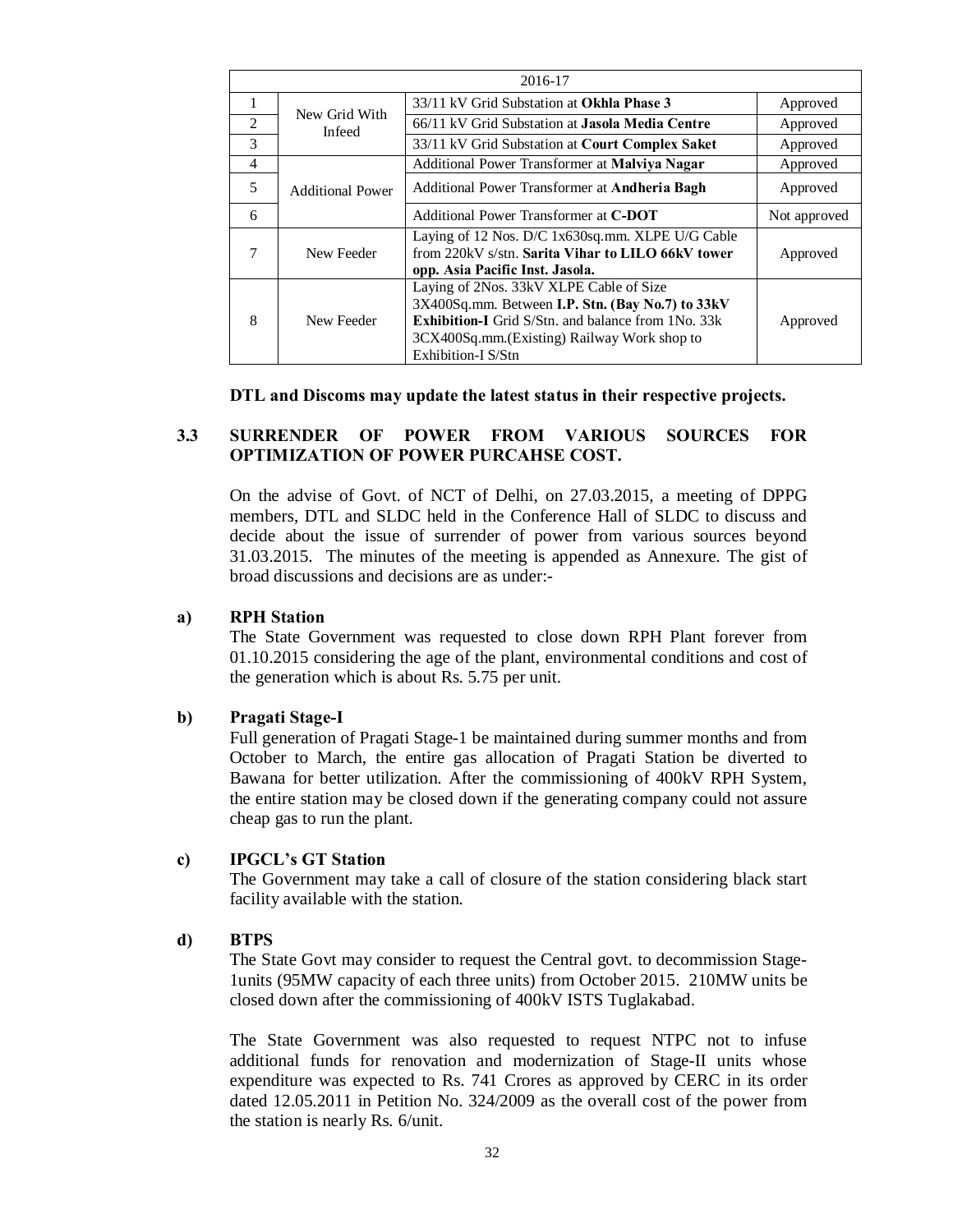| 2016-17 | | | |
|---|---|---|---|
| 1 | New Grid With Infeed | 33/11 kV Grid Substation at **Okhla Phase 3** | Approved |
| 2 | | 66/11 kV Grid Substation at **Jasola Media Centre** | Approved |
| 3 | | 33/11 kV Grid Substation at **Court Complex Saket** | Approved |
| 4 | Additional Power | Additional Power Transformer at **Malviya Nagar** | Approved |
| 5 | | Additional Power Transformer at **Andheria Bagh** | Approved |
| 6 | | Additional Power Transformer at **C-DOT** | Not approved |
| 7 | New Feeder | Laying of 12 Nos. D/C 1x630sq.mm. XLPE U/G Cable from 220kV s/stn. **Sarita Vihar to LILO 66kV tower opp. Asia Pacific Inst. Jasola.** | Approved |
| 8 | New Feeder | Laying of 2Nos. 33kV XLPE Cable of Size 3X400Sq.mm. Between **I.P. Stn. (Bay No.7) to 33kV Exhibition-I** Grid S/Stn. and balance from 1No. 33k 3CX400Sq.mm.(Existing) Railway Work shop to Exhibition-I S/Stn | Approved |

**DTL and Discoms may update the latest status in their respective projects.**

## 3.3 SURRENDER OF POWER FROM VARIOUS SOURCES FOR OPTIMIZATION OF POWER PURCAHSE COST.

On the advise of Govt. of NCT of Delhi, on 27.03.2015, a meeting of DPPG members, DTL and SLDC held in the Conference Hall of SLDC to discuss and decide about the issue of surrender of power from various sources beyond 31.03.2015. The minutes of the meeting is appended as Annexure. The gist of broad discussions and decisions are as under:-

**a) RPH Station**

The State Government was requested to close down RPH Plant forever from 01.10.2015 considering the age of the plant, environmental conditions and cost of the generation which is about Rs. 5.75 per unit.

**b) Pragati Stage-I**

Full generation of Pragati Stage-1 be maintained during summer months and from October to March, the entire gas allocation of Pragati Station be diverted to Bawana for better utilization. After the commissioning of 400kV RPH System, the entire station may be closed down if the generating company could not assure cheap gas to run the plant.

**c) IPGCL's GT Station**

The Government may take a call of closure of the station considering black start facility available with the station.

**d) BTPS**

The State Govt may consider to request the Central govt. to decommission Stage-1units (95MW capacity of each three units) from October 2015. 210MW units be closed down after the commissioning of 400kV ISTS Tuglakabad.

The State Government was also requested to request NTPC not to infuse additional funds for renovation and modernization of Stage-II units whose expenditure was expected to Rs. 741 Crores as approved by CERC in its order dated 12.05.2011 in Petition No. 324/2009 as the overall cost of the power from the station is nearly Rs. 6/unit.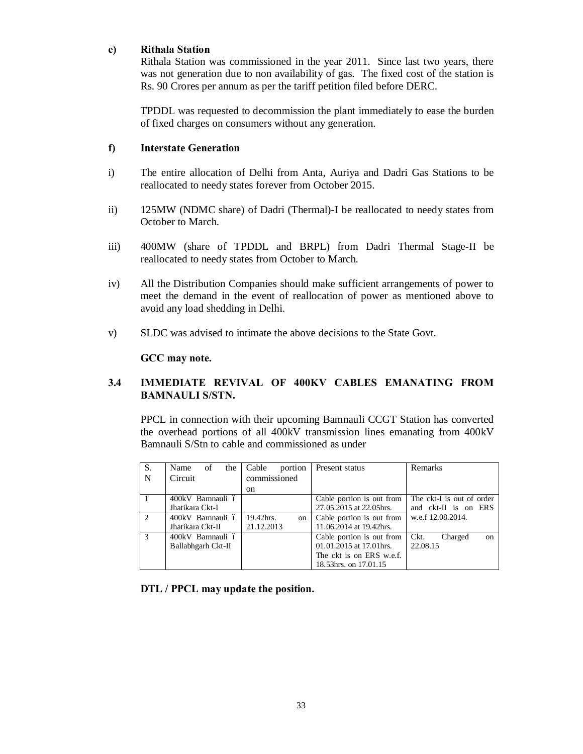**e) Rithala Station**

Rithala Station was commissioned in the year 2011. Since last two years, there was not generation due to non availability of gas. The fixed cost of the station is Rs. 90 Crores per annum as per the tariff petition filed before DERC.

TPDDL was requested to decommission the plant immediately to ease the burden of fixed charges on consumers without any generation.

**f) Interstate Generation**

i) The entire allocation of Delhi from Anta, Auriya and Dadri Gas Stations to be reallocated to needy states forever from October 2015.

ii) 125MW (NDMC share) of Dadri (Thermal)-I be reallocated to needy states from October to March.

iii) 400MW (share of TPDDL and BRPL) from Dadri Thermal Stage-II be reallocated to needy states from October to March.

iv) All the Distribution Companies should make sufficient arrangements of power to meet the demand in the event of reallocation of power as mentioned above to avoid any load shedding in Delhi.

v) SLDC was advised to intimate the above decisions to the State Govt.

**GCC may note.**

**3.4 IMMEDIATE REVIVAL OF 400KV CABLES EMANATING FROM BAMNAULI S/STN.**

PPCL in connection with their upcoming Bamnauli CCGT Station has converted the overhead portions of all 400kV transmission lines emanating from 400kV Bamnauli S/Stn to cable and commissioned as under

| S. N | Name of the Circuit | Cable portion commissioned on | Present status | Remarks |
|---|---|---|---|---|
| 1 | 400kV Bamnauli – Jhatikara Ckt-I | | Cable portion is out from 27.05.2015 at 22.05hrs. | The ckt-I is out of order and ckt-II is on ERS w.e.f 12.08.2014. |
| 2 | 400kV Bamnauli – Jhatikara Ckt-II | 19.42hrs. on 21.12.2013 | Cable portion is out from 11.06.2014 at 19.42hrs. | |
| 3 | 400kV Bamnauli – Ballabhgarh Ckt-II | | Cable portion is out from 01.01.2015 at 17.01hrs. The ckt is on ERS w.e.f. 18.53hrs. on 17.01.15 | Ckt. Charged on 22.08.15 |

**DTL / PPCL may update the position.**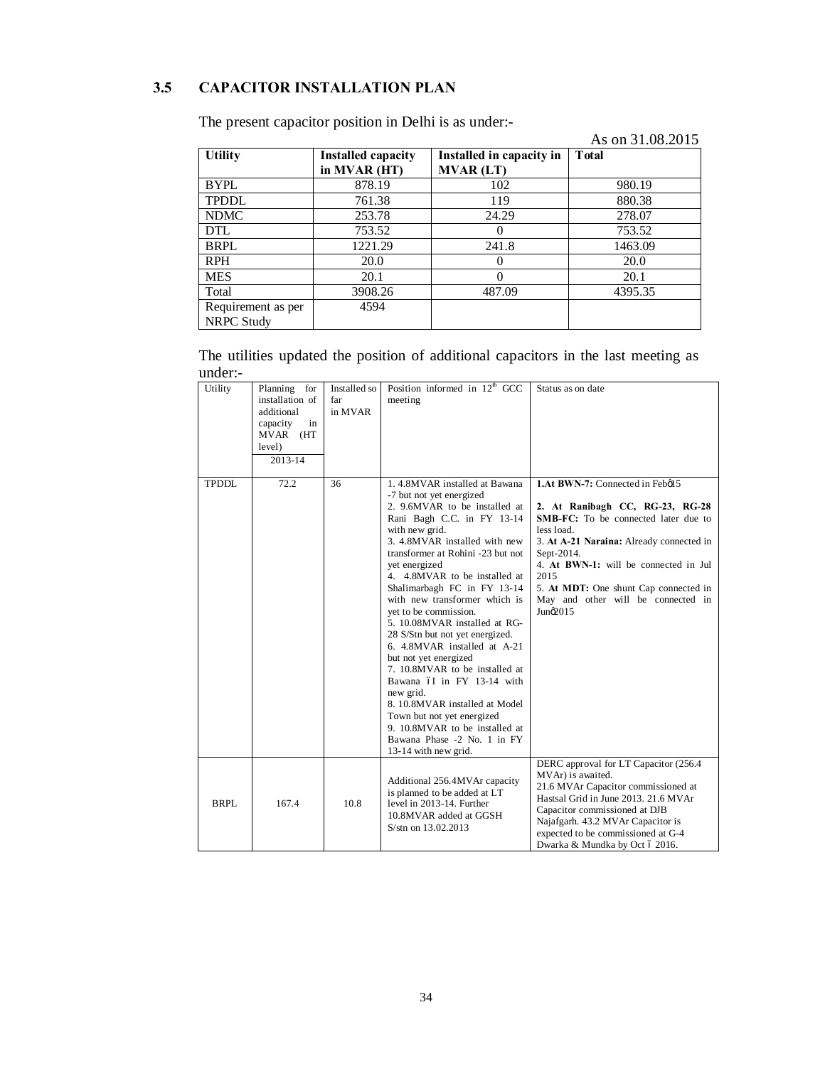## 3.5 CAPACITOR INSTALLATION PLAN

The present capacitor position in Delhi is as under:-

As on 31.08.2015

| Utility | Installed capacity in MVAR (HT) | Installed in capacity in MVAR (LT) | Total |
|---|---|---|---|
| BYPL | 878.19 | 102 | 980.19 |
| TPDDL | 761.38 | 119 | 880.38 |
| NDMC | 253.78 | 24.29 | 278.07 |
| DTL | 753.52 | 0 | 753.52 |
| BRPL | 1221.29 | 241.8 | 1463.09 |
| RPH | 20.0 | 0 | 20.0 |
| MES | 20.1 | 0 | 20.1 |
| Total | 3908.26 | 487.09 | 4395.35 |
| Requirement as per NRPC Study | 4594 | | |

The utilities updated the position of additional capacitors in the last meeting as under:-

| Utility | Planning for installation of additional capacity in MVAR (HT level) 2013-14 | Installed so far in MVAR | Position informed in 12[th] GCC meeting | Status as on date |
|---|---|---|---|---|
| TPDDL | 72.2 | 36 | 1. 4.8MVAR installed at Bawana -7 but not yet energized<br>2. 9.6MVAR to be installed at Rani Bagh C.C. in FY 13-14 with new grid.<br>3. 4.8MVAR installed with new transformer at Rohini -23 but not yet energized<br>4. 4.8MVAR to be installed at Shalimarbagh FC in FY 13-14 with new transformer which is yet to be commission.<br>5. 10.08MVAR installed at RG-28 S/Stn but not yet energized.<br>6. 4.8MVAR installed at A-21 but not yet energized<br>7. 10.8MVAR to be installed at Bawana –I in FY 13-14 with new grid.<br>8. 10.8MVAR installed at Model Town but not yet energized<br>9. 10.8MVAR to be installed at Bawana Phase -2 No. 1 in FY 13-14 with new grid. | **1.At BWN-7:** Connected in Feb'15<br>**2. At Ranibagh CC, RG-23, RG-28 SMB-FC:** To be connected later due to less load.<br>3. **At A-21 Naraina:** Already connected in Sept-2014.<br>4. **At BWN-1:** will be connected in Jul 2015<br>5. **At MDT:** One shunt Cap connected in May and other will be connected in Jun'2015 |
| BRPL | 167.4 | 10.8 | Additional 256.4MVAr capacity is planned to be added at LT level in 2013-14. Further 10.8MVAR added at GGSH S/stn on 13.02.2013 | DERC approval for LT Capacitor (256.4 MVAr) is awaited.<br>21.6 MVAr Capacitor commissioned at Hastsal Grid in June 2013. 21.6 MVAr Capacitor commissioned at DJB Najafgarh. 43.2 MVAr Capacitor is expected to be commissioned at G-4 Dwarka & Mundka by Oct – 2016. |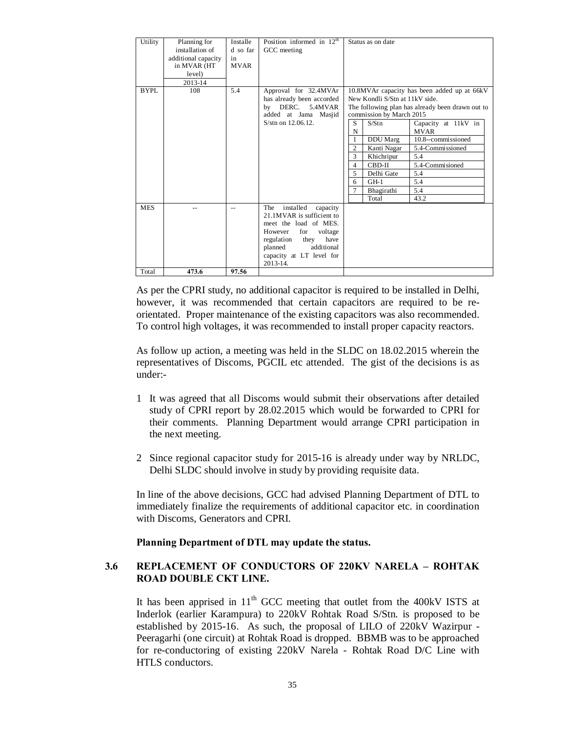| Utility | Planning for installation of additional capacity in MVAR (HT level) 2013-14 | Installed so far in MVAR | Position informed in 12[th] GCC meeting | Status as on date |
|---|---|---|---|---|
| BYPL | 108 | 5.4 | Approval for 32.4MVAr has already been accorded by DERC. 5.4MVAR added at Jama Masjid S/stn on 12.06.12. | 10.8MVAr capacity has been added up at 66kV New Kondli S/Stn at 11kV side. The following plan has already been drawn out to commission by March 2015<br>SN 1 – DDU Marg – 10.8--commissioned<br>SN 2 – Kanti Nagar – 5.4-Commissioned<br>SN 3 – Khichripur – 5.4<br>SN 4 – CBD-II – 5.4-Commisioned<br>SN 5 – Delhi Gate – 5.4<br>SN 6 – GH-1 – 5.4<br>SN 7 – Bhagirathi – 5.4<br>Total – 43.2 |
| MES | -- | -- | The installed capacity 21.1MVAR is sufficient to meet the load of MES. However for voltage regulation they have planned additional capacity at LT level for 2013-14. | |
| Total | **473.6** | **97.56** | | |

As per the CPRI study, no additional capacitor is required to be installed in Delhi, however, it was recommended that certain capacitors are required to be re-orientated. Proper maintenance of the existing capacitors was also recommended. To control high voltages, it was recommended to install proper capacity reactors.

As follow up action, a meeting was held in the SLDC on 18.02.2015 wherein the representatives of Discoms, PGCIL etc attended. The gist of the decisions is as under:-

1 It was agreed that all Discoms would submit their observations after detailed study of CPRI report by 28.02.2015 which would be forwarded to CPRI for their comments. Planning Department would arrange CPRI participation in the next meeting.

2 Since regional capacitor study for 2015-16 is already under way by NRLDC, Delhi SLDC should involve in study by providing requisite data.

In line of the above decisions, GCC had advised Planning Department of DTL to immediately finalize the requirements of additional capacitor etc. in coordination with Discoms, Generators and CPRI.

**Planning Department of DTL may update the status.**

## 3.6 REPLACEMENT OF CONDUCTORS OF 220KV NARELA – ROHTAK ROAD DOUBLE CKT LINE.

It has been apprised in 11[th] GCC meeting that outlet from the 400kV ISTS at Inderlok (earlier Karampura) to 220kV Rohtak Road S/Stn. is proposed to be established by 2015-16. As such, the proposal of LILO of 220kV Wazirpur - Peeragarhi (one circuit) at Rohtak Road is dropped. BBMB was to be approached for re-conductoring of existing 220kV Narela - Rohtak Road D/C Line with HTLS conductors.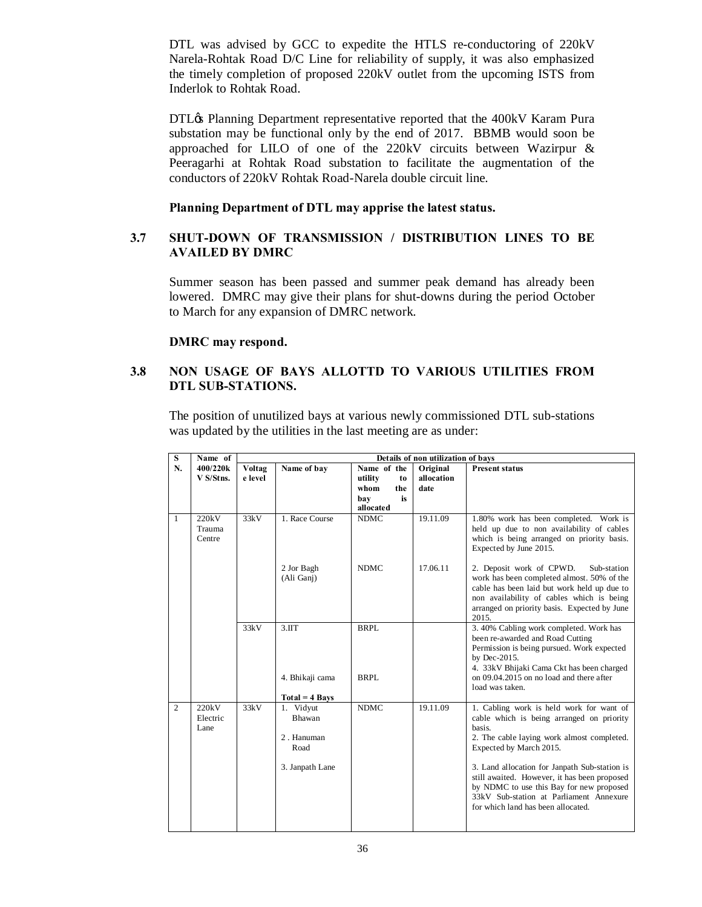DTL was advised by GCC to expedite the HTLS re-conductoring of 220kV Narela-Rohtak Road D/C Line for reliability of supply, it was also emphasized the timely completion of proposed 220kV outlet from the upcoming ISTS from Inderlok to Rohtak Road.

DTLφs Planning Department representative reported that the 400kV Karam Pura substation may be functional only by the end of 2017. BBMB would soon be approached for LILO of one of the 220kV circuits between Wazirpur & Peeragarhi at Rohtak Road substation to facilitate the augmentation of the conductors of 220kV Rohtak Road-Narela double circuit line.

**Planning Department of DTL may apprise the latest status.**

### 3.7 SHUT-DOWN OF TRANSMISSION / DISTRIBUTION LINES TO BE AVAILED BY DMRC

Summer season has been passed and summer peak demand has already been lowered. DMRC may give their plans for shut-downs during the period October to March for any expansion of DMRC network.

**DMRC may respond.**

### 3.8 NON USAGE OF BAYS ALLOTTD TO VARIOUS UTILITIES FROM DTL SUB-STATIONS.

The position of unutilized bays at various newly commissioned DTL sub-stations was updated by the utilities in the last meeting are as under:

| S N. | Name of 400/220kV S/Stns. | Details of non utilization of bays | | | | |
|---|---|---|---|---|---|---|
| | | Voltage level | Name of bay | Name of the utility to whom the bay is allocated | Original allocation date | Present status |
| 1 | 220kV Trauma Centre | 33kV | 1. Race Course | NDMC | 19.11.09 | 1.80% work has been completed. Work is held up due to non availability of cables which is being arranged on priority basis. Expected by June 2015. |
| | | | 2 Jor Bagh (Ali Ganj) | NDMC | 17.06.11 | 2. Deposit work of CPWD. Sub-station work has been completed almost. 50% of the cable has been laid but work held up due to non availability of cables which is being arranged on priority basis. Expected by June 2015. |
| | | 33kV | 3.IIT | BRPL | | 3. 40% Cabling work completed. Work has been re-awarded and Road Cutting Permission is being pursued. Work expected by Dec-2015. |
| | | | 4. Bhikaji cama | BRPL | | 4. 33kV Bhijaki Cama Ckt has been charged on 09.04.2015 on no load and there after load was taken. |
| | | | **Total = 4 Bays** | | | |
| 2 | 220kV Electric Lane | 33kV | 1. Vidyut Bhawan | NDMC | 19.11.09 | 1. Cabling work is held work for want of cable which is being arranged on priority basis. |
| | | | 2 . Hanuman Road | | | 2. The cable laying work almost completed. Expected by March 2015. |
| | | | 3. Janpath Lane | | | 3. Land allocation for Janpath Sub-station is still awaited. However, it has been proposed by NDMC to use this Bay for new proposed 33kV Sub-station at Parliament Annexure for which land has been allocated. |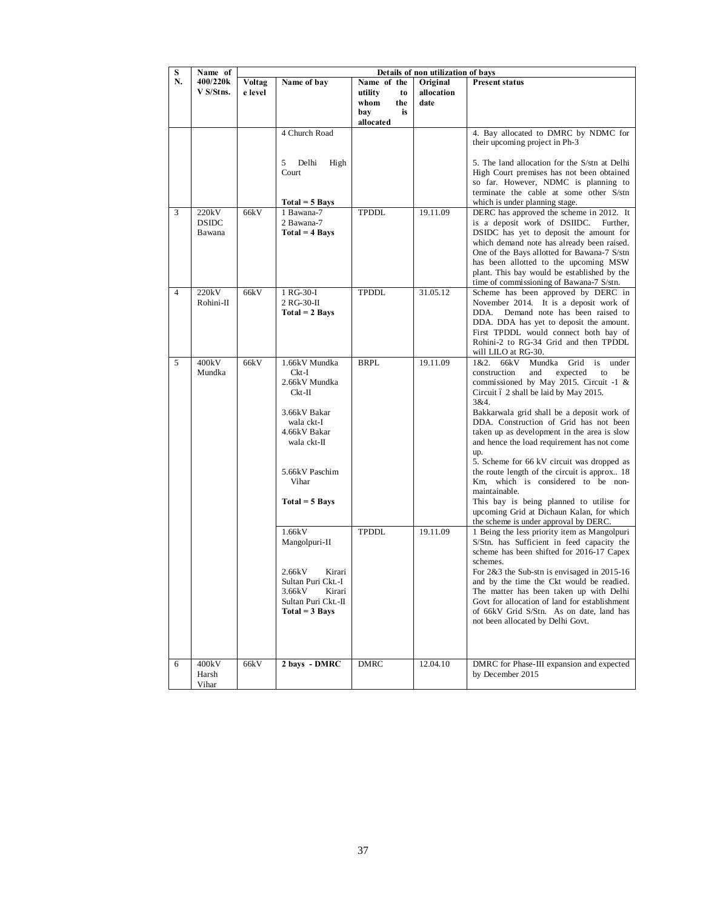| S N. | Name of 400/220k V S/Stns. | Details of non utilization of bays | | | | |
|---|---|---|---|---|---|---|
| | | Voltage level | Name of bay | Name of the utility to whom the bay is allocated | Original allocation date | Present status |
| | | | 4 Church Road<br><br>5 Delhi High Court<br><br>Total = 5 Bays | | | 4. Bay allocated to DMRC by NDMC for their upcoming project in Ph-3<br><br>5. The land allocation for the S/stn at Delhi High Court premises has not been obtained so far. However, NDMC is planning to terminate the cable at some other S/stn which is under planning stage. |
| 3 | 220kV DSIDC Bawana | 66kV | 1 Bawana-7<br>2 Bawana-7<br>**Total = 4 Bays** | TPDDL | 19.11.09 | DERC has approved the scheme in 2012. It is a deposit work of DSIIDC. Further, DSIDC has yet to deposit the amount for which demand note has already been raised. One of the Bays allotted for Bawana-7 S/stn has been allotted to the upcoming MSW plant. This bay would be established by the time of commissioning of Bawana-7 S/stn. |
| 4 | 220kV Rohini-II | 66kV | 1 RG-30-I<br>2 RG-30-II<br>**Total = 2 Bays** | TPDDL | 31.05.12 | Scheme has been approved by DERC in November 2014. It is a deposit work of DDA. Demand note has been raised to DDA. DDA has yet to deposit the amount. First TPDDL would connect both bay of Rohini-2 to RG-34 Grid and then TPDDL will LILO at RG-30. |
| 5 | 400kV Mundka | 66kV | 1.66kV Mundka Ckt-I<br>2.66kV Mundka Ckt-II<br><br>3.66kV Bakar wala ckt-I<br>4.66kV Bakar wala ckt-II<br><br>5.66kV Paschim Vihar<br><br>**Total = 5 Bays** | BRPL | 19.11.09 | 1&2. 66kV Mundka Grid is under construction and expected to be commissioned by May 2015. Circuit -1 & Circuit – 2 shall be laid by May 2015.<br>3&4.<br>Bakkarwala grid shall be a deposit work of DDA. Construction of Grid has not been taken up as development in the area is slow and hence the load requirement has not come up.<br>5. Scheme for 66 kV circuit was dropped as the route length of the circuit is approx.. 18 Km, which is considered to be non-maintainable.<br>This bay is being planned to utilise for upcoming Grid at Dichaun Kalan, for which the scheme is under approval by DERC. |
| | | | 1.66kV Mangolpuri-II<br><br>2.66kV Kirari Sultan Puri Ckt.-I<br>3.66kV Kirari Sultan Puri Ckt.-II<br>**Total = 3 Bays** | TPDDL | 19.11.09 | 1 Being the less priority item as Mangolpuri S/Stn. has Sufficient in feed capacity the scheme has been shifted for 2016-17 Capex schemes.<br>For 2&3 the Sub-stn is envisaged in 2015-16 and by the time the Ckt would be readied. The matter has been taken up with Delhi Govt for allocation of land for establishment of 66kV Grid S/Stn. As on date, land has not been allocated by Delhi Govt. |
| 6 | 400kV Harsh Vihar | 66kV | **2 bays - DMRC** | DMRC | 12.04.10 | DMRC for Phase-III expansion and expected by December 2015 |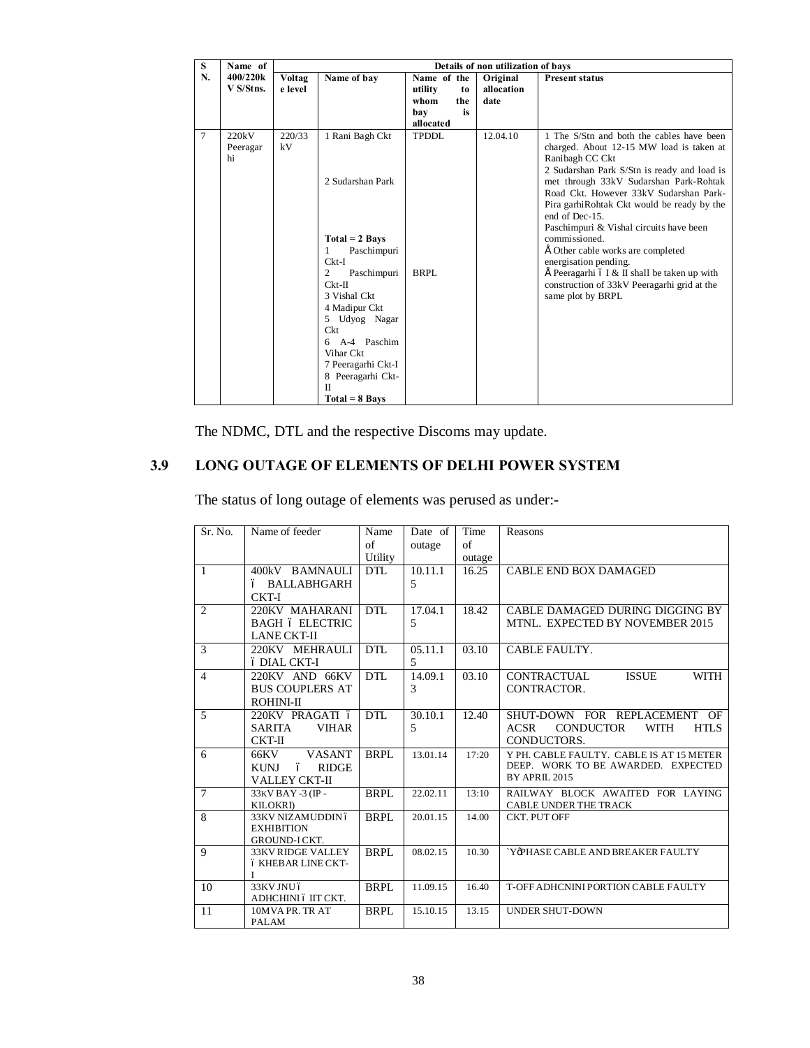| S N. | Name of 400/220kV S/Stns. | Details of non utilization of bays | | | | |
|---|---|---|---|---|---|---|
| | | Voltage level | Name of bay | Name of the utility to whom the bay is allocated | Original allocation date | Present status |
| 7 | 220kV Peeragarhi | 220/33 kV | 1 Rani Bagh Ckt<br><br>2 Sudarshan Park<br><br>**Total = 2 Bays**<br>1 Paschimpuri Ckt-I<br>2 Paschimpuri Ckt-II<br>3 Vishal Ckt<br>4 Madipur Ckt<br>5 Udyog Nagar Ckt<br>6 A-4 Paschim Vihar Ckt<br>7 Peeragarhi Ckt-I<br>8 Peeragarhi Ckt-II<br>**Total = 8 Bays** | TPDDL<br><br><br><br><br><br>BRPL | 12.04.10 | 1 The S/Stn and both the cables have been charged. About 12-15 MW load is taken at Ranibagh CC Ckt<br>2 Sudarshan Park S/Stn is ready and load is met through 33kV Sudarshan Park-Rohtak Road Ckt. However 33kV Sudarshan Park-Pira garhiRohtak Ckt would be ready by the end of Dec-15.<br>Paschimpuri & Vishal circuits have been commissioned.<br>• Other cable works are completed energisation pending.<br>• Peeragarhi – I & II shall be taken up with construction of 33kV Peeragarhi grid at the same plot by BRPL |

The NDMC, DTL and the respective Discoms may update.

## 3.9 LONG OUTAGE OF ELEMENTS OF DELHI POWER SYSTEM

The status of long outage of elements was perused as under:-

| Sr. No. | Name of feeder | Name of Utility | Date of outage | Time of outage | Reasons |
|---|---|---|---|---|---|
| 1 | 400kV BAMNAULI – BALLABHGARH CKT-I | DTL | 10.11.15 | 16.25 | CABLE END BOX DAMAGED |
| 2 | 220KV MAHARANI BAGH – ELECTRIC LANE CKT-II | DTL | 17.04.15 | 18.42 | CABLE DAMAGED DURING DIGGING BY MTNL. EXPECTED BY NOVEMBER 2015 |
| 3 | 220KV MEHRAULI – DIAL CKT-I | DTL | 05.11.15 | 03.10 | CABLE FAULTY. |
| 4 | 220KV AND 66KV BUS COUPLERS AT ROHINI-II | DTL | 14.09.13 | 03.10 | CONTRACTUAL ISSUE WITH CONTRACTOR. |
| 5 | 220KV PRAGATI – SARITA VIHAR CKT-II | DTL | 30.10.15 | 12.40 | SHUT-DOWN FOR REPLACEMENT OF ACSR CONDUCTOR WITH HTLS CONDUCTORS. |
| 6 | 66KV VASANT KUNJ – RIDGE VALLEY CKT-II | BRPL | 13.01.14 | 17:20 | Y PH. CABLE FAULTY. CABLE IS AT 15 METER DEEP. WORK TO BE AWARDED. EXPECTED BY APRIL 2015 |
| 7 | 33KV BAY -3 (IP - KILOKRI) | BRPL | 22.02.11 | 13:10 | RAILWAY BLOCK AWAITED FOR LAYING CABLE UNDER THE TRACK |
| 8 | 33KV NIZAMUDDIN – EXHIBITION GROUND-I CKT. | BRPL | 20.01.15 | 14.00 | CKT. PUT OFF |
| 9 | 33KV RIDGE VALLEY – KHEBAR LINE CKT-I | BRPL | 08.02.15 | 10.30 | 'Y' PHASE CABLE AND BREAKER FAULTY |
| 10 | 33KV JNU – ADHCHINI – IIT CKT. | BRPL | 11.09.15 | 16.40 | T-OFF ADHCNINI PORTION CABLE FAULTY |
| 11 | 10MVA PR. TR AT PALAM | BRPL | 15.10.15 | 13.15 | UNDER SHUT-DOWN |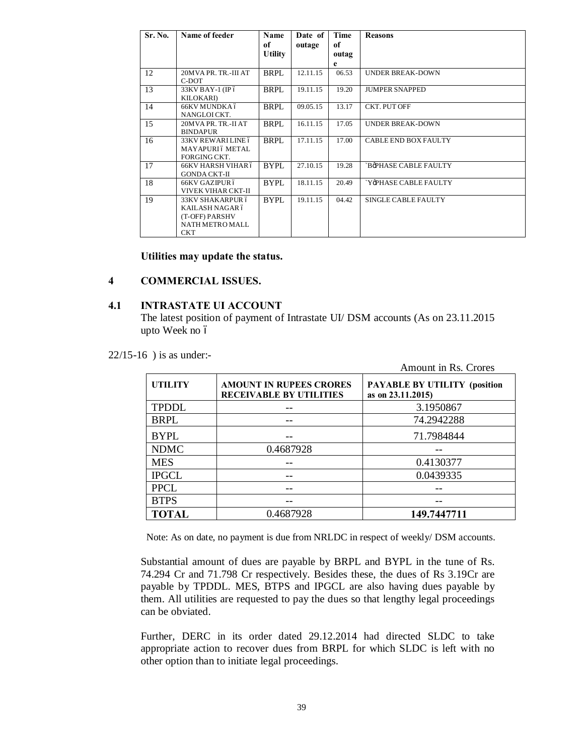| Sr. No. | Name of feeder | Name of Utility | Date of outage | Time of outage | Reasons |
|---|---|---|---|---|---|
| 12 | 20MVA PR. TR.-III AT C-DOT | BRPL | 12.11.15 | 06.53 | UNDER BREAK-DOWN |
| 13 | 33KV BAY-1 (IP – KILOKARI) | BRPL | 19.11.15 | 19.20 | JUMPER SNAPPED |
| 14 | 66KV MUNDKA – NANGLOI CKT. | BRPL | 09.05.15 | 13.17 | CKT. PUT OFF |
| 15 | 20MVA PR. TR.-II AT BINDAPUR | BRPL | 16.11.15 | 17.05 | UNDER BREAK-DOWN |
| 16 | 33KV REWARI LINE – MAYAPURI – METAL FORGING CKT. | BRPL | 17.11.15 | 17.00 | CABLE END BOX FAULTY |
| 17 | 66KV HARSH VIHAR – GONDA CKT-II | BYPL | 27.10.15 | 19.28 | 'B' PHASE CABLE FAULTY |
| 18 | 66KV GAZIPUR – VIVEK VIHAR CKT-II | BYPL | 18.11.15 | 20.49 | 'Y' PHASE CABLE FAULTY |
| 19 | 33KV SHAKARPUR – KAILASH NAGAR – (T-OFF) PARSHV NATH METRO MALL CKT | BYPL | 19.11.15 | 04.42 | SINGLE CABLE FAULTY |

**Utilities may update the status.**

## 4 COMMERCIAL ISSUES.

### 4.1 INTRASTATE UI ACCOUNT

The latest position of payment of Intrastate UI/ DSM accounts (As on 23.11.2015 upto Week no –

22/15-16 ) is as under:-

Amount in Rs. Crores

| UTILITY | AMOUNT IN RUPEES CRORES RECEIVABLE BY UTILITIES | PAYABLE BY UTILITY (position as on 23.11.2015) |
|---|---|---|
| TPDDL | -- | 3.1950867 |
| BRPL | -- | 74.2942288 |
| BYPL | -- | 71.7984844 |
| NDMC | 0.4687928 | -- |
| MES | -- | 0.4130377 |
| IPGCL | -- | 0.0439335 |
| PPCL | -- | -- |
| BTPS | -- | -- |
| **TOTAL** | 0.4687928 | **149.7447711** |

Note: As on date, no payment is due from NRLDC in respect of weekly/ DSM accounts.

Substantial amount of dues are payable by BRPL and BYPL in the tune of Rs. 74.294 Cr and 71.798 Cr respectively. Besides these, the dues of Rs 3.19Cr are payable by TPDDL. MES, BTPS and IPGCL are also having dues payable by them. All utilities are requested to pay the dues so that lengthy legal proceedings can be obviated.

Further, DERC in its order dated 29.12.2014 had directed SLDC to take appropriate action to recover dues from BRPL for which SLDC is left with no other option than to initiate legal proceedings.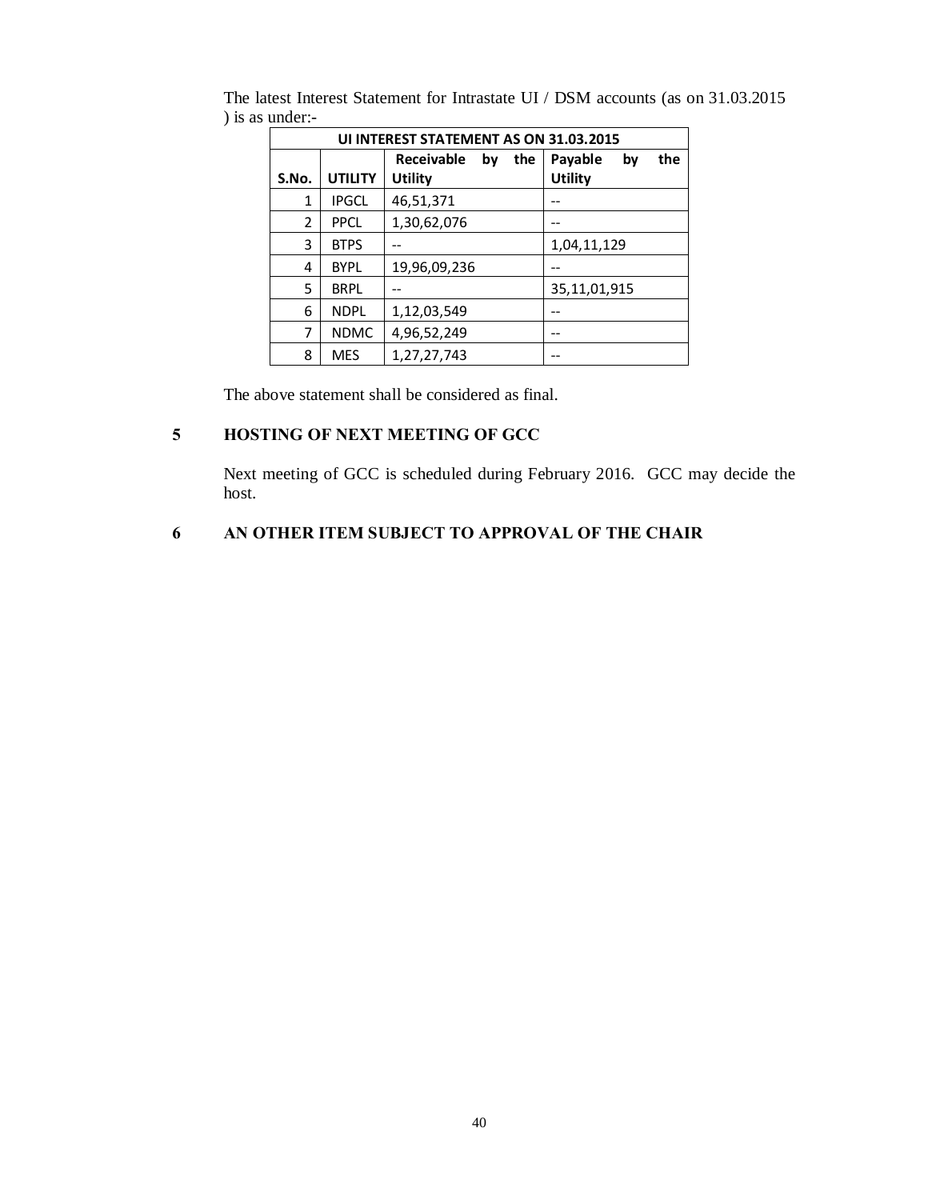The latest Interest Statement for Intrastate UI / DSM accounts (as on 31.03.2015 ) is as under:-

| UI INTEREST STATEMENT AS ON 31.03.2015 | | | |
|---|---|---|---|
| **S.No.** | **UTILITY** | **Receivable by the Utility** | **Payable by the Utility** |
| 1 | IPGCL | 46,51,371 | -- |
| 2 | PPCL | 1,30,62,076 | -- |
| 3 | BTPS | -- | 1,04,11,129 |
| 4 | BYPL | 19,96,09,236 | -- |
| 5 | BRPL | -- | 35,11,01,915 |
| 6 | NDPL | 1,12,03,549 | -- |
| 7 | NDMC | 4,96,52,249 | -- |
| 8 | MES | 1,27,27,743 | -- |

The above statement shall be considered as final.

## 5 HOSTING OF NEXT MEETING OF GCC

Next meeting of GCC is scheduled during February 2016. GCC may decide the host.

## 6 AN OTHER ITEM SUBJECT TO APPROVAL OF THE CHAIR